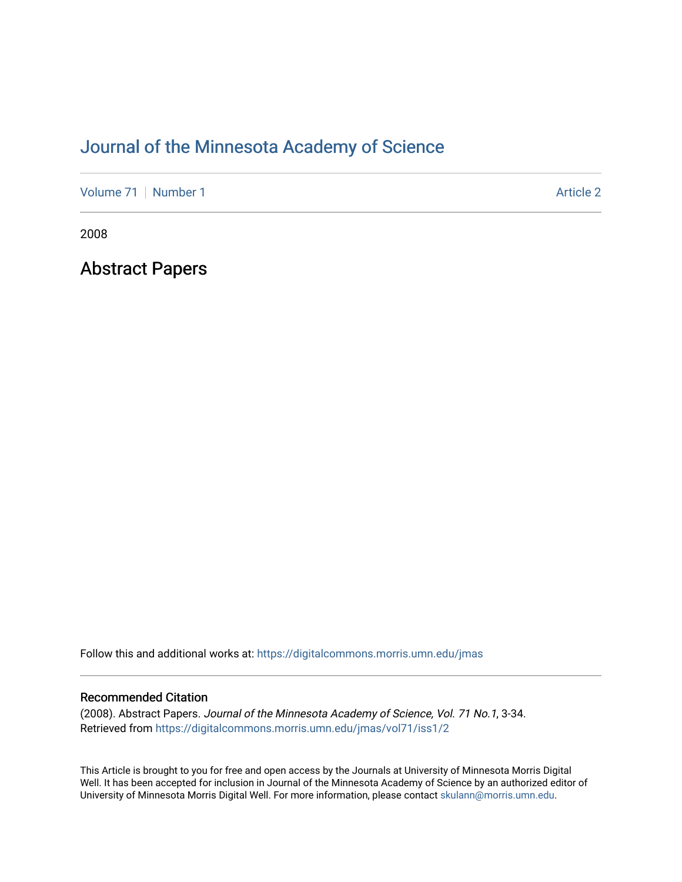# Journal of the Minnesota Academy of Science

Volume 71 | Number 1 | Article 2

2008

## Abstract Papers

Follow this and additional works at: https://digitalcommons.morris.umn.edu/jmas

### Recommended Citation

(2008). Abstract Papers. *Journal of the Minnesota Academy of Science, Vol. 71 No.1*, 3-34.
Retrieved from https://digitalcommons.morris.umn.edu/jmas/vol71/iss1/2

This Article is brought to you for free and open access by the Journals at University of Minnesota Morris Digital Well. It has been accepted for inclusion in Journal of the Minnesota Academy of Science by an authorized editor of University of Minnesota Morris Digital Well. For more information, please contact skulann@morris.umn.edu.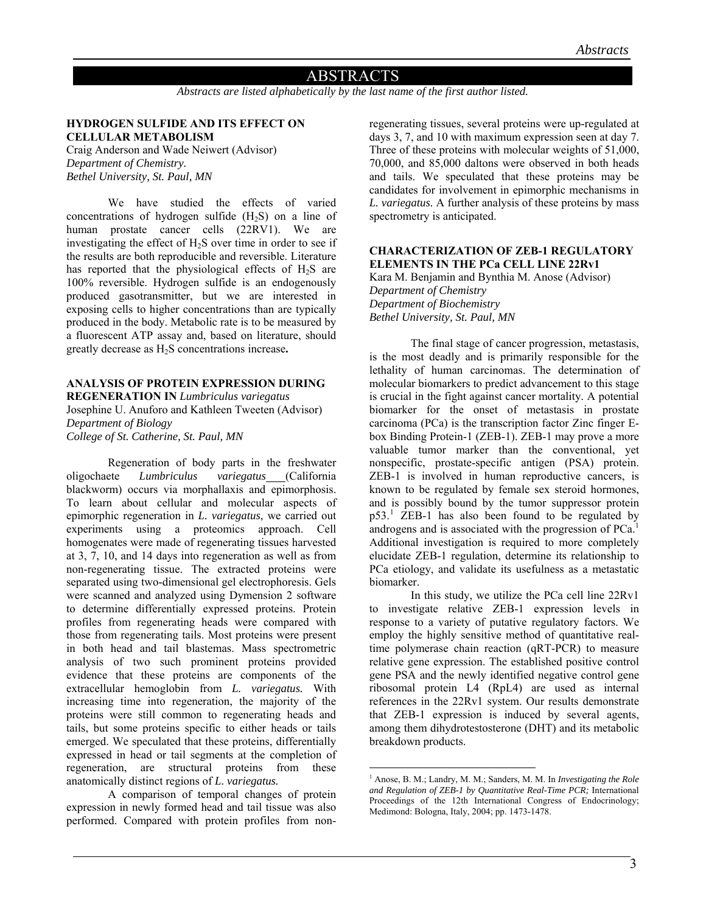# ABSTRACTS

*Abstracts are listed alphabetically by the last name of the first author listed.*

### HYDROGEN SULFIDE AND ITS EFFECT ON CELLULAR METABOLISM

Craig Anderson and Wade Neiwert (Advisor)
*Department of Chemistry.*
*Bethel University, St. Paul, MN*

We have studied the effects of varied concentrations of hydrogen sulfide ($H_2S$) on a line of human prostate cancer cells (22RV1). We are investigating the effect of $H_2S$ over time in order to see if the results are both reproducible and reversible. Literature has reported that the physiological effects of $H_2S$ are 100% reversible. Hydrogen sulfide is an endogenously produced gasotransmitter, but we are interested in exposing cells to higher concentrations than are typically produced in the body. Metabolic rate is to be measured by a fluorescent ATP assay and, based on literature, should greatly decrease as $H_2S$ concentrations increase**.**

### ANALYSIS OF PROTEIN EXPRESSION DURING REGENERATION IN *Lumbriculus variegatus*

Josephine U. Anuforo and Kathleen Tweeten (Advisor)
*Department of Biology*
*College of St. Catherine, St. Paul, MN*

Regeneration of body parts in the freshwater oligochaete *Lumbriculus variegatus* (California blackworm) occurs via morphallaxis and epimorphosis. To learn about cellular and molecular aspects of epimorphic regeneration in *L. variegatus*, we carried out experiments using a proteomics approach. Cell homogenates were made of regenerating tissues harvested at 3, 7, 10, and 14 days into regeneration as well as from non-regenerating tissue. The extracted proteins were separated using two-dimensional gel electrophoresis. Gels were scanned and analyzed using Dymension 2 software to determine differentially expressed proteins. Protein profiles from regenerating heads were compared with those from regenerating tails. Most proteins were present in both head and tail blastemas. Mass spectrometric analysis of two such prominent proteins provided evidence that these proteins are components of the extracellular hemoglobin from *L. variegatus.* With increasing time into regeneration, the majority of the proteins were still common to regenerating heads and tails, but some proteins specific to either heads or tails emerged. We speculated that these proteins, differentially expressed in head or tail segments at the completion of regeneration, are structural proteins from these anatomically distinct regions of *L. variegatus.*

A comparison of temporal changes of protein expression in newly formed head and tail tissue was also performed. Compared with protein profiles from non-regenerating tissues, several proteins were up-regulated at days 3, 7, and 10 with maximum expression seen at day 7. Three of these proteins with molecular weights of 51,000, 70,000, and 85,000 daltons were observed in both heads and tails. We speculated that these proteins may be candidates for involvement in epimorphic mechanisms in *L. variegatus.* A further analysis of these proteins by mass spectrometry is anticipated.

### CHARACTERIZATION OF ZEB-1 REGULATORY ELEMENTS IN THE PCa CELL LINE 22Rv1

Kara M. Benjamin and Bynthia M. Anose (Advisor)
*Department of Chemistry*
*Department of Biochemistry*
*Bethel University, St. Paul, MN*

The final stage of cancer progression, metastasis, is the most deadly and is primarily responsible for the lethality of human carcinomas. The determination of molecular biomarkers to predict advancement to this stage is crucial in the fight against cancer mortality. A potential biomarker for the onset of metastasis in prostate carcinoma (PCa) is the transcription factor Zinc finger E-box Binding Protein-1 (ZEB-1). ZEB-1 may prove a more valuable tumor marker than the conventional, yet nonspecific, prostate-specific antigen (PSA) protein. ZEB-1 is involved in human reproductive cancers, is known to be regulated by female sex steroid hormones, and is possibly bound by the tumor suppressor protein p53.[1] ZEB-1 has also been found to be regulated by androgens and is associated with the progression of PCa.[1] Additional investigation is required to more completely elucidate ZEB-1 regulation, determine its relationship to PCa etiology, and validate its usefulness as a metastatic biomarker.

In this study, we utilize the PCa cell line 22Rv1 to investigate relative ZEB-1 expression levels in response to a variety of putative regulatory factors. We employ the highly sensitive method of quantitative real-time polymerase chain reaction (qRT-PCR) to measure relative gene expression. The established positive control gene PSA and the newly identified negative control gene ribosomal protein L4 (RpL4) are used as internal references in the 22Rv1 system. Our results demonstrate that ZEB-1 expression is induced by several agents, among them dihydrotestosterone (DHT) and its metabolic breakdown products.

[1] Anose, B. M.; Landry, M. M.; Sanders, M. M. In *Investigating the Role and Regulation of ZEB-1 by Quantitative Real-Time PCR;* International Proceedings of the 12th International Congress of Endocrinology; Medimond: Bologna, Italy, 2004; pp. 1473-1478.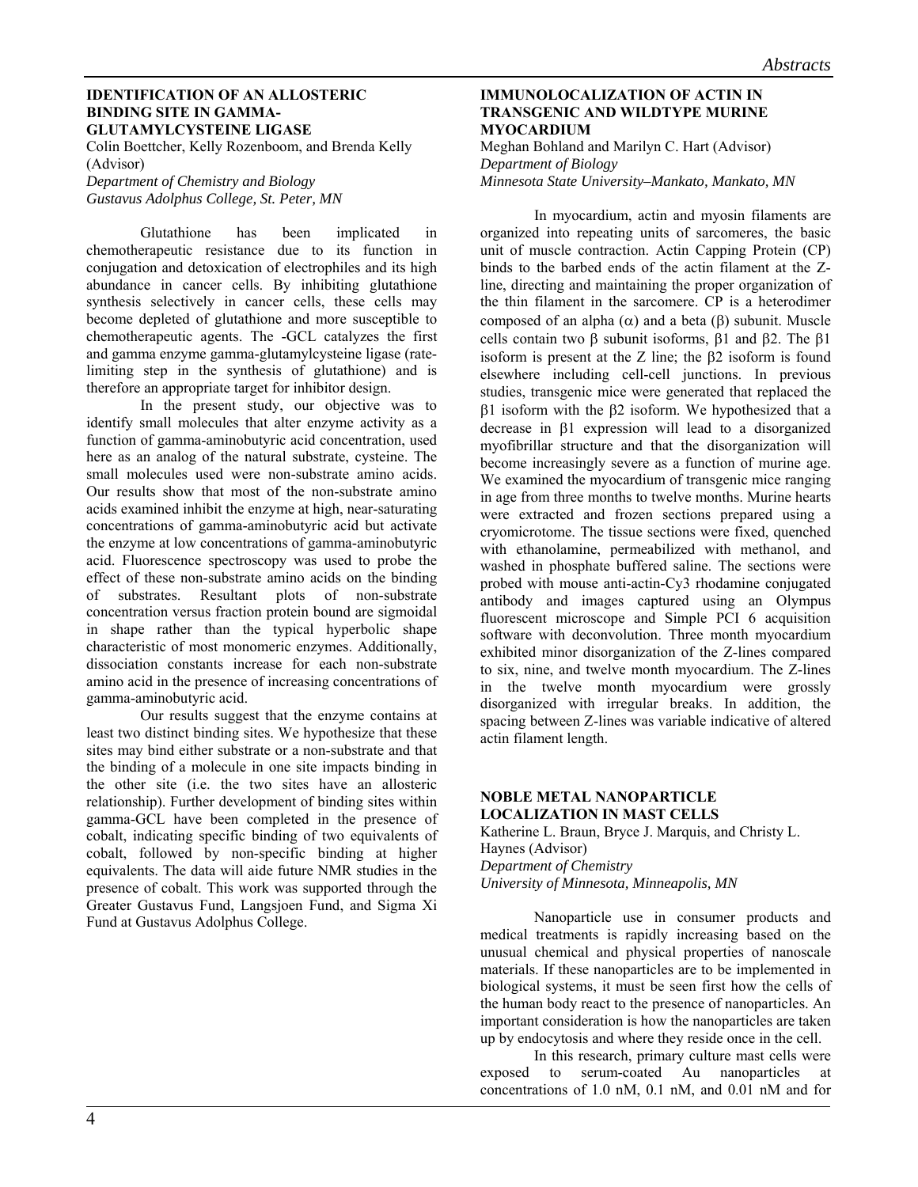### IDENTIFICATION OF AN ALLOSTERIC BINDING SITE IN GAMMA-GLUTAMYLCYSTEINE LIGASE

Colin Boettcher, Kelly Rozenboom, and Brenda Kelly (Advisor)
*Department of Chemistry and Biology*
*Gustavus Adolphus College, St. Peter, MN*

Glutathione has been implicated in chemotherapeutic resistance due to its function in conjugation and detoxication of electrophiles and its high abundance in cancer cells. By inhibiting glutathione synthesis selectively in cancer cells, these cells may become depleted of glutathione and more susceptible to chemotherapeutic agents. The -GCL catalyzes the first and gamma enzyme gamma-glutamylcysteine ligase (rate-limiting step in the synthesis of glutathione) and is therefore an appropriate target for inhibitor design.

In the present study, our objective was to identify small molecules that alter enzyme activity as a function of gamma-aminobutyric acid concentration, used here as an analog of the natural substrate, cysteine. The small molecules used were non-substrate amino acids. Our results show that most of the non-substrate amino acids examined inhibit the enzyme at high, near-saturating concentrations of gamma-aminobutyric acid but activate the enzyme at low concentrations of gamma-aminobutyric acid. Fluorescence spectroscopy was used to probe the effect of these non-substrate amino acids on the binding of substrates. Resultant plots of non-substrate concentration versus fraction protein bound are sigmoidal in shape rather than the typical hyperbolic shape characteristic of most monomeric enzymes. Additionally, dissociation constants increase for each non-substrate amino acid in the presence of increasing concentrations of gamma-aminobutyric acid.

Our results suggest that the enzyme contains at least two distinct binding sites. We hypothesize that these sites may bind either substrate or a non-substrate and that the binding of a molecule in one site impacts binding in the other site (i.e. the two sites have an allosteric relationship). Further development of binding sites within gamma-GCL have been completed in the presence of cobalt, indicating specific binding of two equivalents of cobalt, followed by non-specific binding at higher equivalents. The data will aide future NMR studies in the presence of cobalt. This work was supported through the Greater Gustavus Fund, Langsjoen Fund, and Sigma Xi Fund at Gustavus Adolphus College.

### IMMUNOLOCALIZATION OF ACTIN IN TRANSGENIC AND WILDTYPE MURINE MYOCARDIUM

Meghan Bohland and Marilyn C. Hart (Advisor)
*Department of Biology*
*Minnesota State University–Mankato, Mankato, MN*

In myocardium, actin and myosin filaments are organized into repeating units of sarcomeres, the basic unit of muscle contraction. Actin Capping Protein (CP) binds to the barbed ends of the actin filament at the Z-line, directing and maintaining the proper organization of the thin filament in the sarcomere. CP is a heterodimer composed of an alpha ($\alpha$) and a beta ($\beta$) subunit. Muscle cells contain two $\beta$ subunit isoforms, $\beta 1$ and $\beta 2$. The $\beta 1$ isoform is present at the Z line; the $\beta 2$ isoform is found elsewhere including cell-cell junctions. In previous studies, transgenic mice were generated that replaced the $\beta 1$ isoform with the $\beta 2$ isoform. We hypothesized that a decrease in $\beta 1$ expression will lead to a disorganized myofibrillar structure and that the disorganization will become increasingly severe as a function of murine age. We examined the myocardium of transgenic mice ranging in age from three months to twelve months. Murine hearts were extracted and frozen sections prepared using a cryomicrotome. The tissue sections were fixed, quenched with ethanolamine, permeabilized with methanol, and washed in phosphate buffered saline. The sections were probed with mouse anti-actin-Cy3 rhodamine conjugated antibody and images captured using an Olympus fluorescent microscope and Simple PCI 6 acquisition software with deconvolution. Three month myocardium exhibited minor disorganization of the Z-lines compared to six, nine, and twelve month myocardium. The Z-lines in the twelve month myocardium were grossly disorganized with irregular breaks. In addition, the spacing between Z-lines was variable indicative of altered actin filament length.

### NOBLE METAL NANOPARTICLE LOCALIZATION IN MAST CELLS

Katherine L. Braun, Bryce J. Marquis, and Christy L. Haynes (Advisor)
*Department of Chemistry*
*University of Minnesota, Minneapolis, MN*

Nanoparticle use in consumer products and medical treatments is rapidly increasing based on the unusual chemical and physical properties of nanoscale materials. If these nanoparticles are to be implemented in biological systems, it must be seen first how the cells of the human body react to the presence of nanoparticles. An important consideration is how the nanoparticles are taken up by endocytosis and where they reside once in the cell.

In this research, primary culture mast cells were exposed to serum-coated Au nanoparticles at concentrations of 1.0 nM, 0.1 nM, and 0.01 nM and for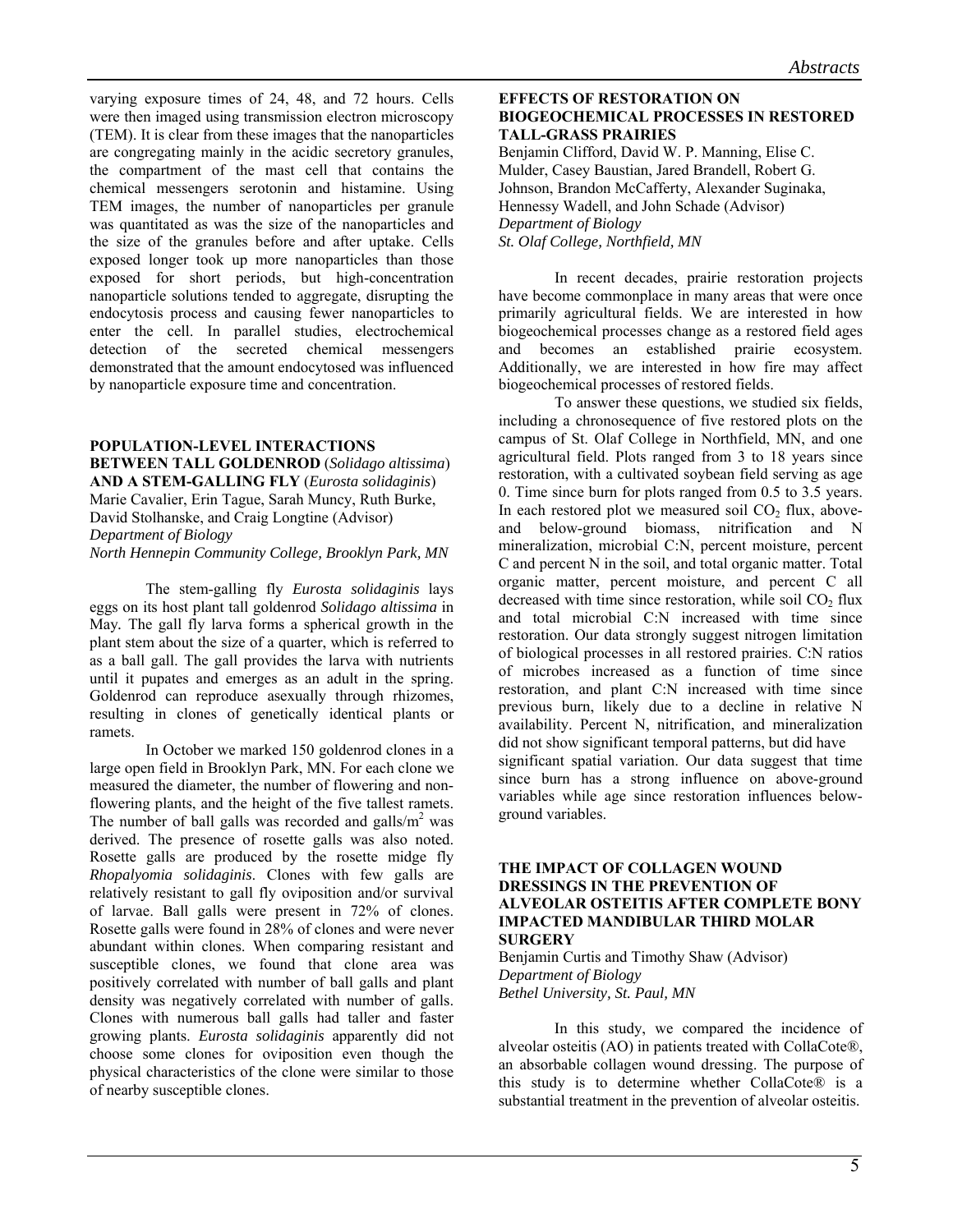varying exposure times of 24, 48, and 72 hours. Cells were then imaged using transmission electron microscopy (TEM). It is clear from these images that the nanoparticles are congregating mainly in the acidic secretory granules, the compartment of the mast cell that contains the chemical messengers serotonin and histamine. Using TEM images, the number of nanoparticles per granule was quantitated as was the size of the nanoparticles and the size of the granules before and after uptake. Cells exposed longer took up more nanoparticles than those exposed for short periods, but high-concentration nanoparticle solutions tended to aggregate, disrupting the endocytosis process and causing fewer nanoparticles to enter the cell. In parallel studies, electrochemical detection of the secreted chemical messengers demonstrated that the amount endocytosed was influenced by nanoparticle exposure time and concentration.

### POPULATION-LEVEL INTERACTIONS BETWEEN TALL GOLDENROD (*Solidago altissima*) AND A STEM-GALLING FLY (*Eurosta solidaginis*)

Marie Cavalier, Erin Tague, Sarah Muncy, Ruth Burke, David Stolhanske, and Craig Longtine (Advisor)
*Department of Biology*
*North Hennepin Community College, Brooklyn Park, MN*

The stem-galling fly *Eurosta solidaginis* lays eggs on its host plant tall goldenrod *Solidago altissima* in May. The gall fly larva forms a spherical growth in the plant stem about the size of a quarter, which is referred to as a ball gall. The gall provides the larva with nutrients until it pupates and emerges as an adult in the spring. Goldenrod can reproduce asexually through rhizomes, resulting in clones of genetically identical plants or ramets.

In October we marked 150 goldenrod clones in a large open field in Brooklyn Park, MN. For each clone we measured the diameter, the number of flowering and non-flowering plants, and the height of the five tallest ramets. The number of ball galls was recorded and galls/$m^2$ was derived. The presence of rosette galls was also noted. Rosette galls are produced by the rosette midge fly *Rhopalyomia solidaginis*. Clones with few galls are relatively resistant to gall fly oviposition and/or survival of larvae. Ball galls were present in 72% of clones. Rosette galls were found in 28% of clones and were never abundant within clones. When comparing resistant and susceptible clones, we found that clone area was positively correlated with number of ball galls and plant density was negatively correlated with number of galls. Clones with numerous ball galls had taller and faster growing plants. *Eurosta solidaginis* apparently did not choose some clones for oviposition even though the physical characteristics of the clone were similar to those of nearby susceptible clones.

### EFFECTS OF RESTORATION ON BIOGEOCHEMICAL PROCESSES IN RESTORED TALL-GRASS PRAIRIES

Benjamin Clifford, David W. P. Manning, Elise C. Mulder, Casey Baustian, Jared Brandell, Robert G. Johnson, Brandon McCafferty, Alexander Suginaka, Hennessy Wadell, and John Schade (Advisor)
*Department of Biology*
*St. Olaf College, Northfield, MN*

In recent decades, prairie restoration projects have become commonplace in many areas that were once primarily agricultural fields. We are interested in how biogeochemical processes change as a restored field ages and becomes an established prairie ecosystem. Additionally, we are interested in how fire may affect biogeochemical processes of restored fields.

To answer these questions, we studied six fields, including a chronosequence of five restored plots on the campus of St. Olaf College in Northfield, MN, and one agricultural field. Plots ranged from 3 to 18 years since restoration, with a cultivated soybean field serving as age 0. Time since burn for plots ranged from 0.5 to 3.5 years. In each restored plot we measured soil $CO_2$ flux, above- and below-ground biomass, nitrification and N mineralization, microbial C:N, percent moisture, percent C and percent N in the soil, and total organic matter. Total organic matter, percent moisture, and percent C all decreased with time since restoration, while soil $CO_2$ flux and total microbial C:N increased with time since restoration. Our data strongly suggest nitrogen limitation of biological processes in all restored prairies. C:N ratios of microbes increased as a function of time since restoration, and plant C:N increased with time since previous burn, likely due to a decline in relative N availability. Percent N, nitrification, and mineralization did not show significant temporal patterns, but did have significant spatial variation. Our data suggest that time since burn has a strong influence on above-ground variables while age since restoration influences below-ground variables.

### THE IMPACT OF COLLAGEN WOUND DRESSINGS IN THE PREVENTION OF ALVEOLAR OSTEITIS AFTER COMPLETE BONY IMPACTED MANDIBULAR THIRD MOLAR SURGERY

Benjamin Curtis and Timothy Shaw (Advisor)
*Department of Biology*
*Bethel University, St. Paul, MN*

In this study, we compared the incidence of alveolar osteitis (AO) in patients treated with CollaCote®, an absorbable collagen wound dressing. The purpose of this study is to determine whether CollaCote® is a substantial treatment in the prevention of alveolar osteitis.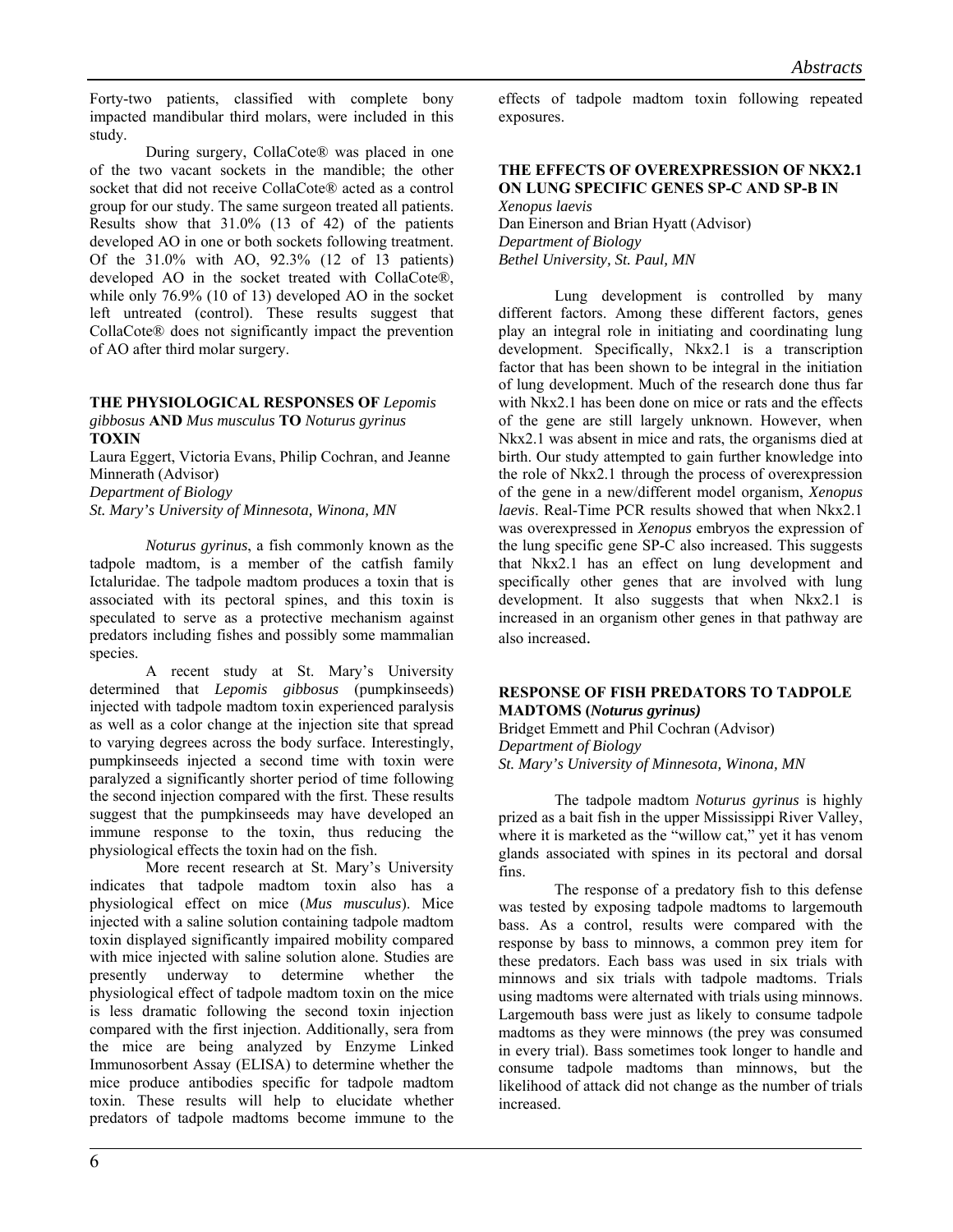Forty-two patients, classified with complete bony impacted mandibular third molars, were included in this study.

During surgery, CollaCote® was placed in one of the two vacant sockets in the mandible; the other socket that did not receive CollaCote® acted as a control group for our study. The same surgeon treated all patients. Results show that 31.0% (13 of 42) of the patients developed AO in one or both sockets following treatment. Of the 31.0% with AO, 92.3% (12 of 13 patients) developed AO in the socket treated with CollaCote®, while only 76.9% (10 of 13) developed AO in the socket left untreated (control). These results suggest that CollaCote® does not significantly impact the prevention of AO after third molar surgery.

### THE PHYSIOLOGICAL RESPONSES OF *Lepomis gibbosus* AND *Mus musculus* TO *Noturus gyrinus* TOXIN

Laura Eggert, Victoria Evans, Philip Cochran, and Jeanne Minnerath (Advisor)
*Department of Biology*
*St. Mary's University of Minnesota, Winona, MN*

*Noturus gyrinus*, a fish commonly known as the tadpole madtom, is a member of the catfish family Ictaluridae. The tadpole madtom produces a toxin that is associated with its pectoral spines, and this toxin is speculated to serve as a protective mechanism against predators including fishes and possibly some mammalian species.

A recent study at St. Mary's University determined that *Lepomis gibbosus* (pumpkinseeds) injected with tadpole madtom toxin experienced paralysis as well as a color change at the injection site that spread to varying degrees across the body surface. Interestingly, pumpkinseeds injected a second time with toxin were paralyzed a significantly shorter period of time following the second injection compared with the first. These results suggest that the pumpkinseeds may have developed an immune response to the toxin, thus reducing the physiological effects the toxin had on the fish.

More recent research at St. Mary's University indicates that tadpole madtom toxin also has a physiological effect on mice (*Mus musculus*). Mice injected with a saline solution containing tadpole madtom toxin displayed significantly impaired mobility compared with mice injected with saline solution alone. Studies are presently underway to determine whether the physiological effect of tadpole madtom toxin on the mice is less dramatic following the second toxin injection compared with the first injection. Additionally, sera from the mice are being analyzed by Enzyme Linked Immunosorbent Assay (ELISA) to determine whether the mice produce antibodies specific for tadpole madtom toxin. These results will help to elucidate whether predators of tadpole madtoms become immune to the effects of tadpole madtom toxin following repeated exposures.

### THE EFFECTS OF OVEREXPRESSION OF NKX2.1 ON LUNG SPECIFIC GENES SP-C AND SP-B IN *Xenopus laevis*

Dan Einerson and Brian Hyatt (Advisor)
*Department of Biology*
*Bethel University, St. Paul, MN*

Lung development is controlled by many different factors. Among these different factors, genes play an integral role in initiating and coordinating lung development. Specifically, Nkx2.1 is a transcription factor that has been shown to be integral in the initiation of lung development. Much of the research done thus far with Nkx2.1 has been done on mice or rats and the effects of the gene are still largely unknown. However, when Nkx2.1 was absent in mice and rats, the organisms died at birth. Our study attempted to gain further knowledge into the role of Nkx2.1 through the process of overexpression of the gene in a new/different model organism, *Xenopus laevis*. Real-Time PCR results showed that when Nkx2.1 was overexpressed in *Xenopus* embryos the expression of the lung specific gene SP-C also increased. This suggests that Nkx2.1 has an effect on lung development and specifically other genes that are involved with lung development. It also suggests that when Nkx2.1 is increased in an organism other genes in that pathway are also increased.

### RESPONSE OF FISH PREDATORS TO TADPOLE MADTOMS (*Noturus gyrinus*)

Bridget Emmett and Phil Cochran (Advisor)
*Department of Biology*
*St. Mary's University of Minnesota, Winona, MN*

The tadpole madtom *Noturus gyrinus* is highly prized as a bait fish in the upper Mississippi River Valley, where it is marketed as the "willow cat," yet it has venom glands associated with spines in its pectoral and dorsal fins.

The response of a predatory fish to this defense was tested by exposing tadpole madtoms to largemouth bass. As a control, results were compared with the response by bass to minnows, a common prey item for these predators. Each bass was used in six trials with minnows and six trials with tadpole madtoms. Trials using madtoms were alternated with trials using minnows. Largemouth bass were just as likely to consume tadpole madtoms as they were minnows (the prey was consumed in every trial). Bass sometimes took longer to handle and consume tadpole madtoms than minnows, but the likelihood of attack did not change as the number of trials increased.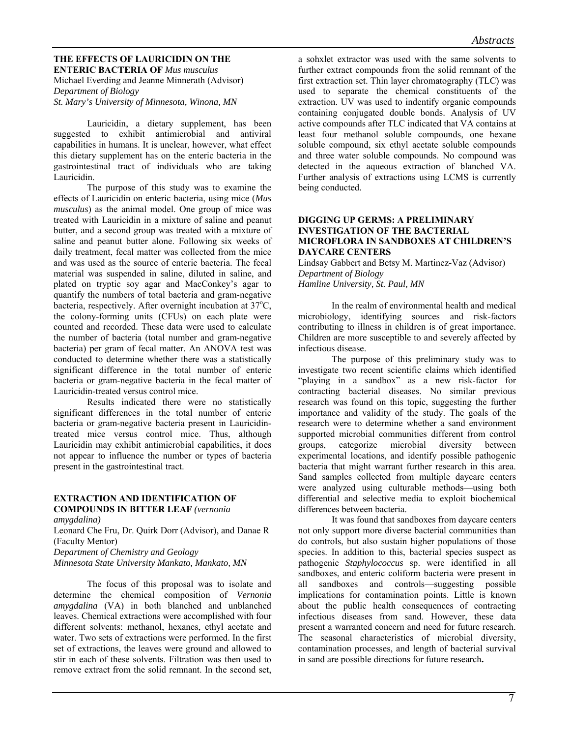### THE EFFECTS OF LAURICIDIN ON THE ENTERIC BACTERIA OF *Mus musculus*

Michael Everding and Jeanne Minnerath (Advisor)
*Department of Biology*
*St. Mary's University of Minnesota, Winona, MN*

Lauricidin, a dietary supplement, has been suggested to exhibit antimicrobial and antiviral capabilities in humans. It is unclear, however, what effect this dietary supplement has on the enteric bacteria in the gastrointestinal tract of individuals who are taking Lauricidin.

The purpose of this study was to examine the effects of Lauricidin on enteric bacteria, using mice (*Mus musculus*) as the animal model. One group of mice was treated with Lauricidin in a mixture of saline and peanut butter, and a second group was treated with a mixture of saline and peanut butter alone. Following six weeks of daily treatment, fecal matter was collected from the mice and was used as the source of enteric bacteria. The fecal material was suspended in saline, diluted in saline, and plated on tryptic soy agar and MacConkey's agar to quantify the numbers of total bacteria and gram-negative bacteria, respectively. After overnight incubation at 37°C, the colony-forming units (CFUs) on each plate were counted and recorded. These data were used to calculate the number of bacteria (total number and gram-negative bacteria) per gram of fecal matter. An ANOVA test was conducted to determine whether there was a statistically significant difference in the total number of enteric bacteria or gram-negative bacteria in the fecal matter of Lauricidin-treated versus control mice.

Results indicated there were no statistically significant differences in the total number of enteric bacteria or gram-negative bacteria present in Lauricidin-treated mice versus control mice. Thus, although Lauricidin may exhibit antimicrobial capabilities, it does not appear to influence the number or types of bacteria present in the gastrointestinal tract.

### EXTRACTION AND IDENTIFICATION OF COMPOUNDS IN BITTER LEAF *(vernonia amygdalina)*

Leonard Che Fru, Dr. Quirk Dorr (Advisor), and Danae R (Faculty Mentor)
*Department of Chemistry and Geology*
*Minnesota State University Mankato, Mankato, MN*

The focus of this proposal was to isolate and determine the chemical composition of *Vernonia amygdalina* (VA) in both blanched and unblanched leaves. Chemical extractions were accomplished with four different solvents: methanol, hexanes, ethyl acetate and water. Two sets of extractions were performed. In the first set of extractions, the leaves were ground and allowed to stir in each of these solvents. Filtration was then used to remove extract from the solid remnant. In the second set, a sohxlet extractor was used with the same solvents to further extract compounds from the solid remnant of the first extraction set. Thin layer chromatography (TLC) was used to separate the chemical constituents of the extraction. UV was used to indentify organic compounds containing conjugated double bonds. Analysis of UV active compounds after TLC indicated that VA contains at least four methanol soluble compounds, one hexane soluble compound, six ethyl acetate soluble compounds and three water soluble compounds. No compound was detected in the aqueous extraction of blanched VA. Further analysis of extractions using LCMS is currently being conducted.

### DIGGING UP GERMS: A PRELIMINARY INVESTIGATION OF THE BACTERIAL MICROFLORA IN SANDBOXES AT CHILDREN'S DAYCARE CENTERS

Lindsay Gabbert and Betsy M. Martinez-Vaz (Advisor)
*Department of Biology*
*Hamline University, St. Paul, MN*

In the realm of environmental health and medical microbiology, identifying sources and risk-factors contributing to illness in children is of great importance. Children are more susceptible to and severely affected by infectious disease.

The purpose of this preliminary study was to investigate two recent scientific claims which identified "playing in a sandbox" as a new risk-factor for contracting bacterial diseases. No similar previous research was found on this topic, suggesting the further importance and validity of the study. The goals of the research were to determine whether a sand environment supported microbial communities different from control groups, categorize microbial diversity between experimental locations, and identify possible pathogenic bacteria that might warrant further research in this area. Sand samples collected from multiple daycare centers were analyzed using culturable methods—using both differential and selective media to exploit biochemical differences between bacteria.

It was found that sandboxes from daycare centers not only support more diverse bacterial communities than do controls, but also sustain higher populations of those species. In addition to this, bacterial species suspect as pathogenic *Staphylococcus* sp. were identified in all sandboxes, and enteric coliform bacteria were present in all sandboxes and controls—suggesting possible implications for contamination points. Little is known about the public health consequences of contracting infectious diseases from sand. However, these data present a warranted concern and need for future research. The seasonal characteristics of microbial diversity, contamination processes, and length of bacterial survival in sand are possible directions for future research**.**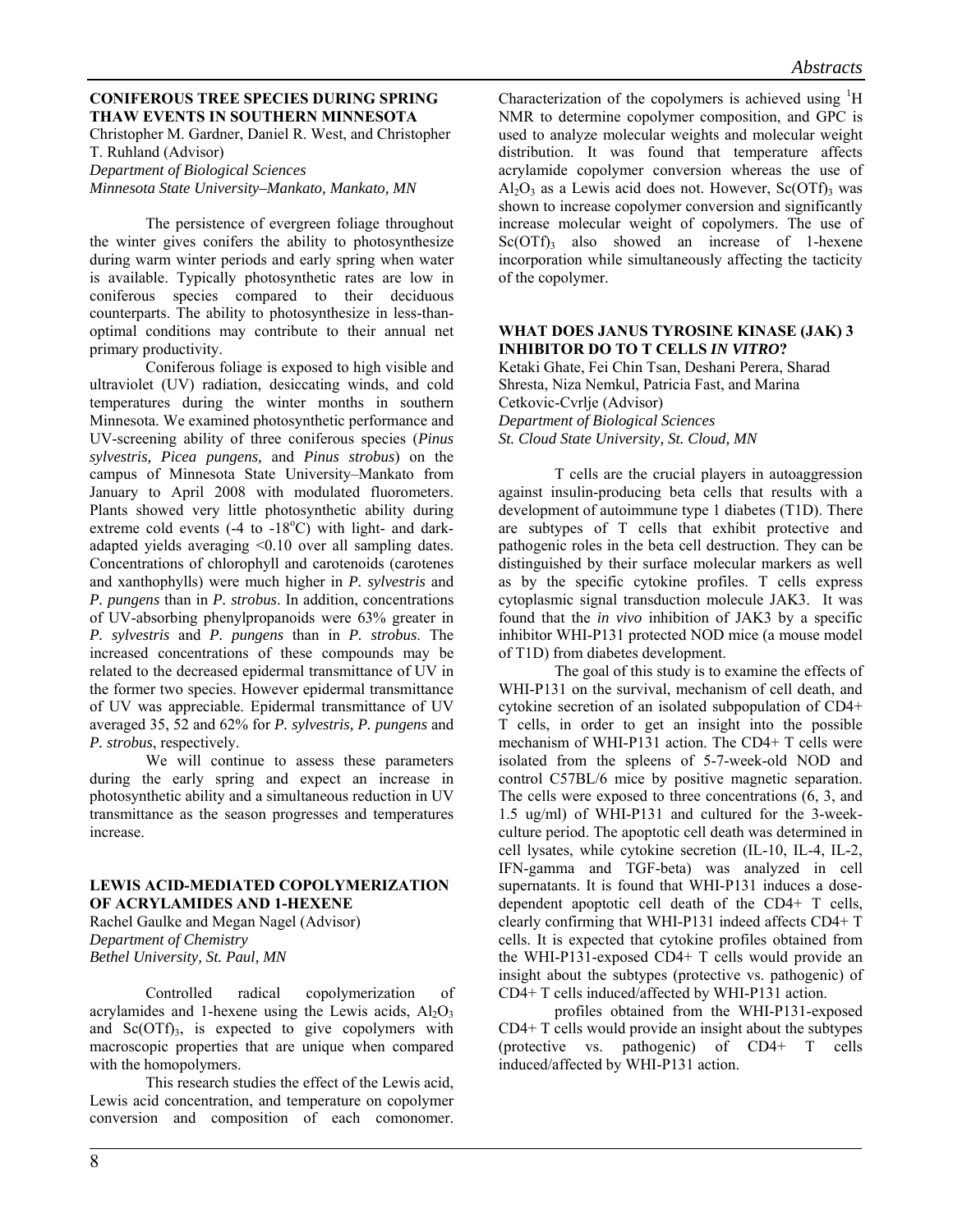### CONIFEROUS TREE SPECIES DURING SPRING THAW EVENTS IN SOUTHERN MINNESOTA

Christopher M. Gardner, Daniel R. West, and Christopher T. Ruhland (Advisor)
*Department of Biological Sciences*
*Minnesota State University–Mankato, Mankato, MN*

The persistence of evergreen foliage throughout the winter gives conifers the ability to photosynthesize during warm winter periods and early spring when water is available. Typically photosynthetic rates are low in coniferous species compared to their deciduous counterparts. The ability to photosynthesize in less-than-optimal conditions may contribute to their annual net primary productivity.

Coniferous foliage is exposed to high visible and ultraviolet (UV) radiation, desiccating winds, and cold temperatures during the winter months in southern Minnesota. We examined photosynthetic performance and UV-screening ability of three coniferous species (*Pinus sylvestris, Picea pungens,* and *Pinus strobus*) on the campus of Minnesota State University–Mankato from January to April 2008 with modulated fluorometers. Plants showed very little photosynthetic ability during extreme cold events (-4 to -18°C) with light- and dark-adapted yields averaging <0.10 over all sampling dates. Concentrations of chlorophyll and carotenoids (carotenes and xanthophylls) were much higher in *P. sylvestris* and *P. pungens* than in *P. strobus*. In addition, concentrations of UV-absorbing phenylpropanoids were 63% greater in *P. sylvestris* and *P. pungens* than in *P. strobus*. The increased concentrations of these compounds may be related to the decreased epidermal transmittance of UV in the former two species. However epidermal transmittance of UV was appreciable. Epidermal transmittance of UV averaged 35, 52 and 62% for *P. sylvestris, P. pungens* and *P. strobus*, respectively.

We will continue to assess these parameters during the early spring and expect an increase in photosynthetic ability and a simultaneous reduction in UV transmittance as the season progresses and temperatures increase.

### LEWIS ACID-MEDIATED COPOLYMERIZATION OF ACRYLAMIDES AND 1-HEXENE

Rachel Gaulke and Megan Nagel (Advisor)
*Department of Chemistry*
*Bethel University, St. Paul, MN*

Controlled radical copolymerization of acrylamides and 1-hexene using the Lewis acids, $Al_2O_3$ and $Sc(OTf)_3$, is expected to give copolymers with macroscopic properties that are unique when compared with the homopolymers.

This research studies the effect of the Lewis acid, Lewis acid concentration, and temperature on copolymer conversion and composition of each comonomer. Characterization of the copolymers is achieved using $^1H$ NMR to determine copolymer composition, and GPC is used to analyze molecular weights and molecular weight distribution. It was found that temperature affects acrylamide copolymer conversion whereas the use of $Al_2O_3$ as a Lewis acid does not. However, $Sc(OTf)_3$ was shown to increase copolymer conversion and significantly increase molecular weight of copolymers. The use of $Sc(OTf)_3$ also showed an increase of 1-hexene incorporation while simultaneously affecting the tacticity of the copolymer.

### WHAT DOES JANUS TYROSINE KINASE (JAK) 3 INHIBITOR DO TO T CELLS *IN VITRO*?

Ketaki Ghate, Fei Chin Tsan, Deshani Perera, Sharad Shresta, Niza Nemkul, Patricia Fast, and Marina Cetkovic-Cvrlje (Advisor)
*Department of Biological Sciences*
*St. Cloud State University, St. Cloud, MN*

T cells are the crucial players in autoaggression against insulin-producing beta cells that results with a development of autoimmune type 1 diabetes (T1D). There are subtypes of T cells that exhibit protective and pathogenic roles in the beta cell destruction. They can be distinguished by their surface molecular markers as well as by the specific cytokine profiles. T cells express cytoplasmic signal transduction molecule JAK3. It was found that the *in vivo* inhibition of JAK3 by a specific inhibitor WHI-P131 protected NOD mice (a mouse model of T1D) from diabetes development.

The goal of this study is to examine the effects of WHI-P131 on the survival, mechanism of cell death, and cytokine secretion of an isolated subpopulation of CD4+ T cells, in order to get an insight into the possible mechanism of WHI-P131 action. The CD4+ T cells were isolated from the spleens of 5-7-week-old NOD and control C57BL/6 mice by positive magnetic separation. The cells were exposed to three concentrations (6, 3, and 1.5 ug/ml) of WHI-P131 and cultured for the 3-week-culture period. The apoptotic cell death was determined in cell lysates, while cytokine secretion (IL-10, IL-4, IL-2, IFN-gamma and TGF-beta) was analyzed in cell supernatants. It is found that WHI-P131 induces a dose-dependent apoptotic cell death of the CD4+ T cells, clearly confirming that WHI-P131 indeed affects CD4+ T cells. It is expected that cytokine profiles obtained from the WHI-P131-exposed CD4+ T cells would provide an insight about the subtypes (protective vs. pathogenic) of CD4+ T cells induced/affected by WHI-P131 action.

profiles obtained from the WHI-P131-exposed CD4+ T cells would provide an insight about the subtypes (protective vs. pathogenic) of CD4+ T cells induced/affected by WHI-P131 action.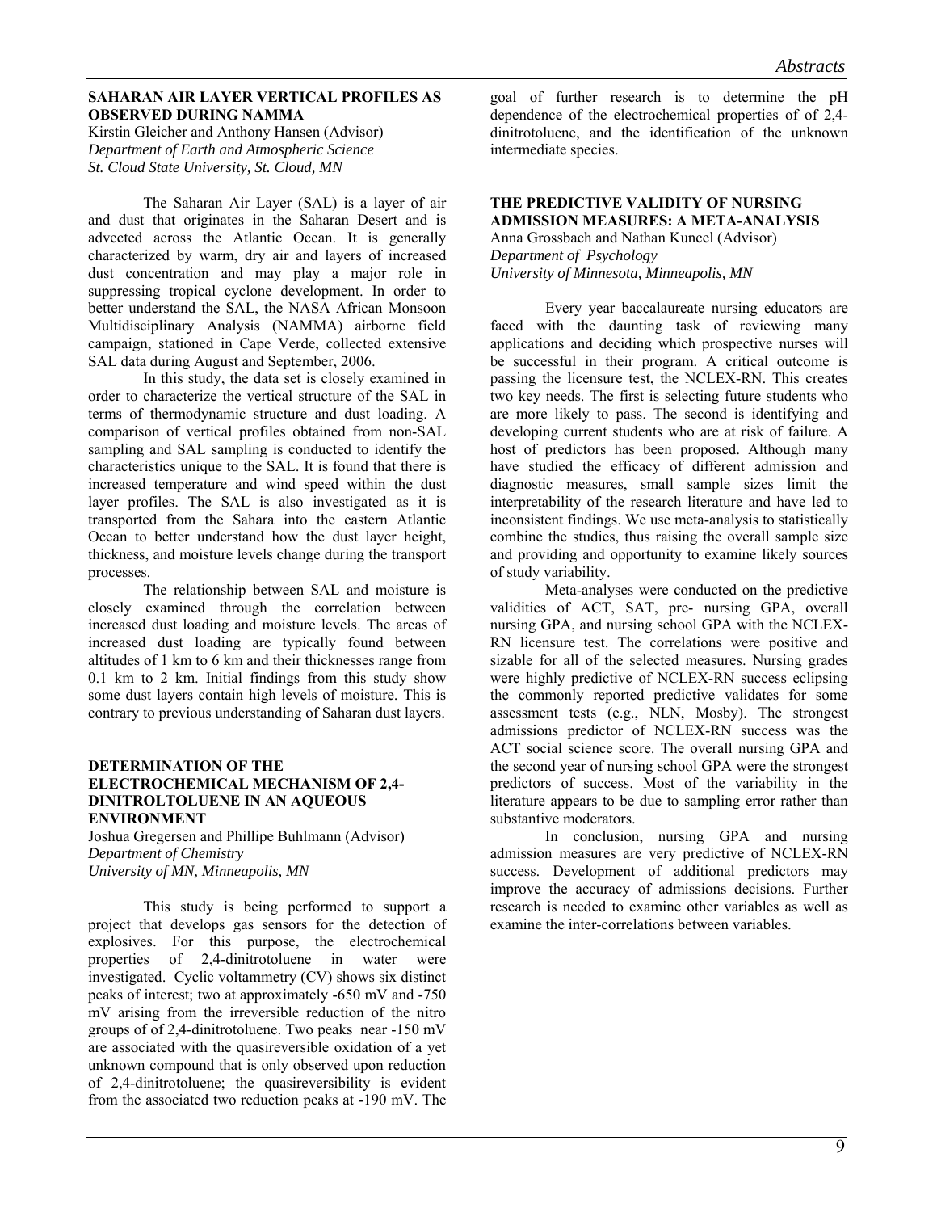## SAHARAN AIR LAYER VERTICAL PROFILES AS OBSERVED DURING NAMMA

Kirstin Gleicher and Anthony Hansen (Advisor)
*Department of Earth and Atmospheric Science*
*St. Cloud State University, St. Cloud, MN*

The Saharan Air Layer (SAL) is a layer of air and dust that originates in the Saharan Desert and is advected across the Atlantic Ocean. It is generally characterized by warm, dry air and layers of increased dust concentration and may play a major role in suppressing tropical cyclone development. In order to better understand the SAL, the NASA African Monsoon Multidisciplinary Analysis (NAMMA) airborne field campaign, stationed in Cape Verde, collected extensive SAL data during August and September, 2006.

In this study, the data set is closely examined in order to characterize the vertical structure of the SAL in terms of thermodynamic structure and dust loading. A comparison of vertical profiles obtained from non-SAL sampling and SAL sampling is conducted to identify the characteristics unique to the SAL. It is found that there is increased temperature and wind speed within the dust layer profiles. The SAL is also investigated as it is transported from the Sahara into the eastern Atlantic Ocean to better understand how the dust layer height, thickness, and moisture levels change during the transport processes.

The relationship between SAL and moisture is closely examined through the correlation between increased dust loading and moisture levels. The areas of increased dust loading are typically found between altitudes of 1 km to 6 km and their thicknesses range from 0.1 km to 2 km. Initial findings from this study show some dust layers contain high levels of moisture. This is contrary to previous understanding of Saharan dust layers.

## DETERMINATION OF THE ELECTROCHEMICAL MECHANISM OF 2,4-DINITROLTOLUENE IN AN AQUEOUS ENVIRONMENT

Joshua Gregersen and Phillipe Buhlmann (Advisor)
*Department of Chemistry*
*University of MN, Minneapolis, MN*

This study is being performed to support a project that develops gas sensors for the detection of explosives. For this purpose, the electrochemical properties of 2,4-dinitrotoluene in water were investigated. Cyclic voltammetry (CV) shows six distinct peaks of interest; two at approximately -650 mV and -750 mV arising from the irreversible reduction of the nitro groups of of 2,4-dinitrotoluene. Two peaks near -150 mV are associated with the quasireversible oxidation of a yet unknown compound that is only observed upon reduction of 2,4-dinitrotoluene; the quasireversibility is evident from the associated two reduction peaks at -190 mV. The goal of further research is to determine the pH dependence of the electrochemical properties of of 2,4-dinitrotoluene, and the identification of the unknown intermediate species.

## THE PREDICTIVE VALIDITY OF NURSING ADMISSION MEASURES: A META-ANALYSIS

Anna Grossbach and Nathan Kuncel (Advisor)
*Department of Psychology*
*University of Minnesota, Minneapolis, MN*

Every year baccalaureate nursing educators are faced with the daunting task of reviewing many applications and deciding which prospective nurses will be successful in their program. A critical outcome is passing the licensure test, the NCLEX-RN. This creates two key needs. The first is selecting future students who are more likely to pass. The second is identifying and developing current students who are at risk of failure. A host of predictors has been proposed. Although many have studied the efficacy of different admission and diagnostic measures, small sample sizes limit the interpretability of the research literature and have led to inconsistent findings. We use meta-analysis to statistically combine the studies, thus raising the overall sample size and providing and opportunity to examine likely sources of study variability.

Meta-analyses were conducted on the predictive validities of ACT, SAT, pre- nursing GPA, overall nursing GPA, and nursing school GPA with the NCLEX-RN licensure test. The correlations were positive and sizable for all of the selected measures. Nursing grades were highly predictive of NCLEX-RN success eclipsing the commonly reported predictive validates for some assessment tests (e.g., NLN, Mosby). The strongest admissions predictor of NCLEX-RN success was the ACT social science score. The overall nursing GPA and the second year of nursing school GPA were the strongest predictors of success. Most of the variability in the literature appears to be due to sampling error rather than substantive moderators.

In conclusion, nursing GPA and nursing admission measures are very predictive of NCLEX-RN success. Development of additional predictors may improve the accuracy of admissions decisions. Further research is needed to examine other variables as well as examine the inter-correlations between variables.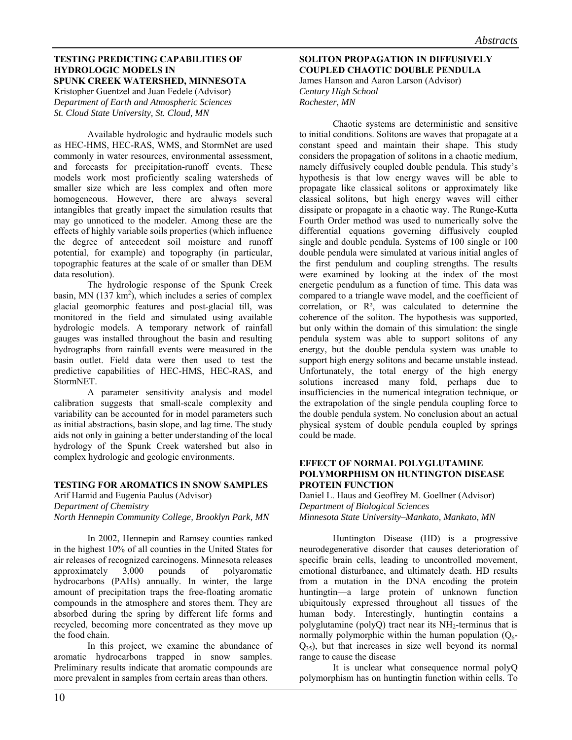### TESTING PREDICTING CAPABILITIES OF HYDROLOGIC MODELS IN SPUNK CREEK WATERSHED, MINNESOTA

Kristopher Guentzel and Juan Fedele (Advisor)
*Department of Earth and Atmospheric Sciences*
*St. Cloud State University, St. Cloud, MN*

Available hydrologic and hydraulic models such as HEC-HMS, HEC-RAS, WMS, and StormNet are used commonly in water resources, environmental assessment, and forecasts for precipitation-runoff events. These models work most proficiently scaling watersheds of smaller size which are less complex and often more homogeneous. However, there are always several intangibles that greatly impact the simulation results that may go unnoticed to the modeler. Among these are the effects of highly variable soils properties (which influence the degree of antecedent soil moisture and runoff potential, for example) and topography (in particular, topographic features at the scale of or smaller than DEM data resolution).

The hydrologic response of the Spunk Creek basin, MN (137 $km^2$), which includes a series of complex glacial geomorphic features and post-glacial till, was monitored in the field and simulated using available hydrologic models. A temporary network of rainfall gauges was installed throughout the basin and resulting hydrographs from rainfall events were measured in the basin outlet. Field data were then used to test the predictive capabilities of HEC-HMS, HEC-RAS, and StormNET.

A parameter sensitivity analysis and model calibration suggests that small-scale complexity and variability can be accounted for in model parameters such as initial abstractions, basin slope, and lag time. The study aids not only in gaining a better understanding of the local hydrology of the Spunk Creek watershed but also in complex hydrologic and geologic environments.

### TESTING FOR AROMATICS IN SNOW SAMPLES

Arif Hamid and Eugenia Paulus (Advisor)
*Department of Chemistry*
*North Hennepin Community College, Brooklyn Park, MN*

In 2002, Hennepin and Ramsey counties ranked in the highest 10% of all counties in the United States for air releases of recognized carcinogens. Minnesota releases approximately 3,000 pounds of polyaromatic hydrocarbons (PAHs) annually. In winter, the large amount of precipitation traps the free-floating aromatic compounds in the atmosphere and stores them. They are absorbed during the spring by different life forms and recycled, becoming more concentrated as they move up the food chain.

In this project, we examine the abundance of aromatic hydrocarbons trapped in snow samples. Preliminary results indicate that aromatic compounds are more prevalent in samples from certain areas than others.

### SOLITON PROPAGATION IN DIFFUSIVELY COUPLED CHAOTIC DOUBLE PENDULA

James Hanson and Aaron Larson (Advisor)
*Century High School*
*Rochester, MN*

Chaotic systems are deterministic and sensitive to initial conditions. Solitons are waves that propagate at a constant speed and maintain their shape. This study considers the propagation of solitons in a chaotic medium, namely diffusively coupled double pendula. This study's hypothesis is that low energy waves will be able to propagate like classical solitons or approximately like classical solitons, but high energy waves will either dissipate or propagate in a chaotic way. The Runge-Kutta Fourth Order method was used to numerically solve the differential equations governing diffusively coupled single and double pendula. Systems of 100 single or 100 double pendula were simulated at various initial angles of the first pendulum and coupling strengths. The results were examined by looking at the index of the most energetic pendulum as a function of time. This data was compared to a triangle wave model, and the coefficient of correlation, or $R^2$, was calculated to determine the coherence of the soliton. The hypothesis was supported, but only within the domain of this simulation: the single pendula system was able to support solitons of any energy, but the double pendula system was unable to support high energy solitons and became unstable instead. Unfortunately, the total energy of the high energy solutions increased many fold, perhaps due to insufficiencies in the numerical integration technique, or the extrapolation of the single pendula coupling force to the double pendula system. No conclusion about an actual physical system of double pendula coupled by springs could be made.

### EFFECT OF NORMAL POLYGLUTAMINE POLYMORPHISM ON HUNTINGTON DISEASE PROTEIN FUNCTION

Daniel L. Haus and Geoffrey M. Goellner (Advisor)
*Department of Biological Sciences*
*Minnesota State University–Mankato, Mankato, MN*

Huntington Disease (HD) is a progressive neurodegenerative disorder that causes deterioration of specific brain cells, leading to uncontrolled movement, emotional disturbance, and ultimately death. HD results from a mutation in the DNA encoding the protein huntingtin—a large protein of unknown function ubiquitously expressed throughout all tissues of the human body. Interestingly, huntingtin contains a polyglutamine (polyQ) tract near its $NH_2$-terminus that is normally polymorphic within the human population ($Q_6$-$Q_{35}$), but that increases in size well beyond its normal range to cause the disease

It is unclear what consequence normal polyQ polymorphism has on huntingtin function within cells. To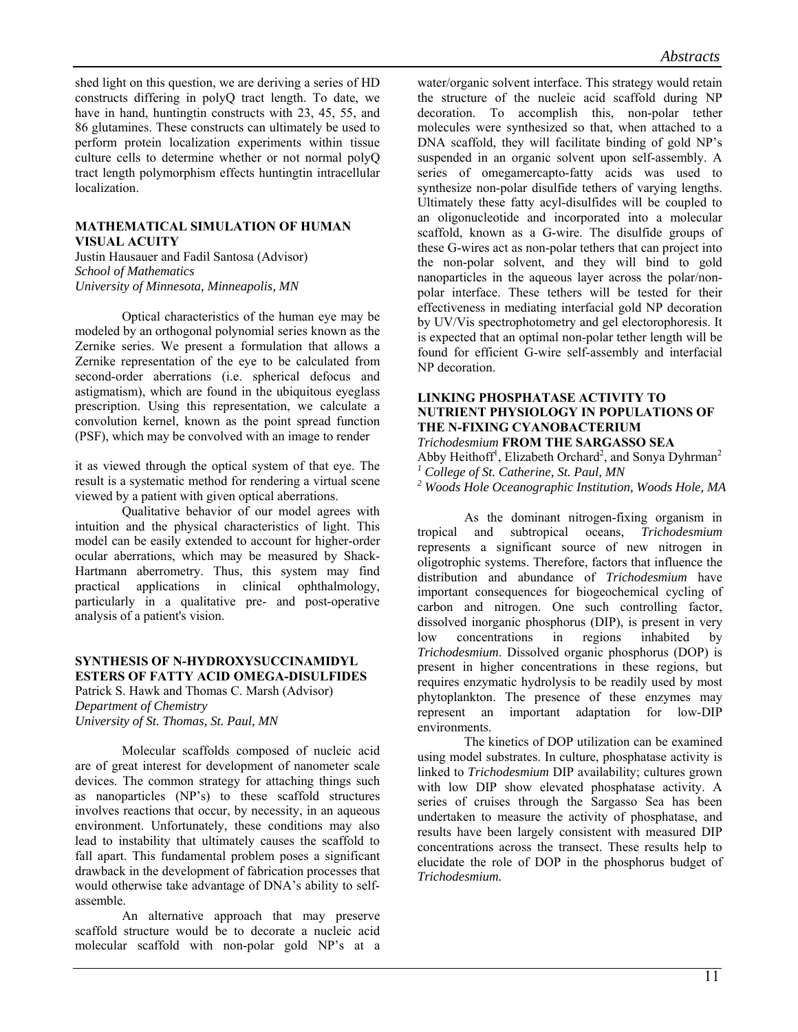shed light on this question, we are deriving a series of HD constructs differing in polyQ tract length. To date, we have in hand, huntingtin constructs with 23, 45, 55, and 86 glutamines. These constructs can ultimately be used to perform protein localization experiments within tissue culture cells to determine whether or not normal polyQ tract length polymorphism effects huntingtin intracellular localization.

### MATHEMATICAL SIMULATION OF HUMAN VISUAL ACUITY

Justin Hausauer and Fadil Santosa (Advisor)
*School of Mathematics*
*University of Minnesota, Minneapolis, MN*

Optical characteristics of the human eye may be modeled by an orthogonal polynomial series known as the Zernike series. We present a formulation that allows a Zernike representation of the eye to be calculated from second-order aberrations (i.e. spherical defocus and astigmatism), which are found in the ubiquitous eyeglass prescription. Using this representation, we calculate a convolution kernel, known as the point spread function (PSF), which may be convolved with an image to render it as viewed through the optical system of that eye. The result is a systematic method for rendering a virtual scene viewed by a patient with given optical aberrations.

Qualitative behavior of our model agrees with intuition and the physical characteristics of light. This model can be easily extended to account for higher-order ocular aberrations, which may be measured by Shack-Hartmann aberrometry. Thus, this system may find practical applications in clinical ophthalmology, particularly in a qualitative pre- and post-operative analysis of a patient's vision.

### SYNTHESIS OF N-HYDROXYSUCCINAMIDYL ESTERS OF FATTY ACID OMEGA-DISULFIDES

Patrick S. Hawk and Thomas C. Marsh (Advisor)
*Department of Chemistry*
*University of St. Thomas, St. Paul, MN*

Molecular scaffolds composed of nucleic acid are of great interest for development of nanometer scale devices. The common strategy for attaching things such as nanoparticles (NP's) to these scaffold structures involves reactions that occur, by necessity, in an aqueous environment. Unfortunately, these conditions may also lead to instability that ultimately causes the scaffold to fall apart. This fundamental problem poses a significant drawback in the development of fabrication processes that would otherwise take advantage of DNA's ability to self-assemble.

An alternative approach that may preserve scaffold structure would be to decorate a nucleic acid molecular scaffold with non-polar gold NP's at a water/organic solvent interface. This strategy would retain the structure of the nucleic acid scaffold during NP decoration. To accomplish this, non-polar tether molecules were synthesized so that, when attached to a DNA scaffold, they will facilitate binding of gold NP's suspended in an organic solvent upon self-assembly. A series of omegamercapto-fatty acids was used to synthesize non-polar disulfide tethers of varying lengths. Ultimately these fatty acyl-disulfides will be coupled to an oligonucleotide and incorporated into a molecular scaffold, known as a G-wire. The disulfide groups of these G-wires act as non-polar tethers that can project into the non-polar solvent, and they will bind to gold nanoparticles in the aqueous layer across the polar/non-polar interface. These tethers will be tested for their effectiveness in mediating interfacial gold NP decoration by UV/Vis spectrophotometry and gel electorophoresis. It is expected that an optimal non-polar tether length will be found for efficient G-wire self-assembly and interfacial NP decoration.

### LINKING PHOSPHATASE ACTIVITY TO NUTRIENT PHYSIOLOGY IN POPULATIONS OF THE N-FIXING CYANOBACTERIUM *Trichodesmium* FROM THE SARGASSO SEA

Abby Heithoff[1], Elizabeth Orchard[2], and Sonya Dyhrman[2]
[1] *College of St. Catherine, St. Paul, MN*
[2] *Woods Hole Oceanographic Institution, Woods Hole, MA*

As the dominant nitrogen-fixing organism in tropical and subtropical oceans, *Trichodesmium* represents a significant source of new nitrogen in oligotrophic systems. Therefore, factors that influence the distribution and abundance of *Trichodesmium* have important consequences for biogeochemical cycling of carbon and nitrogen. One such controlling factor, dissolved inorganic phosphorus (DIP), is present in very low concentrations in regions inhabited by *Trichodesmium*. Dissolved organic phosphorus (DOP) is present in higher concentrations in these regions, but requires enzymatic hydrolysis to be readily used by most phytoplankton. The presence of these enzymes may represent an important adaptation for low-DIP environments.

The kinetics of DOP utilization can be examined using model substrates. In culture, phosphatase activity is linked to *Trichodesmium* DIP availability; cultures grown with low DIP show elevated phosphatase activity. A series of cruises through the Sargasso Sea has been undertaken to measure the activity of phosphatase, and results have been largely consistent with measured DIP concentrations across the transect. These results help to elucidate the role of DOP in the phosphorus budget of *Trichodesmium.*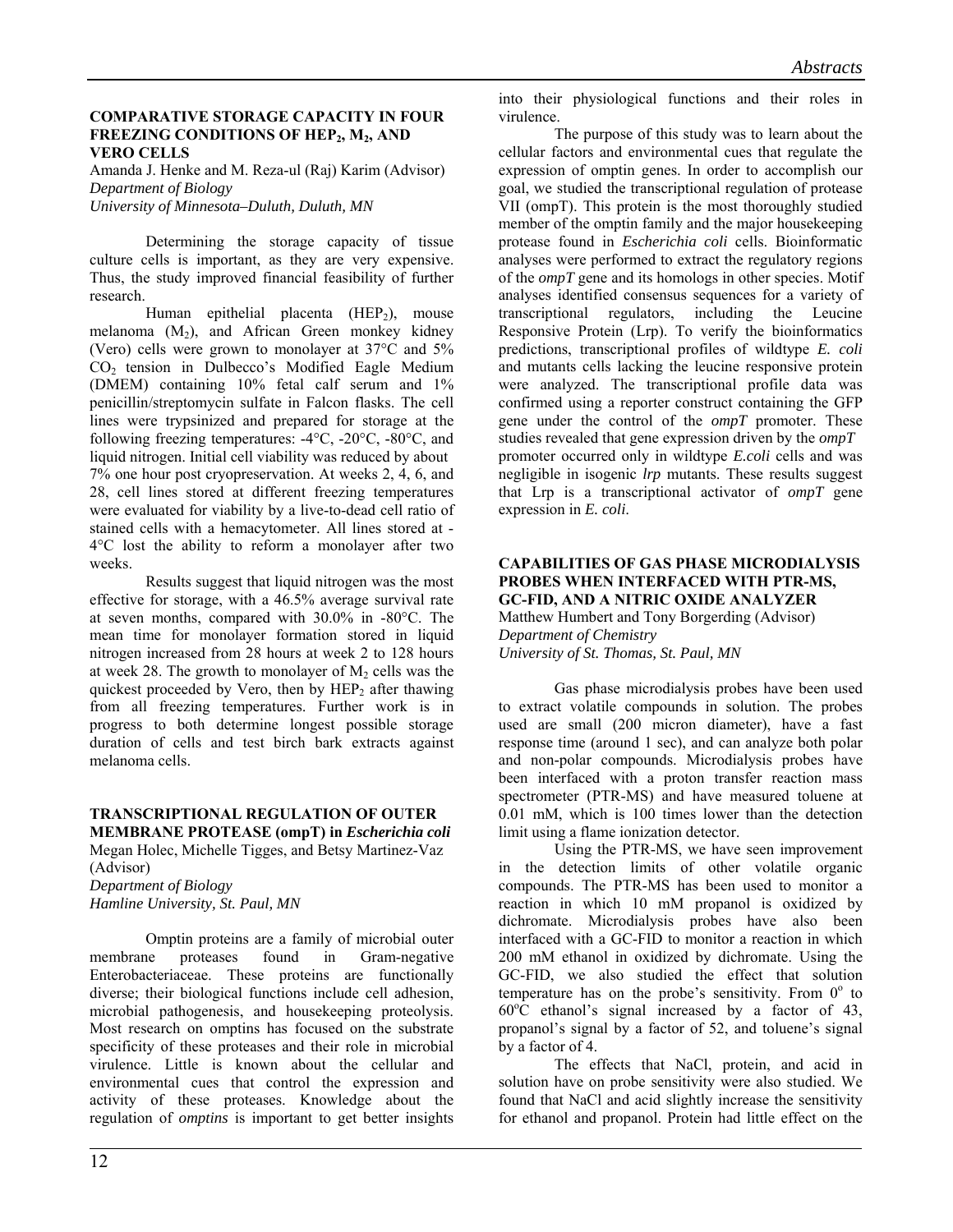### COMPARATIVE STORAGE CAPACITY IN FOUR FREEZING CONDITIONS OF $HEP_2$, $M_2$, AND VERO CELLS

Amanda J. Henke and M. Reza-ul (Raj) Karim (Advisor)
*Department of Biology*
*University of Minnesota–Duluth, Duluth, MN*

Determining the storage capacity of tissue culture cells is important, as they are very expensive. Thus, the study improved financial feasibility of further research.

Human epithelial placenta ($HEP_2$), mouse melanoma ($M_2$), and African Green monkey kidney (Vero) cells were grown to monolayer at 37°C and 5% $CO_2$ tension in Dulbecco's Modified Eagle Medium (DMEM) containing 10% fetal calf serum and 1% penicillin/streptomycin sulfate in Falcon flasks. The cell lines were trypsinized and prepared for storage at the following freezing temperatures: -4°C, -20°C, -80°C, and liquid nitrogen. Initial cell viability was reduced by about 7% one hour post cryopreservation. At weeks 2, 4, 6, and 28, cell lines stored at different freezing temperatures were evaluated for viability by a live-to-dead cell ratio of stained cells with a hemacytometer. All lines stored at -4°C lost the ability to reform a monolayer after two weeks.

Results suggest that liquid nitrogen was the most effective for storage, with a 46.5% average survival rate at seven months, compared with 30.0% in -80°C. The mean time for monolayer formation stored in liquid nitrogen increased from 28 hours at week 2 to 128 hours at week 28. The growth to monolayer of $M_2$ cells was the quickest proceeded by Vero, then by $HEP_2$ after thawing from all freezing temperatures. Further work is in progress to both determine longest possible storage duration of cells and test birch bark extracts against melanoma cells.

### TRANSCRIPTIONAL REGULATION OF OUTER MEMBRANE PROTEASE (ompT) in *Escherichia coli*

Megan Holec, Michelle Tigges, and Betsy Martinez-Vaz (Advisor)
*Department of Biology*
*Hamline University, St. Paul, MN*

Omptin proteins are a family of microbial outer membrane proteases found in Gram-negative Enterobacteriaceae. These proteins are functionally diverse; their biological functions include cell adhesion, microbial pathogenesis, and housekeeping proteolysis. Most research on omptins has focused on the substrate specificity of these proteases and their role in microbial virulence. Little is known about the cellular and environmental cues that control the expression and activity of these proteases. Knowledge about the regulation of *omptins* is important to get better insights into their physiological functions and their roles in virulence.

The purpose of this study was to learn about the cellular factors and environmental cues that regulate the expression of omptin genes. In order to accomplish our goal, we studied the transcriptional regulation of protease VII (ompT). This protein is the most thoroughly studied member of the omptin family and the major housekeeping protease found in *Escherichia coli* cells. Bioinformatic analyses were performed to extract the regulatory regions of the *ompT* gene and its homologs in other species. Motif analyses identified consensus sequences for a variety of transcriptional regulators, including the Leucine Responsive Protein (Lrp). To verify the bioinformatics predictions, transcriptional profiles of wildtype *E. coli* and mutants cells lacking the leucine responsive protein were analyzed. The transcriptional profile data was confirmed using a reporter construct containing the GFP gene under the control of the *ompT* promoter. These studies revealed that gene expression driven by the *ompT* promoter occurred only in wildtype *E.coli* cells and was negligible in isogenic *lrp* mutants. These results suggest that Lrp is a transcriptional activator of *ompT* gene expression in *E. coli*.

### CAPABILITIES OF GAS PHASE MICRODIALYSIS PROBES WHEN INTERFACED WITH PTR-MS, GC-FID, AND A NITRIC OXIDE ANALYZER

Matthew Humbert and Tony Borgerding (Advisor)
*Department of Chemistry*
*University of St. Thomas, St. Paul, MN*

Gas phase microdialysis probes have been used to extract volatile compounds in solution. The probes used are small (200 micron diameter), have a fast response time (around 1 sec), and can analyze both polar and non-polar compounds. Microdialysis probes have been interfaced with a proton transfer reaction mass spectrometer (PTR-MS) and have measured toluene at 0.01 mM, which is 100 times lower than the detection limit using a flame ionization detector.

Using the PTR-MS, we have seen improvement in the detection limits of other volatile organic compounds. The PTR-MS has been used to monitor a reaction in which 10 mM propanol is oxidized by dichromate. Microdialysis probes have also been interfaced with a GC-FID to monitor a reaction in which 200 mM ethanol in oxidized by dichromate. Using the GC-FID, we also studied the effect that solution temperature has on the probe's sensitivity. From $0^{o}$ to $60^{o}$C ethanol's signal increased by a factor of 43, propanol's signal by a factor of 52, and toluene's signal by a factor of 4.

The effects that NaCl, protein, and acid in solution have on probe sensitivity were also studied. We found that NaCl and acid slightly increase the sensitivity for ethanol and propanol. Protein had little effect on the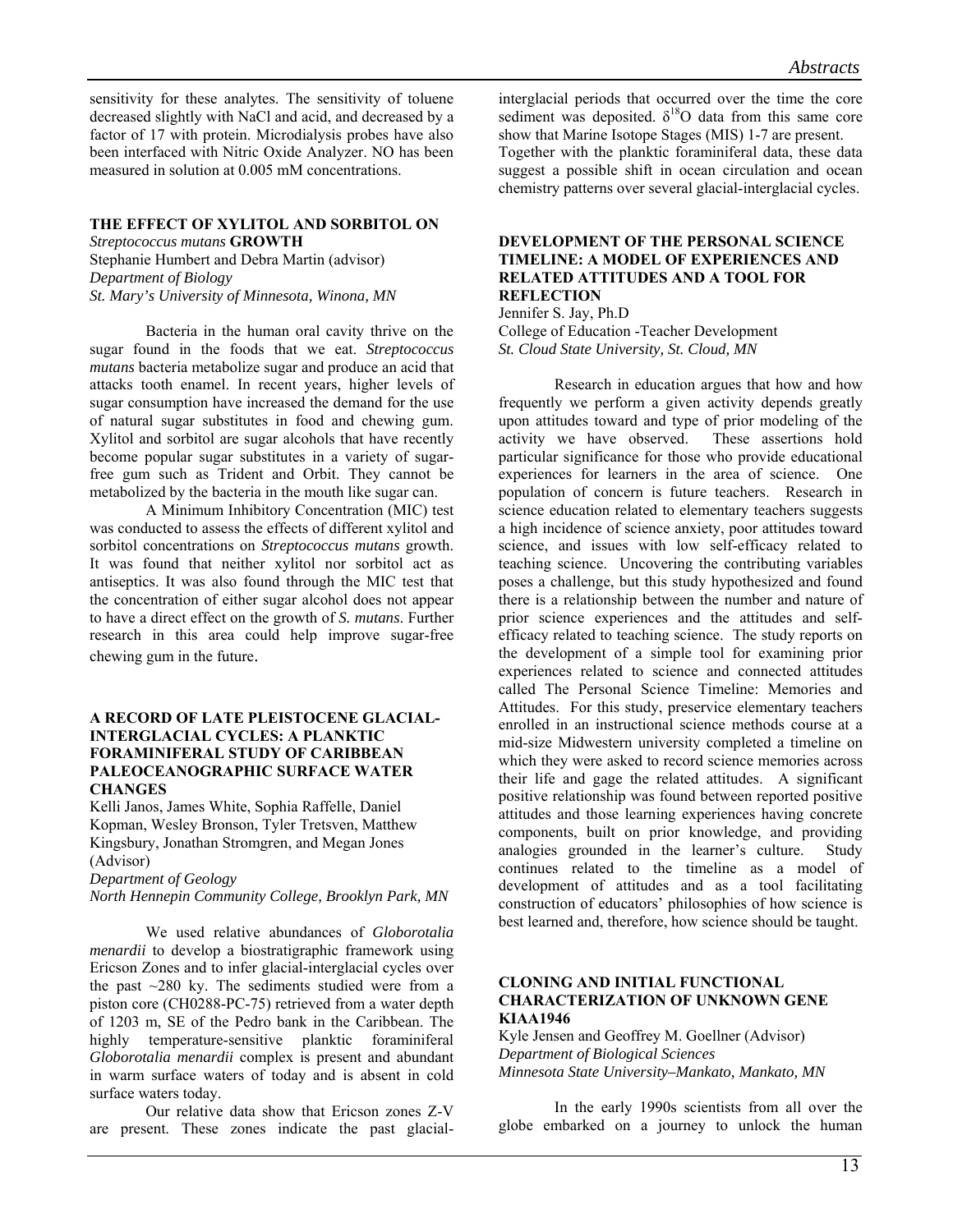sensitivity for these analytes. The sensitivity of toluene decreased slightly with NaCl and acid, and decreased by a factor of 17 with protein. Microdialysis probes have also been interfaced with Nitric Oxide Analyzer. NO has been measured in solution at 0.005 mM concentrations.

### THE EFFECT OF XYLITOL AND SORBITOL ON *Streptococcus mutans* GROWTH

Stephanie Humbert and Debra Martin (advisor)
*Department of Biology*
*St. Mary's University of Minnesota, Winona, MN*

Bacteria in the human oral cavity thrive on the sugar found in the foods that we eat. *Streptococcus mutans* bacteria metabolize sugar and produce an acid that attacks tooth enamel. In recent years, higher levels of sugar consumption have increased the demand for the use of natural sugar substitutes in food and chewing gum. Xylitol and sorbitol are sugar alcohols that have recently become popular sugar substitutes in a variety of sugar-free gum such as Trident and Orbit. They cannot be metabolized by the bacteria in the mouth like sugar can.

A Minimum Inhibitory Concentration (MIC) test was conducted to assess the effects of different xylitol and sorbitol concentrations on *Streptococcus mutans* growth. It was found that neither xylitol nor sorbitol act as antiseptics. It was also found through the MIC test that the concentration of either sugar alcohol does not appear to have a direct effect on the growth of *S. mutans*. Further research in this area could help improve sugar-free chewing gum in the future.

### A RECORD OF LATE PLEISTOCENE GLACIAL-INTERGLACIAL CYCLES: A PLANKTIC FORAMINIFERAL STUDY OF CARIBBEAN PALEOCEANOGRAPHIC SURFACE WATER CHANGES

Kelli Janos, James White, Sophia Raffelle, Daniel Kopman, Wesley Bronson, Tyler Tretsven, Matthew Kingsbury, Jonathan Stromgren, and Megan Jones (Advisor)
*Department of Geology*
*North Hennepin Community College, Brooklyn Park, MN*

We used relative abundances of *Globorotalia menardii* to develop a biostratigraphic framework using Ericson Zones and to infer glacial-interglacial cycles over the past ~280 ky. The sediments studied were from a piston core (CH0288-PC-75) retrieved from a water depth of 1203 m, SE of the Pedro bank in the Caribbean. The highly temperature-sensitive planktic foraminiferal *Globorotalia menardii* complex is present and abundant in warm surface waters of today and is absent in cold surface waters today.

Our relative data show that Ericson zones Z-V are present. These zones indicate the past glacial-interglacial periods that occurred over the time the core sediment was deposited. $\delta^{18}O$ data from this same core show that Marine Isotope Stages (MIS) 1-7 are present. Together with the planktic foraminiferal data, these data suggest a possible shift in ocean circulation and ocean chemistry patterns over several glacial-interglacial cycles.

### DEVELOPMENT OF THE PERSONAL SCIENCE TIMELINE: A MODEL OF EXPERIENCES AND RELATED ATTITUDES AND A TOOL FOR REFLECTION

Jennifer S. Jay, Ph.D
College of Education -Teacher Development
*St. Cloud State University, St. Cloud, MN*

Research in education argues that how and how frequently we perform a given activity depends greatly upon attitudes toward and type of prior modeling of the activity we have observed. These assertions hold particular significance for those who provide educational experiences for learners in the area of science. One population of concern is future teachers. Research in science education related to elementary teachers suggests a high incidence of science anxiety, poor attitudes toward science, and issues with low self-efficacy related to teaching science. Uncovering the contributing variables poses a challenge, but this study hypothesized and found there is a relationship between the number and nature of prior science experiences and the attitudes and self-efficacy related to teaching science. The study reports on the development of a simple tool for examining prior experiences related to science and connected attitudes called The Personal Science Timeline: Memories and Attitudes. For this study, preservice elementary teachers enrolled in an instructional science methods course at a mid-size Midwestern university completed a timeline on which they were asked to record science memories across their life and gage the related attitudes. A significant positive relationship was found between reported positive attitudes and those learning experiences having concrete components, built on prior knowledge, and providing analogies grounded in the learner's culture. Study continues related to the timeline as a model of development of attitudes and as a tool facilitating construction of educators' philosophies of how science is best learned and, therefore, how science should be taught.

### CLONING AND INITIAL FUNCTIONAL CHARACTERIZATION OF UNKNOWN GENE KIAA1946

Kyle Jensen and Geoffrey M. Goellner (Advisor)
*Department of Biological Sciences*
*Minnesota State University–Mankato, Mankato, MN*

In the early 1990s scientists from all over the globe embarked on a journey to unlock the human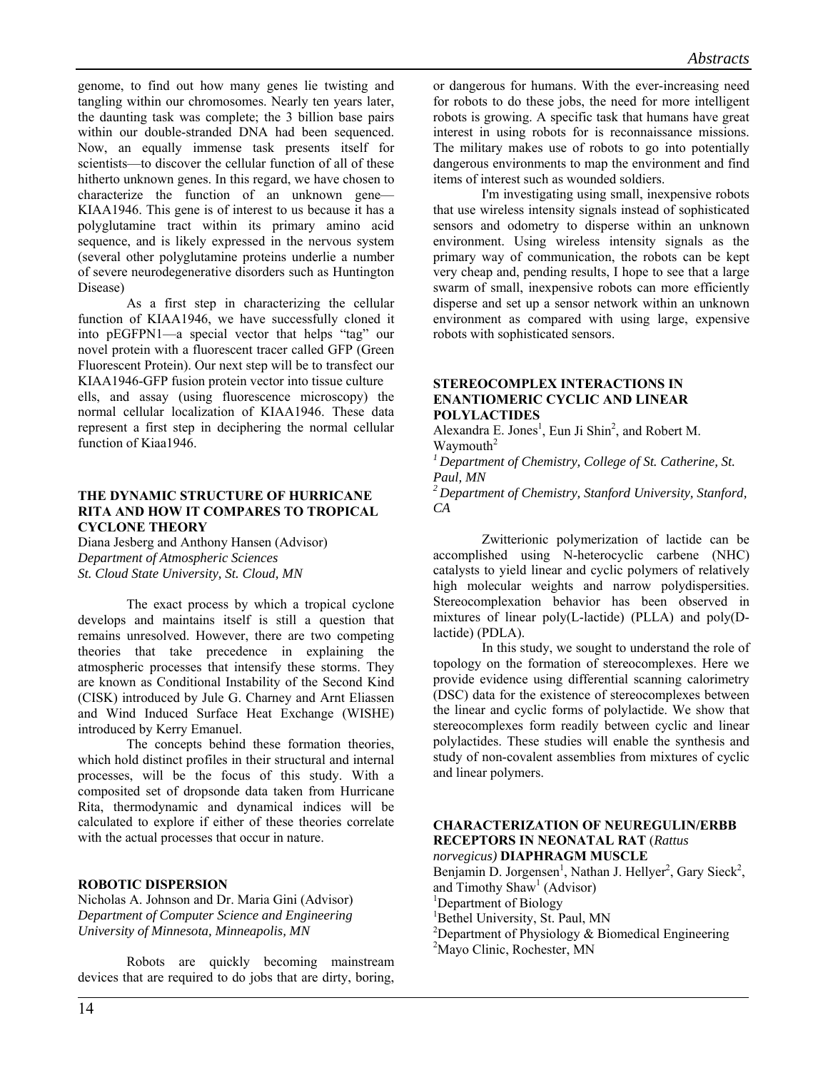genome, to find out how many genes lie twisting and tangling within our chromosomes. Nearly ten years later, the daunting task was complete; the 3 billion base pairs within our double-stranded DNA had been sequenced. Now, an equally immense task presents itself for scientists—to discover the cellular function of all of these hitherto unknown genes. In this regard, we have chosen to characterize the function of an unknown gene—KIAA1946. This gene is of interest to us because it has a polyglutamine tract within its primary amino acid sequence, and is likely expressed in the nervous system (several other polyglutamine proteins underlie a number of severe neurodegenerative disorders such as Huntington Disease)

As a first step in characterizing the cellular function of KIAA1946, we have successfully cloned it into pEGFPN1—a special vector that helps "tag" our novel protein with a fluorescent tracer called GFP (Green Fluorescent Protein). Our next step will be to transfect our KIAA1946-GFP fusion protein vector into tissue culture ells, and assay (using fluorescence microscopy) the normal cellular localization of KIAA1946. These data represent a first step in deciphering the normal cellular function of Kiaa1946.

### THE DYNAMIC STRUCTURE OF HURRICANE RITA AND HOW IT COMPARES TO TROPICAL CYCLONE THEORY

Diana Jesberg and Anthony Hansen (Advisor)
*Department of Atmospheric Sciences*
*St. Cloud State University, St. Cloud, MN*

The exact process by which a tropical cyclone develops and maintains itself is still a question that remains unresolved. However, there are two competing theories that take precedence in explaining the atmospheric processes that intensify these storms. They are known as Conditional Instability of the Second Kind (CISK) introduced by Jule G. Charney and Arnt Eliassen and Wind Induced Surface Heat Exchange (WISHE) introduced by Kerry Emanuel.

The concepts behind these formation theories, which hold distinct profiles in their structural and internal processes, will be the focus of this study. With a composited set of dropsonde data taken from Hurricane Rita, thermodynamic and dynamical indices will be calculated to explore if either of these theories correlate with the actual processes that occur in nature.

### ROBOTIC DISPERSION

Nicholas A. Johnson and Dr. Maria Gini (Advisor)
*Department of Computer Science and Engineering*
*University of Minnesota, Minneapolis, MN*

Robots are quickly becoming mainstream devices that are required to do jobs that are dirty, boring, or dangerous for humans. With the ever-increasing need for robots to do these jobs, the need for more intelligent robots is growing. A specific task that humans have great interest in using robots for is reconnaissance missions. The military makes use of robots to go into potentially dangerous environments to map the environment and find items of interest such as wounded soldiers.

I'm investigating using small, inexpensive robots that use wireless intensity signals instead of sophisticated sensors and odometry to disperse within an unknown environment. Using wireless intensity signals as the primary way of communication, the robots can be kept very cheap and, pending results, I hope to see that a large swarm of small, inexpensive robots can more efficiently disperse and set up a sensor network within an unknown environment as compared with using large, expensive robots with sophisticated sensors.

### STEREOCOMPLEX INTERACTIONS IN ENANTIOMERIC CYCLIC AND LINEAR POLYLACTIDES

Alexandra E. Jones[1], Eun Ji Shin[2], and Robert M. Waymouth[2]
[1] *Department of Chemistry, College of St. Catherine, St. Paul, MN*
[2] *Department of Chemistry, Stanford University, Stanford, CA*

Zwitterionic polymerization of lactide can be accomplished using N-heterocyclic carbene (NHC) catalysts to yield linear and cyclic polymers of relatively high molecular weights and narrow polydispersities. Stereocomplexation behavior has been observed in mixtures of linear poly(L-lactide) (PLLA) and poly(D-lactide) (PDLA).

In this study, we sought to understand the role of topology on the formation of stereocomplexes. Here we provide evidence using differential scanning calorimetry (DSC) data for the existence of stereocomplexes between the linear and cyclic forms of polylactide. We show that stereocomplexes form readily between cyclic and linear polylactides. These studies will enable the synthesis and study of non-covalent assemblies from mixtures of cyclic and linear polymers.

### CHARACTERIZATION OF NEUREGULIN/ERBB RECEPTORS IN NEONATAL RAT (*Rattus norvegicus)* DIAPHRAGM MUSCLE

Benjamin D. Jorgensen[1], Nathan J. Hellyer[2], Gary Sieck[2], and Timothy Shaw[1] (Advisor)
[1]Department of Biology
[1]Bethel University, St. Paul, MN
[2]Department of Physiology & Biomedical Engineering
[2]Mayo Clinic, Rochester, MN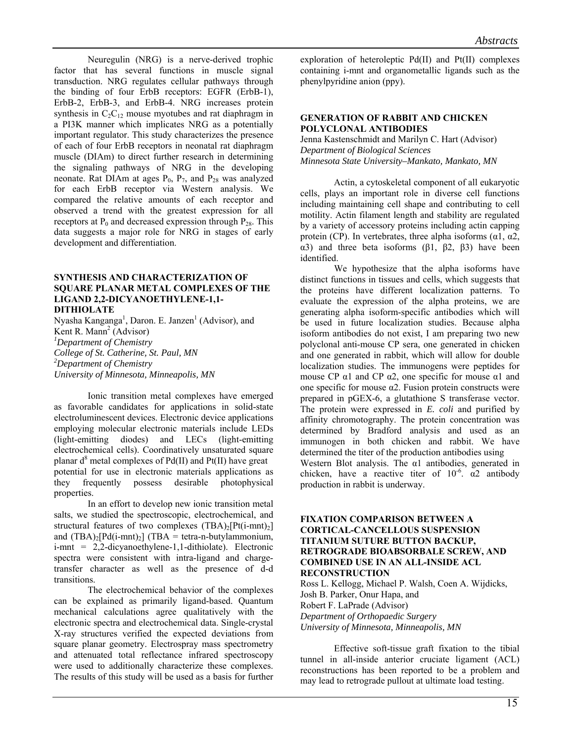Neuregulin (NRG) is a nerve-derived trophic factor that has several functions in muscle signal transduction. NRG regulates cellular pathways through the binding of four ErbB receptors: EGFR (ErbB-1), ErbB-2, ErbB-3, and ErbB-4. NRG increases protein synthesis in $C_2C_{12}$ mouse myotubes and rat diaphragm in a PI3K manner which implicates NRG as a potentially important regulator. This study characterizes the presence of each of four ErbB receptors in neonatal rat diaphragm muscle (DIAm) to direct further research in determining the signaling pathways of NRG in the developing neonate. Rat DIAm at ages $P_0$, $P_7$, and $P_{28}$ was analyzed for each ErbB receptor via Western analysis. We compared the relative amounts of each receptor and observed a trend with the greatest expression for all receptors at $P_0$ and decreased expression through $P_{28}$. This data suggests a major role for NRG in stages of early development and differentiation.

### SYNTHESIS AND CHARACTERIZATION OF SQUARE PLANAR METAL COMPLEXES OF THE LIGAND 2,2-DICYANOETHYLENE-1,1-DITHIOLATE

Nyasha Kanganga[1], Daron. E. Janzen[1] (Advisor), and Kent R. Mann[2] (Advisor)
*[1]Department of Chemistry*
*College of St. Catherine, St. Paul, MN*
*[2]Department of Chemistry*
*University of Minnesota, Minneapolis, MN*

Ionic transition metal complexes have emerged as favorable candidates for applications in solid-state electroluminescent devices. Electronic device applications employing molecular electronic materials include LEDs (light-emitting diodes) and LECs (light-emitting electrochemical cells). Coordinatively unsaturated square planar $d^8$ metal complexes of Pd(II) and Pt(II) have great potential for use in electronic materials applications as they frequently possess desirable photophysical properties.

In an effort to develop new ionic transition metal salts, we studied the spectroscopic, electrochemical, and structural features of two complexes $(TBA)_2[Pt(i\text{-}mnt)_2]$ and $(TBA)_2[Pd(i\text{-}mnt)_2]$ (TBA = tetra-n-butylammonium, i-mnt = 2,2-dicyanoethylene-1,1-dithiolate). Electronic spectra were consistent with intra-ligand and charge-transfer character as well as the presence of d-d transitions.

The electrochemical behavior of the complexes can be explained as primarily ligand-based. Quantum mechanical calculations agree qualitatively with the electronic spectra and electrochemical data. Single-crystal X-ray structures verified the expected deviations from square planar geometry. Electrospray mass spectrometry and attenuated total reflectance infrared spectroscopy were used to additionally characterize these complexes. The results of this study will be used as a basis for further exploration of heteroleptic Pd(II) and Pt(II) complexes containing i-mnt and organometallic ligands such as the phenylpyridine anion (ppy).

### GENERATION OF RABBIT AND CHICKEN POLYCLONAL ANTIBODIES

Jenna Kastenschmidt and Marilyn C. Hart (Advisor)
*Department of Biological Sciences*
*Minnesota State University–Mankato, Mankato, MN*

Actin, a cytoskeletal component of all eukaryotic cells, plays an important role in diverse cell functions including maintaining cell shape and contributing to cell motility. Actin filament length and stability are regulated by a variety of accessory proteins including actin capping protein (CP). In vertebrates, three alpha isoforms ($\alpha1$, $\alpha2$, $\alpha3$) and three beta isoforms ($\beta1$, $\beta2$, $\beta3$) have been identified.

We hypothesize that the alpha isoforms have distinct functions in tissues and cells, which suggests that the proteins have different localization patterns. To evaluate the expression of the alpha proteins, we are generating alpha isoform-specific antibodies which will be used in future localization studies. Because alpha isoform antibodies do not exist, I am preparing two new polyclonal anti-mouse CP sera, one generated in chicken and one generated in rabbit, which will allow for double localization studies. The immunogens were peptides for mouse CP $\alpha1$ and CP $\alpha2$, one specific for mouse $\alpha1$ and one specific for mouse $\alpha2$. Fusion protein constructs were prepared in pGEX-6, a glutathione S transferase vector. The protein were expressed in *E. coli* and purified by affinity chromatography. The protein concentration was determined by Bradford analysis and used as an immunogen in both chicken and rabbit. We have determined the titer of the production antibodies using Western Blot analysis. The $\alpha1$ antibodies, generated in chicken, have a reactive titer of $10^{-6}$. $\alpha2$ antibody production in rabbit is underway.

### FIXATION COMPARISON BETWEEN A CORTICAL-CANCELLOUS SUSPENSION TITANIUM SUTURE BUTTON BACKUP, RETROGRADE BIOABSORBALE SCREW, AND COMBINED USE IN AN ALL-INSIDE ACL RECONSTRUCTION

Ross L. Kellogg, Michael P. Walsh, Coen A. Wijdicks, Josh B. Parker, Onur Hapa, and Robert F. LaPrade (Advisor)
*Department of Orthopaedic Surgery*
*University of Minnesota, Minneapolis, MN*

Effective soft-tissue graft fixation to the tibial tunnel in all-inside anterior cruciate ligament (ACL) reconstructions has been reported to be a problem and may lead to retrograde pullout at ultimate load testing.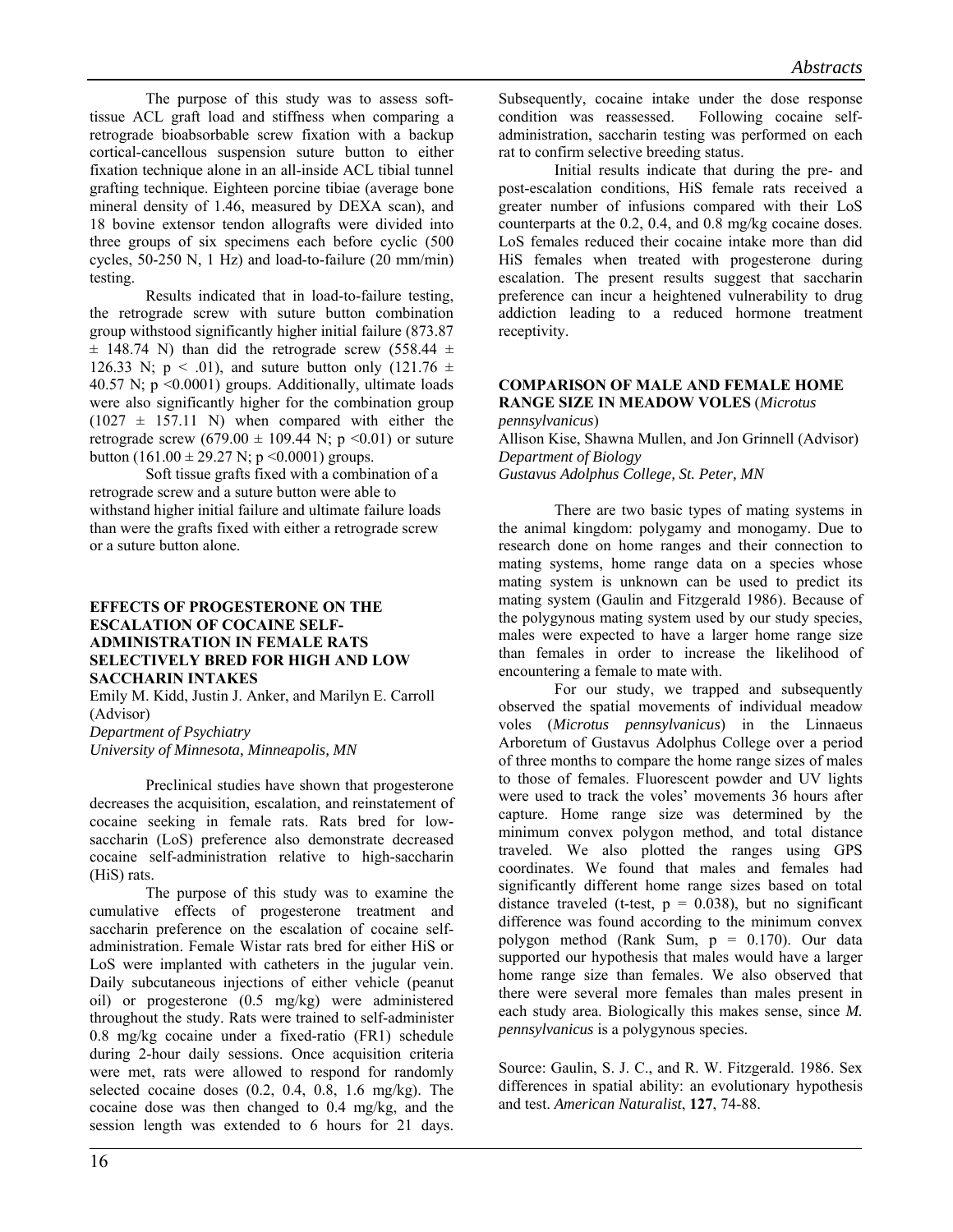The purpose of this study was to assess soft-tissue ACL graft load and stiffness when comparing a retrograde bioabsorbable screw fixation with a backup cortical-cancellous suspension suture button to either fixation technique alone in an all-inside ACL tibial tunnel grafting technique. Eighteen porcine tibiae (average bone mineral density of 1.46, measured by DEXA scan), and 18 bovine extensor tendon allografts were divided into three groups of six specimens each before cyclic (500 cycles, 50-250 N, 1 Hz) and load-to-failure (20 mm/min) testing.

Results indicated that in load-to-failure testing, the retrograde screw with suture button combination group withstood significantly higher initial failure (873.87 $\pm$ 148.74 N) than did the retrograde screw (558.44 $\pm$ 126.33 N; $p < .01$), and suture button only (121.76 $\pm$ 40.57 N; $p < 0.0001$) groups. Additionally, ultimate loads were also significantly higher for the combination group (1027 $\pm$ 157.11 N) when compared with either the retrograde screw (679.00 $\pm$ 109.44 N; $p < 0.01$) or suture button (161.00 $\pm$ 29.27 N; $p < 0.0001$) groups.

Soft tissue grafts fixed with a combination of a retrograde screw and a suture button were able to withstand higher initial failure and ultimate failure loads than were the grafts fixed with either a retrograde screw or a suture button alone.

## EFFECTS OF PROGESTERONE ON THE ESCALATION OF COCAINE SELF-ADMINISTRATION IN FEMALE RATS SELECTIVELY BRED FOR HIGH AND LOW SACCHARIN INTAKES

Emily M. Kidd, Justin J. Anker, and Marilyn E. Carroll (Advisor)
*Department of Psychiatry*
*University of Minnesota, Minneapolis, MN*

Preclinical studies have shown that progesterone decreases the acquisition, escalation, and reinstatement of cocaine seeking in female rats. Rats bred for low-saccharin (LoS) preference also demonstrate decreased cocaine self-administration relative to high-saccharin (HiS) rats.

The purpose of this study was to examine the cumulative effects of progesterone treatment and saccharin preference on the escalation of cocaine self-administration. Female Wistar rats bred for either HiS or LoS were implanted with catheters in the jugular vein. Daily subcutaneous injections of either vehicle (peanut oil) or progesterone (0.5 mg/kg) were administered throughout the study. Rats were trained to self-administer 0.8 mg/kg cocaine under a fixed-ratio (FR1) schedule during 2-hour daily sessions. Once acquisition criteria were met, rats were allowed to respond for randomly selected cocaine doses (0.2, 0.4, 0.8, 1.6 mg/kg). The cocaine dose was then changed to 0.4 mg/kg, and the session length was extended to 6 hours for 21 days. Subsequently, cocaine intake under the dose response condition was reassessed. Following cocaine self-administration, saccharin testing was performed on each rat to confirm selective breeding status.

Initial results indicate that during the pre- and post-escalation conditions, HiS female rats received a greater number of infusions compared with their LoS counterparts at the 0.2, 0.4, and 0.8 mg/kg cocaine doses. LoS females reduced their cocaine intake more than did HiS females when treated with progesterone during escalation. The present results suggest that saccharin preference can incur a heightened vulnerability to drug addiction leading to a reduced hormone treatment receptivity.

## COMPARISON OF MALE AND FEMALE HOME RANGE SIZE IN MEADOW VOLES (*Microtus pennsylvanicus*)

Allison Kise, Shawna Mullen, and Jon Grinnell (Advisor)
*Department of Biology*
*Gustavus Adolphus College, St. Peter, MN*

There are two basic types of mating systems in the animal kingdom: polygamy and monogamy. Due to research done on home ranges and their connection to mating systems, home range data on a species whose mating system is unknown can be used to predict its mating system (Gaulin and Fitzgerald 1986). Because of the polygynous mating system used by our study species, males were expected to have a larger home range size than females in order to increase the likelihood of encountering a female to mate with.

For our study, we trapped and subsequently observed the spatial movements of individual meadow voles (*Microtus pennsylvanicus*) in the Linnaeus Arboretum of Gustavus Adolphus College over a period of three months to compare the home range sizes of males to those of females. Fluorescent powder and UV lights were used to track the voles' movements 36 hours after capture. Home range size was determined by the minimum convex polygon method, and total distance traveled. We also plotted the ranges using GPS coordinates. We found that males and females had significantly different home range sizes based on total distance traveled (t-test, $p = 0.038$), but no significant difference was found according to the minimum convex polygon method (Rank Sum, $p = 0.170$). Our data supported our hypothesis that males would have a larger home range size than females. We also observed that there were several more females than males present in each study area. Biologically this makes sense, since *M. pennsylvanicus* is a polygynous species.

Source: Gaulin, S. J. C., and R. W. Fitzgerald. 1986. Sex differences in spatial ability: an evolutionary hypothesis and test. *American Naturalist*, **127**, 74-88.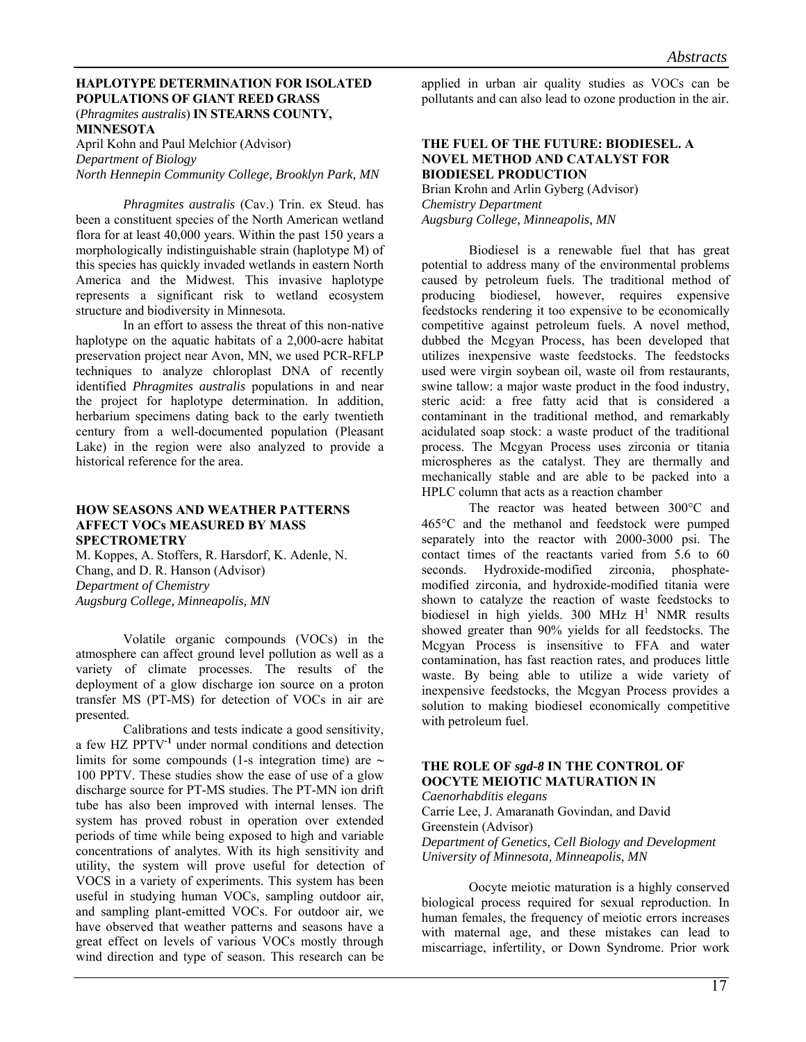### HAPLOTYPE DETERMINATION FOR ISOLATED POPULATIONS OF GIANT REED GRASS (*Phragmites australis*) IN STEARNS COUNTY, MINNESOTA

April Kohn and Paul Melchior (Advisor)
*Department of Biology*
*North Hennepin Community College, Brooklyn Park, MN*

*Phragmites australis* (Cav.) Trin. ex Steud. has been a constituent species of the North American wetland flora for at least 40,000 years. Within the past 150 years a morphologically indistinguishable strain (haplotype M) of this species has quickly invaded wetlands in eastern North America and the Midwest. This invasive haplotype represents a significant risk to wetland ecosystem structure and biodiversity in Minnesota.

In an effort to assess the threat of this non-native haplotype on the aquatic habitats of a 2,000-acre habitat preservation project near Avon, MN, we used PCR-RFLP techniques to analyze chloroplast DNA of recently identified *Phragmites australis* populations in and near the project for haplotype determination. In addition, herbarium specimens dating back to the early twentieth century from a well-documented population (Pleasant Lake) in the region were also analyzed to provide a historical reference for the area.

### HOW SEASONS AND WEATHER PATTERNS AFFECT VOCs MEASURED BY MASS SPECTROMETRY

M. Koppes, A. Stoffers, R. Harsdorf, K. Adenle, N. Chang, and D. R. Hanson (Advisor)
*Department of Chemistry*
*Augsburg College, Minneapolis, MN*

Volatile organic compounds (VOCs) in the atmosphere can affect ground level pollution as well as a variety of climate processes. The results of the deployment of a glow discharge ion source on a proton transfer MS (PT-MS) for detection of VOCs in air are presented.

Calibrations and tests indicate a good sensitivity, a few HZ PPTV$^{-1}$ under normal conditions and detection limits for some compounds (1-s integration time) are ~ 100 PPTV. These studies show the ease of use of a glow discharge source for PT-MS studies. The PT-MN ion drift tube has also been improved with internal lenses. The system has proved robust in operation over extended periods of time while being exposed to high and variable concentrations of analytes. With its high sensitivity and utility, the system will prove useful for detection of VOCS in a variety of experiments. This system has been useful in studying human VOCs, sampling outdoor air, and sampling plant-emitted VOCs. For outdoor air, we have observed that weather patterns and seasons have a great effect on levels of various VOCs mostly through wind direction and type of season. This research can be applied in urban air quality studies as VOCs can be pollutants and can also lead to ozone production in the air.

### THE FUEL OF THE FUTURE: BIODIESEL. A NOVEL METHOD AND CATALYST FOR BIODIESEL PRODUCTION

Brian Krohn and Arlin Gyberg (Advisor)
*Chemistry Department*
*Augsburg College, Minneapolis, MN*

Biodiesel is a renewable fuel that has great potential to address many of the environmental problems caused by petroleum fuels. The traditional method of producing biodiesel, however, requires expensive feedstocks rendering it too expensive to be economically competitive against petroleum fuels. A novel method, dubbed the Mcgyan Process, has been developed that utilizes inexpensive waste feedstocks. The feedstocks used were virgin soybean oil, waste oil from restaurants, swine tallow: a major waste product in the food industry, steric acid: a free fatty acid that is considered a contaminant in the traditional method, and remarkably acidulated soap stock: a waste product of the traditional process. The Mcgyan Process uses zirconia or titania microspheres as the catalyst. They are thermally and mechanically stable and are able to be packed into a HPLC column that acts as a reaction chamber

The reactor was heated between 300°C and 465°C and the methanol and feedstock were pumped separately into the reactor with 2000-3000 psi. The contact times of the reactants varied from 5.6 to 60 seconds. Hydroxide-modified zirconia, phosphate-modified zirconia, and hydroxide-modified titania were shown to catalyze the reaction of waste feedstocks to biodiesel in high yields. 300 MHz $H^1$ NMR results showed greater than 90% yields for all feedstocks. The Mcgyan Process is insensitive to FFA and water contamination, has fast reaction rates, and produces little waste. By being able to utilize a wide variety of inexpensive feedstocks, the Mcgyan Process provides a solution to making biodiesel economically competitive with petroleum fuel.

### THE ROLE OF *sgd-8* IN THE CONTROL OF OOCYTE MEIOTIC MATURATION IN *Caenorhabditis elegans*

Carrie Lee, J. Amaranath Govindan, and David Greenstein (Advisor)
*Department of Genetics, Cell Biology and Development*
*University of Minnesota, Minneapolis, MN*

Oocyte meiotic maturation is a highly conserved biological process required for sexual reproduction. In human females, the frequency of meiotic errors increases with maternal age, and these mistakes can lead to miscarriage, infertility, or Down Syndrome. Prior work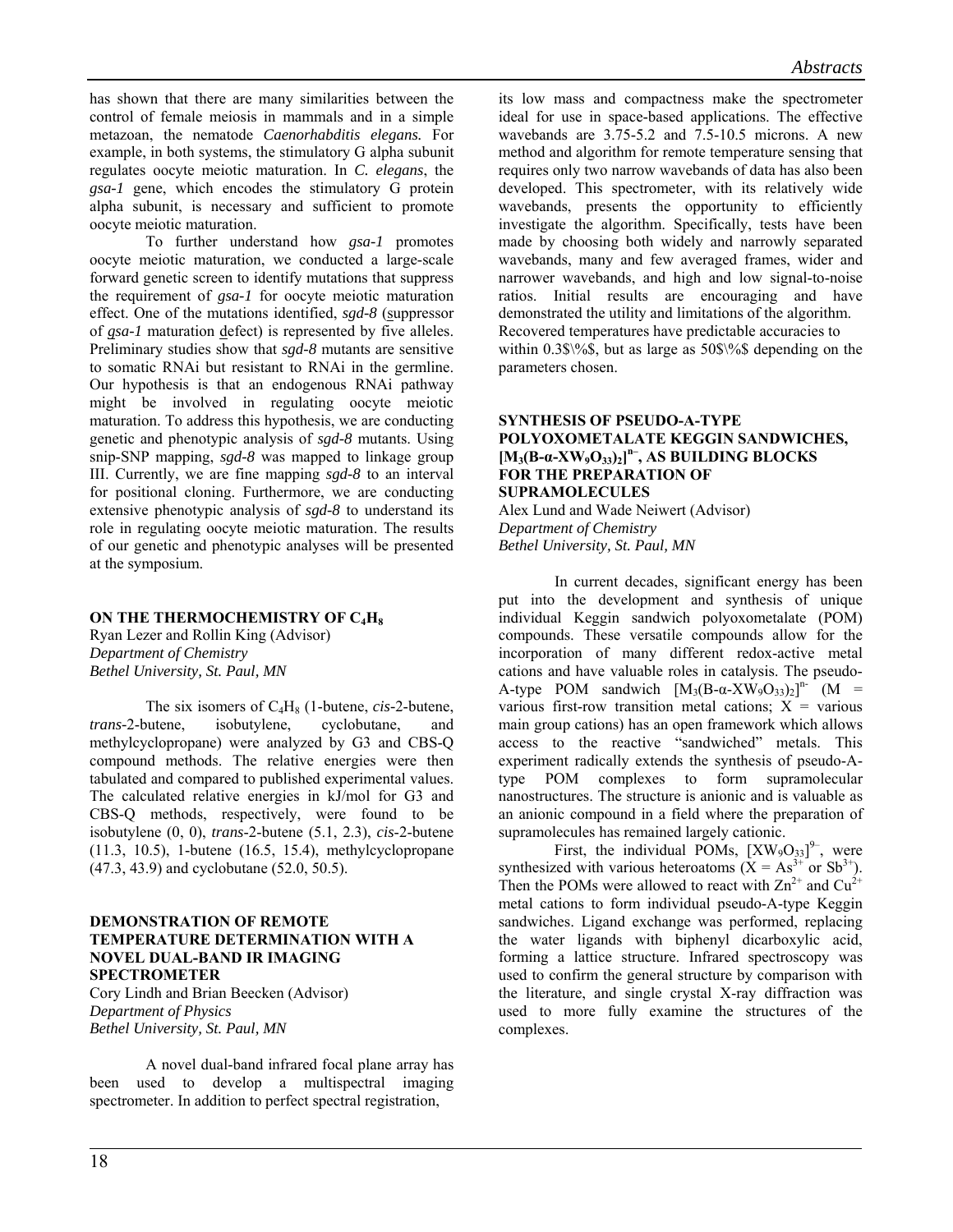has shown that there are many similarities between the control of female meiosis in mammals and in a simple metazoan, the nematode *Caenorhabditis elegans.* For example, in both systems, the stimulatory G alpha subunit regulates oocyte meiotic maturation. In *C. elegans*, the *gsa-1* gene, which encodes the stimulatory G protein alpha subunit, is necessary and sufficient to promote oocyte meiotic maturation.

To further understand how *gsa-1* promotes oocyte meiotic maturation, we conducted a large-scale forward genetic screen to identify mutations that suppress the requirement of *gsa-1* for oocyte meiotic maturation effect. One of the mutations identified, *sgd-8* (suppressor of *gsa-1* maturation defect) is represented by five alleles. Preliminary studies show that *sgd-8* mutants are sensitive to somatic RNAi but resistant to RNAi in the germline. Our hypothesis is that an endogenous RNAi pathway might be involved in regulating oocyte meiotic maturation. To address this hypothesis, we are conducting genetic and phenotypic analysis of *sgd-8* mutants. Using snip-SNP mapping, *sgd-8* was mapped to linkage group III. Currently, we are fine mapping *sgd-8* to an interval for positional cloning. Furthermore, we are conducting extensive phenotypic analysis of *sgd-8* to understand its role in regulating oocyte meiotic maturation. The results of our genetic and phenotypic analyses will be presented at the symposium.

## ON THE THERMOCHEMISTRY OF $C_4H_8$

Ryan Lezer and Rollin King (Advisor)
*Department of Chemistry*
*Bethel University, St. Paul, MN*

The six isomers of $C_4H_8$ (1-butene, *cis*-2-butene, *trans*-2-butene, isobutylene, cyclobutane, and methylcyclopropane) were analyzed by G3 and CBS-Q compound methods. The relative energies were then tabulated and compared to published experimental values. The calculated relative energies in kJ/mol for G3 and CBS-Q methods, respectively, were found to be isobutylene (0, 0), *trans*-2-butene (5.1, 2.3), *cis*-2-butene (11.3, 10.5), 1-butene (16.5, 15.4), methylcyclopropane (47.3, 43.9) and cyclobutane (52.0, 50.5).

## DEMONSTRATION OF REMOTE TEMPERATURE DETERMINATION WITH A NOVEL DUAL-BAND IR IMAGING SPECTROMETER

Cory Lindh and Brian Beecken (Advisor)
*Department of Physics*
*Bethel University, St. Paul, MN*

A novel dual-band infrared focal plane array has been used to develop a multispectral imaging spectrometer. In addition to perfect spectral registration, its low mass and compactness make the spectrometer ideal for use in space-based applications. The effective wavebands are 3.75-5.2 and 7.5-10.5 microns. A new method and algorithm for remote temperature sensing that requires only two narrow wavebands of data has also been developed. This spectrometer, with its relatively wide wavebands, presents the opportunity to efficiently investigate the algorithm. Specifically, tests have been made by choosing both widely and narrowly separated wavebands, many and few averaged frames, wider and narrower wavebands, and high and low signal-to-noise ratios. Initial results are encouraging and have demonstrated the utility and limitations of the algorithm. Recovered temperatures have predictable accuracies to within 0.3$\%$, but as large as 50$\%$ depending on the parameters chosen.

## SYNTHESIS OF PSEUDO-A-TYPE POLYOXOMETALATE KEGGIN SANDWICHES, $[M_3(B\text{-}\alpha\text{-}XW_9O_{33})_2]^{n-}$, AS BUILDING BLOCKS FOR THE PREPARATION OF SUPRAMOLECULES

Alex Lund and Wade Neiwert (Advisor)
*Department of Chemistry*
*Bethel University, St. Paul, MN*

In current decades, significant energy has been put into the development and synthesis of unique individual Keggin sandwich polyoxometalate (POM) compounds. These versatile compounds allow for the incorporation of many different redox-active metal cations and have valuable roles in catalysis. The pseudo-A-type POM sandwich $[M_3(B\text{-}\alpha\text{-}XW_9O_{33})_2]^{n-}$ (M = various first-row transition metal cations; X = various main group cations) has an open framework which allows access to the reactive "sandwiched" metals. This experiment radically extends the synthesis of pseudo-A-type POM complexes to form supramolecular nanostructures. The structure is anionic and is valuable as an anionic compound in a field where the preparation of supramolecules has remained largely cationic.

First, the individual POMs, $[XW_9O_{33}]^{9-}$, were synthesized with various heteroatoms ($X = As^{3+}$ or $Sb^{3+}$). Then the POMs were allowed to react with $Zn^{2+}$ and $Cu^{2+}$ metal cations to form individual pseudo-A-type Keggin sandwiches. Ligand exchange was performed, replacing the water ligands with biphenyl dicarboxylic acid, forming a lattice structure. Infrared spectroscopy was used to confirm the general structure by comparison with the literature, and single crystal X-ray diffraction was used to more fully examine the structures of the complexes.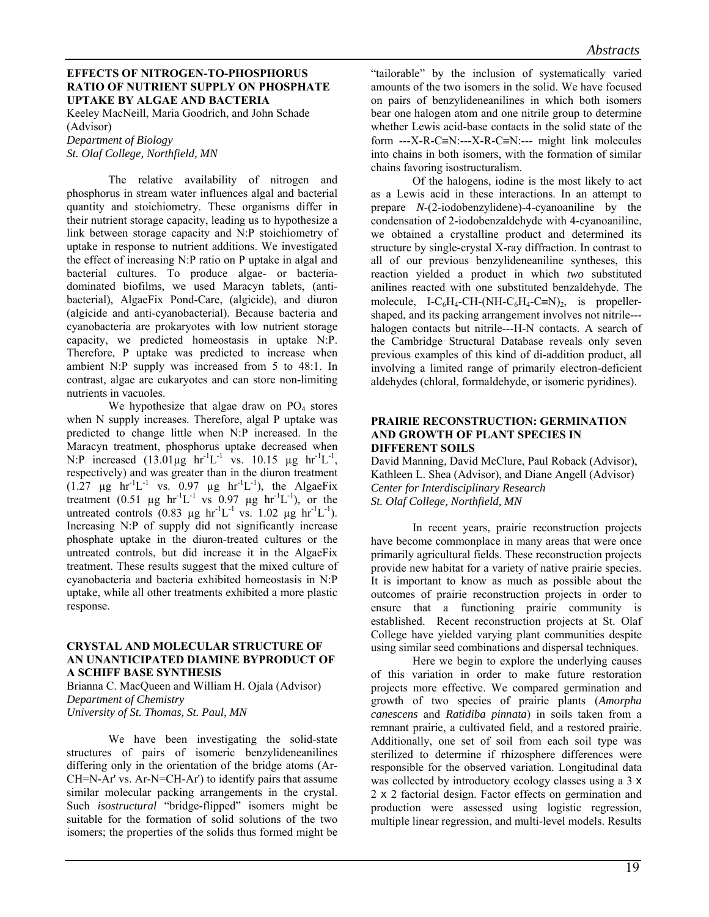### EFFECTS OF NITROGEN-TO-PHOSPHORUS RATIO OF NUTRIENT SUPPLY ON PHOSPHATE UPTAKE BY ALGAE AND BACTERIA

Keeley MacNeill, Maria Goodrich, and John Schade (Advisor)
*Department of Biology*
*St. Olaf College, Northfield, MN*

The relative availability of nitrogen and phosphorus in stream water influences algal and bacterial quantity and stoichiometry. These organisms differ in their nutrient storage capacity, leading us to hypothesize a link between storage capacity and N:P stoichiometry of uptake in response to nutrient additions. We investigated the effect of increasing N:P ratio on P uptake in algal and bacterial cultures. To produce algae- or bacteria-dominated biofilms, we used Maracyn tablets, (anti-bacterial), AlgaeFix Pond-Care, (algicide), and diuron (algicide and anti-cyanobacterial). Because bacteria and cyanobacteria are prokaryotes with low nutrient storage capacity, we predicted homeostasis in uptake N:P. Therefore, P uptake was predicted to increase when ambient N:P supply was increased from 5 to 48:1. In contrast, algae are eukaryotes and can store non-limiting nutrients in vacuoles.

We hypothesize that algae draw on $PO_4$ stores when N supply increases. Therefore, algal P uptake was predicted to change little when N:P increased. In the Maracyn treatment, phosphorus uptake decreased when N:P increased ($13.01 \mu g\ hr^{-1}L^{-1}$ vs. $10.15\ \mu g\ hr^{-1}L^{-1}$, respectively) and was greater than in the diuron treatment ($1.27\ \mu g\ hr^{-1}L^{-1}$ vs. $0.97\ \mu g\ hr^{-1}L^{-1}$), the AlgaeFix treatment ($0.51\ \mu g\ hr^{-1}L^{-1}$ vs $0.97\ \mu g\ hr^{-1}L^{-1}$), or the untreated controls ($0.83\ \mu g\ hr^{-1}L^{-1}$ vs. $1.02\ \mu g\ hr^{-1}L^{-1}$). Increasing N:P of supply did not significantly increase phosphate uptake in the diuron-treated cultures or the untreated controls, but did increase it in the AlgaeFix treatment. These results suggest that the mixed culture of cyanobacteria and bacteria exhibited homeostasis in N:P uptake, while all other treatments exhibited a more plastic response.

### CRYSTAL AND MOLECULAR STRUCTURE OF AN UNANTICIPATED DIAMINE BYPRODUCT OF A SCHIFF BASE SYNTHESIS

Brianna C. MacQueen and William H. Ojala (Advisor)
*Department of Chemistry*
*University of St. Thomas, St. Paul, MN*

We have been investigating the solid-state structures of pairs of isomeric benzylideneanilines differing only in the orientation of the bridge atoms (Ar-CH=N-Ar' vs. Ar-N=CH-Ar') to identify pairs that assume similar molecular packing arrangements in the crystal. Such *isostructural* "bridge-flipped" isomers might be suitable for the formation of solid solutions of the two isomers; the properties of the solids thus formed might be "tailorable" by the inclusion of systematically varied amounts of the two isomers in the solid. We have focused on pairs of benzylideneanilines in which both isomers bear one halogen atom and one nitrile group to determine whether Lewis acid-base contacts in the solid state of the form ---X-R-C≡N:---X-R-C≡N:--- might link molecules into chains in both isomers, with the formation of similar chains favoring isostructuralism.

Of the halogens, iodine is the most likely to act as a Lewis acid in these interactions. In an attempt to prepare *N*-(2-iodobenzylidene)-4-cyanoaniline by the condensation of 2-iodobenzaldehyde with 4-cyanoaniline, we obtained a crystalline product and determined its structure by single-crystal X-ray diffraction. In contrast to all of our previous benzylideneaniline syntheses, this reaction yielded a product in which *two* substituted anilines reacted with one substituted benzaldehyde. The molecule, $I\text{-}C_6H_4\text{-}CH\text{-}(NH\text{-}C_6H_4\text{-}C{\equiv}N)_2$, is propeller-shaped, and its packing arrangement involves not nitrile---halogen contacts but nitrile---H-N contacts. A search of the Cambridge Structural Database reveals only seven previous examples of this kind of di-addition product, all involving a limited range of primarily electron-deficient aldehydes (chloral, formaldehyde, or isomeric pyridines).

### PRAIRIE RECONSTRUCTION: GERMINATION AND GROWTH OF PLANT SPECIES IN DIFFERENT SOILS

David Manning, David McClure, Paul Roback (Advisor), Kathleen L. Shea (Advisor), and Diane Angell (Advisor)
*Center for Interdisciplinary Research*
*St. Olaf College, Northfield, MN*

In recent years, prairie reconstruction projects have become commonplace in many areas that were once primarily agricultural fields. These reconstruction projects provide new habitat for a variety of native prairie species. It is important to know as much as possible about the outcomes of prairie reconstruction projects in order to ensure that a functioning prairie community is established. Recent reconstruction projects at St. Olaf College have yielded varying plant communities despite using similar seed combinations and dispersal techniques.

Here we begin to explore the underlying causes of this variation in order to make future restoration projects more effective. We compared germination and growth of two species of prairie plants (*Amorpha canescens* and *Ratidiba pinnata*) in soils taken from a remnant prairie, a cultivated field, and a restored prairie. Additionally, one set of soil from each soil type was sterilized to determine if rhizosphere differences were responsible for the observed variation. Longitudinal data was collected by introductory ecology classes using a 3 x 2 x 2 factorial design. Factor effects on germination and production were assessed using logistic regression, multiple linear regression, and multi-level models. Results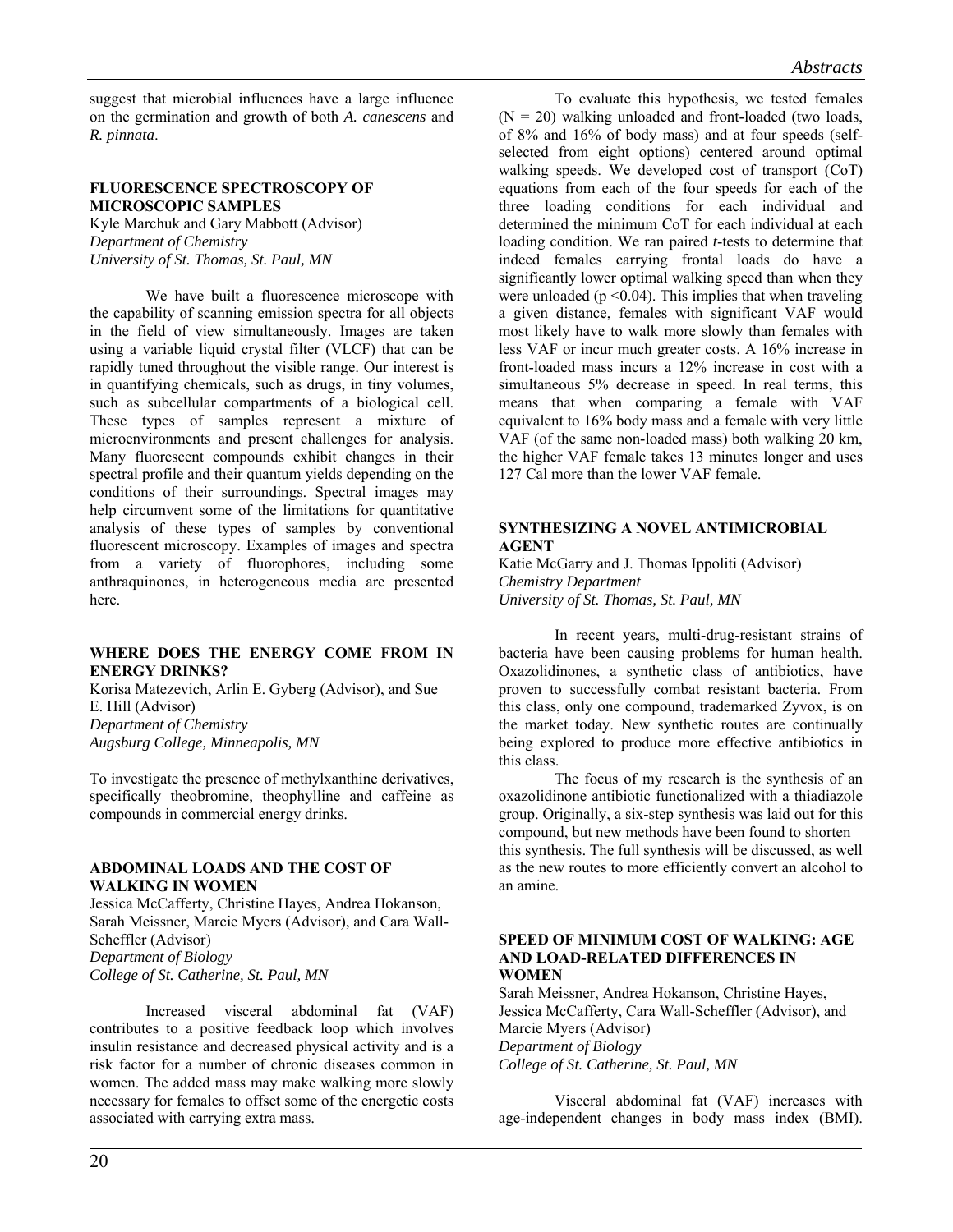suggest that microbial influences have a large influence on the germination and growth of both *A. canescens* and *R. pinnata*.

### FLUORESCENCE SPECTROSCOPY OF MICROSCOPIC SAMPLES

Kyle Marchuk and Gary Mabbott (Advisor)
*Department of Chemistry*
*University of St. Thomas, St. Paul, MN*

We have built a fluorescence microscope with the capability of scanning emission spectra for all objects in the field of view simultaneously. Images are taken using a variable liquid crystal filter (VLCF) that can be rapidly tuned throughout the visible range. Our interest is in quantifying chemicals, such as drugs, in tiny volumes, such as subcellular compartments of a biological cell. These types of samples represent a mixture of microenvironments and present challenges for analysis. Many fluorescent compounds exhibit changes in their spectral profile and their quantum yields depending on the conditions of their surroundings. Spectral images may help circumvent some of the limitations for quantitative analysis of these types of samples by conventional fluorescent microscopy. Examples of images and spectra from a variety of fluorophores, including some anthraquinones, in heterogeneous media are presented here.

### WHERE DOES THE ENERGY COME FROM IN ENERGY DRINKS?

Korisa Matezevich, Arlin E. Gyberg (Advisor), and Sue E. Hill (Advisor)
*Department of Chemistry*
*Augsburg College, Minneapolis, MN*

To investigate the presence of methylxanthine derivatives, specifically theobromine, theophylline and caffeine as compounds in commercial energy drinks.

### ABDOMINAL LOADS AND THE COST OF WALKING IN WOMEN

Jessica McCafferty, Christine Hayes, Andrea Hokanson, Sarah Meissner, Marcie Myers (Advisor), and Cara Wall-Scheffler (Advisor)
*Department of Biology*
*College of St. Catherine, St. Paul, MN*

Increased visceral abdominal fat (VAF) contributes to a positive feedback loop which involves insulin resistance and decreased physical activity and is a risk factor for a number of chronic diseases common in women. The added mass may make walking more slowly necessary for females to offset some of the energetic costs associated with carrying extra mass.

To evaluate this hypothesis, we tested females ($N = 20$) walking unloaded and front-loaded (two loads, of 8% and 16% of body mass) and at four speeds (self-selected from eight options) centered around optimal walking speeds. We developed cost of transport (CoT) equations from each of the four speeds for each of the three loading conditions for each individual and determined the minimum CoT for each individual at each loading condition. We ran paired *t*-tests to determine that indeed females carrying frontal loads do have a significantly lower optimal walking speed than when they were unloaded ($p < 0.04$). This implies that when traveling a given distance, females with significant VAF would most likely have to walk more slowly than females with less VAF or incur much greater costs. A 16% increase in front-loaded mass incurs a 12% increase in cost with a simultaneous 5% decrease in speed. In real terms, this means that when comparing a female with VAF equivalent to 16% body mass and a female with very little VAF (of the same non-loaded mass) both walking 20 km, the higher VAF female takes 13 minutes longer and uses 127 Cal more than the lower VAF female.

### SYNTHESIZING A NOVEL ANTIMICROBIAL AGENT

Katie McGarry and J. Thomas Ippoliti (Advisor)
*Chemistry Department*
*University of St. Thomas, St. Paul, MN*

In recent years, multi-drug-resistant strains of bacteria have been causing problems for human health. Oxazolidinones, a synthetic class of antibiotics, have proven to successfully combat resistant bacteria. From this class, only one compound, trademarked Zyvox, is on the market today. New synthetic routes are continually being explored to produce more effective antibiotics in this class.

The focus of my research is the synthesis of an oxazolidinone antibiotic functionalized with a thiadiazole group. Originally, a six-step synthesis was laid out for this compound, but new methods have been found to shorten this synthesis. The full synthesis will be discussed, as well as the new routes to more efficiently convert an alcohol to an amine.

### SPEED OF MINIMUM COST OF WALKING: AGE AND LOAD-RELATED DIFFERENCES IN WOMEN

Sarah Meissner, Andrea Hokanson, Christine Hayes, Jessica McCafferty, Cara Wall-Scheffler (Advisor), and Marcie Myers (Advisor)
*Department of Biology*
*College of St. Catherine, St. Paul, MN*

Visceral abdominal fat (VAF) increases with age-independent changes in body mass index (BMI).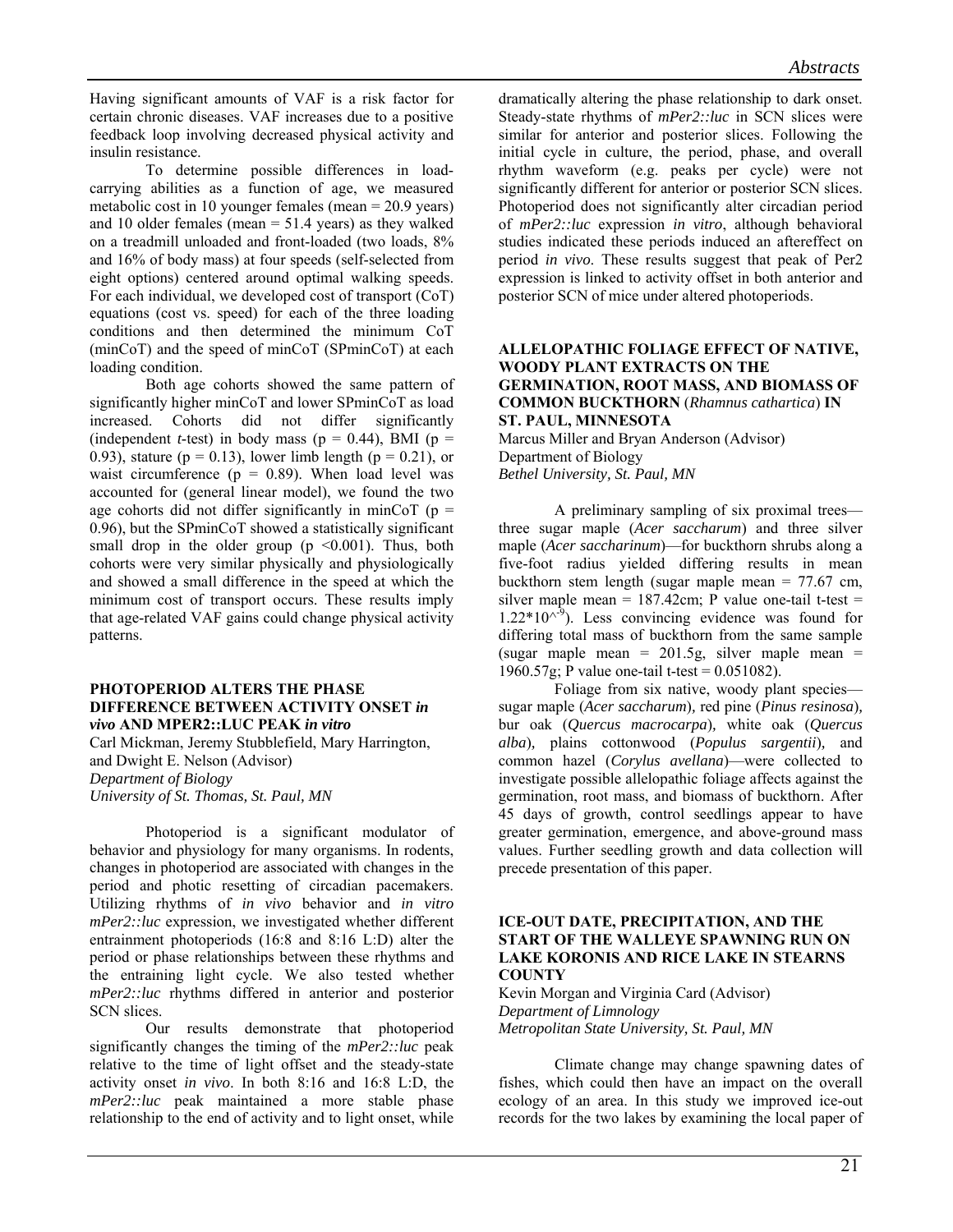Having significant amounts of VAF is a risk factor for certain chronic diseases. VAF increases due to a positive feedback loop involving decreased physical activity and insulin resistance.

To determine possible differences in load-carrying abilities as a function of age, we measured metabolic cost in 10 younger females (mean = 20.9 years) and 10 older females (mean = 51.4 years) as they walked on a treadmill unloaded and front-loaded (two loads, 8% and 16% of body mass) at four speeds (self-selected from eight options) centered around optimal walking speeds. For each individual, we developed cost of transport (CoT) equations (cost vs. speed) for each of the three loading conditions and then determined the minimum CoT (minCoT) and the speed of minCoT (SPminCoT) at each loading condition.

Both age cohorts showed the same pattern of significantly higher minCoT and lower SPminCoT as load increased. Cohorts did not differ significantly (independent *t*-test) in body mass ($p = 0.44$), BMI ($p = 0.93$), stature ($p = 0.13$), lower limb length ($p = 0.21$), or waist circumference ($p = 0.89$). When load level was accounted for (general linear model), we found the two age cohorts did not differ significantly in minCoT ($p = 0.96$), but the SPminCoT showed a statistically significant small drop in the older group ($p < 0.001$). Thus, both cohorts were very similar physically and physiologically and showed a small difference in the speed at which the minimum cost of transport occurs. These results imply that age-related VAF gains could change physical activity patterns.

### PHOTOPERIOD ALTERS THE PHASE DIFFERENCE BETWEEN ACTIVITY ONSET *in vivo* AND MPER2::LUC PEAK *in vitro*

Carl Mickman, Jeremy Stubblefield, Mary Harrington, and Dwight E. Nelson (Advisor)
*Department of Biology*
*University of St. Thomas, St. Paul, MN*

Photoperiod is a significant modulator of behavior and physiology for many organisms. In rodents, changes in photoperiod are associated with changes in the period and photic resetting of circadian pacemakers. Utilizing rhythms of *in vivo* behavior and *in vitro* *mPer2::luc* expression, we investigated whether different entrainment photoperiods (16:8 and 8:16 L:D) alter the period or phase relationships between these rhythms and the entraining light cycle. We also tested whether *mPer2::luc* rhythms differed in anterior and posterior SCN slices.

Our results demonstrate that photoperiod significantly changes the timing of the *mPer2::luc* peak relative to the time of light offset and the steady-state activity onset *in vivo*. In both 8:16 and 16:8 L:D, the *mPer2::luc* peak maintained a more stable phase relationship to the end of activity and to light onset, while dramatically altering the phase relationship to dark onset. Steady-state rhythms of *mPer2::luc* in SCN slices were similar for anterior and posterior slices. Following the initial cycle in culture, the period, phase, and overall rhythm waveform (e.g. peaks per cycle) were not significantly different for anterior or posterior SCN slices. Photoperiod does not significantly alter circadian period of *mPer2::luc* expression *in vitro*, although behavioral studies indicated these periods induced an aftereffect on period *in vivo*. These results suggest that peak of Per2 expression is linked to activity offset in both anterior and posterior SCN of mice under altered photoperiods.

### ALLELOPATHIC FOLIAGE EFFECT OF NATIVE, WOODY PLANT EXTRACTS ON THE GERMINATION, ROOT MASS, AND BIOMASS OF COMMON BUCKTHORN (*Rhamnus cathartica*) IN ST. PAUL, MINNESOTA

Marcus Miller and Bryan Anderson (Advisor)
Department of Biology
*Bethel University, St. Paul, MN*

A preliminary sampling of six proximal trees—three sugar maple (*Acer saccharum*) and three silver maple (*Acer saccharinum*)—for buckthorn shrubs along a five-foot radius yielded differing results in mean buckthorn stem length (sugar maple mean = 77.67 cm, silver maple mean = 187.42cm; P value one-tail t-test = $1.22*10^{\wedge-9}$). Less convincing evidence was found for differing total mass of buckthorn from the same sample (sugar maple mean = 201.5g, silver maple mean = 1960.57g; P value one-tail t-test = 0.051082).

Foliage from six native, woody plant species—sugar maple (*Acer saccharum*), red pine (*Pinus resinosa*), bur oak (*Quercus macrocarpa*), white oak (*Quercus alba*), plains cottonwood (*Populus sargentii*), and common hazel (*Corylus avellana*)—were collected to investigate possible allelopathic foliage affects against the germination, root mass, and biomass of buckthorn. After 45 days of growth, control seedlings appear to have greater germination, emergence, and above-ground mass values. Further seedling growth and data collection will precede presentation of this paper.

### ICE-OUT DATE, PRECIPITATION, AND THE START OF THE WALLEYE SPAWNING RUN ON LAKE KORONIS AND RICE LAKE IN STEARNS COUNTY

Kevin Morgan and Virginia Card (Advisor)
*Department of Limnology*
*Metropolitan State University, St. Paul, MN*

Climate change may change spawning dates of fishes, which could then have an impact on the overall ecology of an area. In this study we improved ice-out records for the two lakes by examining the local paper of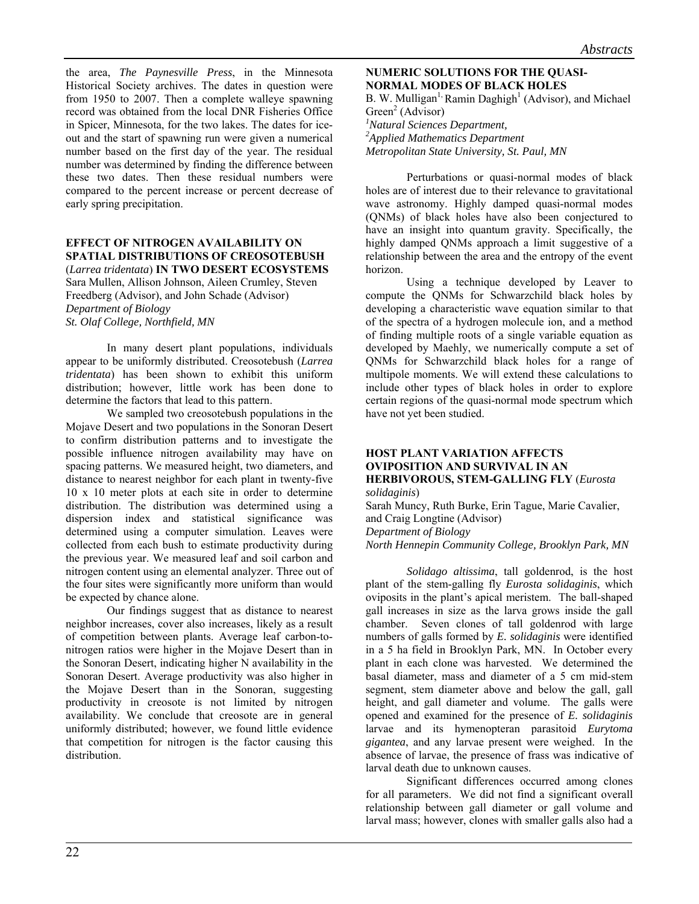the area, *The Paynesville Press*, in the Minnesota Historical Society archives. The dates in question were from 1950 to 2007. Then a complete walleye spawning record was obtained from the local DNR Fisheries Office in Spicer, Minnesota, for the two lakes. The dates for ice-out and the start of spawning run were given a numerical number based on the first day of the year. The residual number was determined by finding the difference between these two dates. Then these residual numbers were compared to the percent increase or percent decrease of early spring precipitation.

### EFFECT OF NITROGEN AVAILABILITY ON SPATIAL DISTRIBUTIONS OF CREOSOTEBUSH (*Larrea tridentata*) IN TWO DESERT ECOSYSTEMS

Sara Mullen, Allison Johnson, Aileen Crumley, Steven Freedberg (Advisor), and John Schade (Advisor)
*Department of Biology*
*St. Olaf College, Northfield, MN*

In many desert plant populations, individuals appear to be uniformly distributed. Creosotebush (*Larrea tridentata*) has been shown to exhibit this uniform distribution; however, little work has been done to determine the factors that lead to this pattern.

We sampled two creosotebush populations in the Mojave Desert and two populations in the Sonoran Desert to confirm distribution patterns and to investigate the possible influence nitrogen availability may have on spacing patterns. We measured height, two diameters, and distance to nearest neighbor for each plant in twenty-five 10 x 10 meter plots at each site in order to determine distribution. The distribution was determined using a dispersion index and statistical significance was determined using a computer simulation. Leaves were collected from each bush to estimate productivity during the previous year. We measured leaf and soil carbon and nitrogen content using an elemental analyzer. Three out of the four sites were significantly more uniform than would be expected by chance alone.

Our findings suggest that as distance to nearest neighbor increases, cover also increases, likely as a result of competition between plants. Average leaf carbon-to-nitrogen ratios were higher in the Mojave Desert than in the Sonoran Desert, indicating higher N availability in the Sonoran Desert. Average productivity was also higher in the Mojave Desert than in the Sonoran, suggesting productivity in creosote is not limited by nitrogen availability. We conclude that creosote are in general uniformly distributed; however, we found little evidence that competition for nitrogen is the factor causing this distribution.

### NUMERIC SOLUTIONS FOR THE QUASI-NORMAL MODES OF BLACK HOLES

B. W. Mulligan[1], Ramin Daghigh[1] (Advisor), and Michael Green[2] (Advisor)
[1]*Natural Sciences Department,*
[2]*Applied Mathematics Department*
*Metropolitan State University, St. Paul, MN*

Perturbations or quasi-normal modes of black holes are of interest due to their relevance to gravitational wave astronomy. Highly damped quasi-normal modes (QNMs) of black holes have also been conjectured to have an insight into quantum gravity. Specifically, the highly damped QNMs approach a limit suggestive of a relationship between the area and the entropy of the event horizon.

Using a technique developed by Leaver to compute the QNMs for Schwarzchild black holes by developing a characteristic wave equation similar to that of the spectra of a hydrogen molecule ion, and a method of finding multiple roots of a single variable equation as developed by Maehly, we numerically compute a set of QNMs for Schwarzchild black holes for a range of multipole moments. We will extend these calculations to include other types of black holes in order to explore certain regions of the quasi-normal mode spectrum which have not yet been studied.

### HOST PLANT VARIATION AFFECTS OVIPOSITION AND SURVIVAL IN AN HERBIVOROUS, STEM-GALLING FLY (*Eurosta solidaginis*)

Sarah Muncy, Ruth Burke, Erin Tague, Marie Cavalier, and Craig Longtine (Advisor)
*Department of Biology*
*North Hennepin Community College, Brooklyn Park, MN*

*Solidago altissima*, tall goldenrod, is the host plant of the stem-galling fly *Eurosta solidaginis*, which oviposits in the plant's apical meristem. The ball-shaped gall increases in size as the larva grows inside the gall chamber. Seven clones of tall goldenrod with large numbers of galls formed by *E. solidaginis* were identified in a 5 ha field in Brooklyn Park, MN. In October every plant in each clone was harvested. We determined the basal diameter, mass and diameter of a 5 cm mid-stem segment, stem diameter above and below the gall, gall height, and gall diameter and volume. The galls were opened and examined for the presence of *E. solidaginis* larvae and its hymenopteran parasitoid *Eurytoma gigantea*, and any larvae present were weighed. In the absence of larvae, the presence of frass was indicative of larval death due to unknown causes.

Significant differences occurred among clones for all parameters. We did not find a significant overall relationship between gall diameter or gall volume and larval mass; however, clones with smaller galls also had a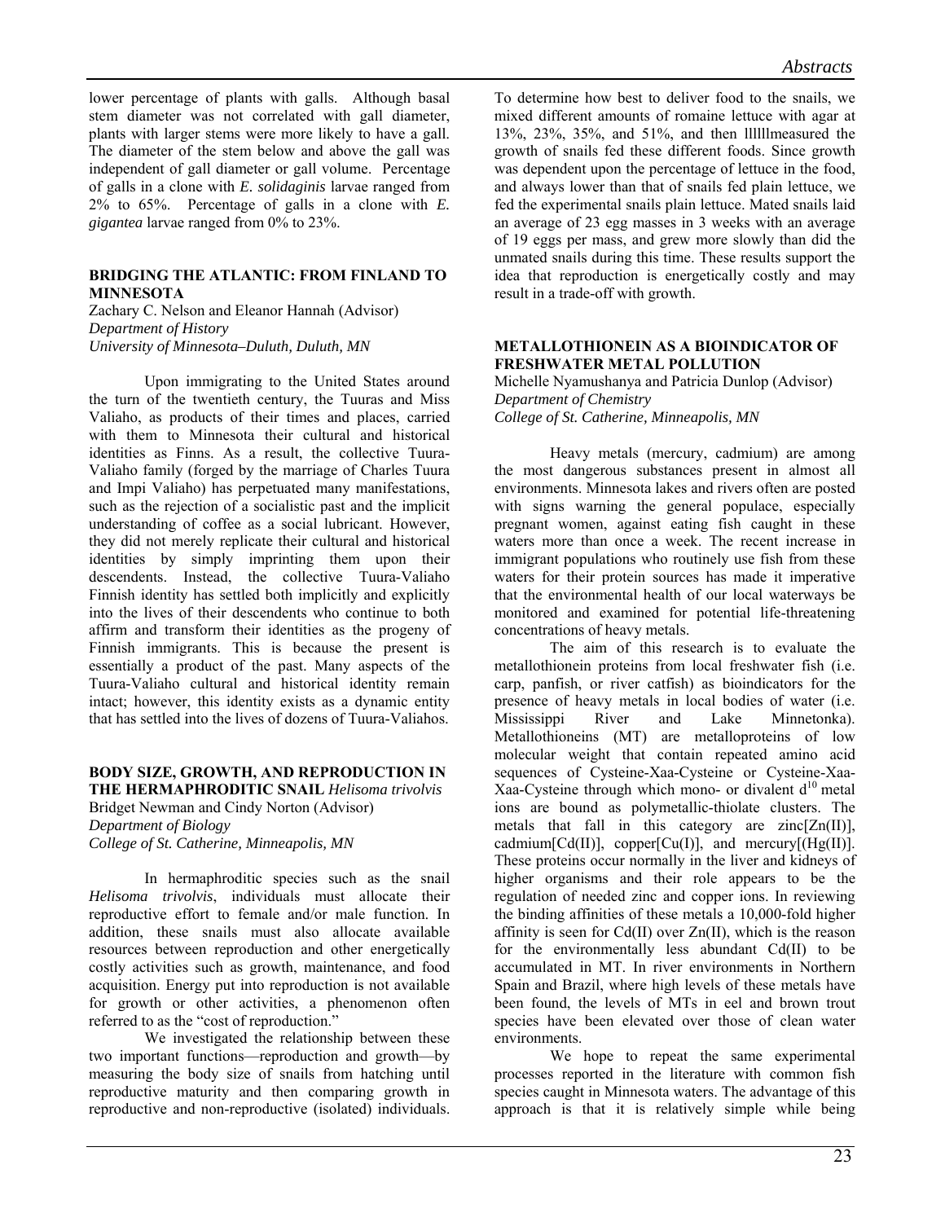lower percentage of plants with galls. Although basal stem diameter was not correlated with gall diameter, plants with larger stems were more likely to have a gall. The diameter of the stem below and above the gall was independent of gall diameter or gall volume. Percentage of galls in a clone with *E. solidaginis* larvae ranged from 2% to 65%. Percentage of galls in a clone with *E. gigantea* larvae ranged from 0% to 23%.

### BRIDGING THE ATLANTIC: FROM FINLAND TO MINNESOTA

Zachary C. Nelson and Eleanor Hannah (Advisor)
*Department of History*
*University of Minnesota–Duluth, Duluth, MN*

Upon immigrating to the United States around the turn of the twentieth century, the Tuuras and Miss Valiaho, as products of their times and places, carried with them to Minnesota their cultural and historical identities as Finns. As a result, the collective Tuura-Valiaho family (forged by the marriage of Charles Tuura and Impi Valiaho) has perpetuated many manifestations, such as the rejection of a socialistic past and the implicit understanding of coffee as a social lubricant. However, they did not merely replicate their cultural and historical identities by simply imprinting them upon their descendents. Instead, the collective Tuura-Valiaho Finnish identity has settled both implicitly and explicitly into the lives of their descendents who continue to both affirm and transform their identities as the progeny of Finnish immigrants. This is because the present is essentially a product of the past. Many aspects of the Tuura-Valiaho cultural and historical identity remain intact; however, this identity exists as a dynamic entity that has settled into the lives of dozens of Tuura-Valiahos.

### BODY SIZE, GROWTH, AND REPRODUCTION IN THE HERMAPHRODITIC SNAIL *Helisoma trivolvis*

Bridget Newman and Cindy Norton (Advisor)
*Department of Biology*
*College of St. Catherine, Minneapolis, MN*

In hermaphroditic species such as the snail *Helisoma trivolvis*, individuals must allocate their reproductive effort to female and/or male function. In addition, these snails must also allocate available resources between reproduction and other energetically costly activities such as growth, maintenance, and food acquisition. Energy put into reproduction is not available for growth or other activities, a phenomenon often referred to as the "cost of reproduction."

We investigated the relationship between these two important functions—reproduction and growth—by measuring the body size of snails from hatching until reproductive maturity and then comparing growth in reproductive and non-reproductive (isolated) individuals. To determine how best to deliver food to the snails, we mixed different amounts of romaine lettuce with agar at 13%, 23%, 35%, and 51%, and then llllllmeasured the growth of snails fed these different foods. Since growth was dependent upon the percentage of lettuce in the food, and always lower than that of snails fed plain lettuce, we fed the experimental snails plain lettuce. Mated snails laid an average of 23 egg masses in 3 weeks with an average of 19 eggs per mass, and grew more slowly than did the unmated snails during this time. These results support the idea that reproduction is energetically costly and may result in a trade-off with growth.

### METALLOTHIONEIN AS A BIOINDICATOR OF FRESHWATER METAL POLLUTION

Michelle Nyamushanya and Patricia Dunlop (Advisor)
*Department of Chemistry*
*College of St. Catherine, Minneapolis, MN*

Heavy metals (mercury, cadmium) are among the most dangerous substances present in almost all environments. Minnesota lakes and rivers often are posted with signs warning the general populace, especially pregnant women, against eating fish caught in these waters more than once a week. The recent increase in immigrant populations who routinely use fish from these waters for their protein sources has made it imperative that the environmental health of our local waterways be monitored and examined for potential life-threatening concentrations of heavy metals.

The aim of this research is to evaluate the metallothionein proteins from local freshwater fish (i.e. carp, panfish, or river catfish) as bioindicators for the presence of heavy metals in local bodies of water (i.e. Mississippi River and Lake Minnetonka). Metallothioneins (MT) are metalloproteins of low molecular weight that contain repeated amino acid sequences of Cysteine-Xaa-Cysteine or Cysteine-Xaa-Xaa-Cysteine through which mono- or divalent $d^{10}$ metal ions are bound as polymetallic-thiolate clusters. The metals that fall in this category are zinc[Zn(II)], cadmium[Cd(II)], copper[Cu(I)], and mercury[(Hg(II)]. These proteins occur normally in the liver and kidneys of higher organisms and their role appears to be the regulation of needed zinc and copper ions. In reviewing the binding affinities of these metals a 10,000-fold higher affinity is seen for Cd(II) over Zn(II), which is the reason for the environmentally less abundant Cd(II) to be accumulated in MT. In river environments in Northern Spain and Brazil, where high levels of these metals have been found, the levels of MTs in eel and brown trout species have been elevated over those of clean water environments.

We hope to repeat the same experimental processes reported in the literature with common fish species caught in Minnesota waters. The advantage of this approach is that it is relatively simple while being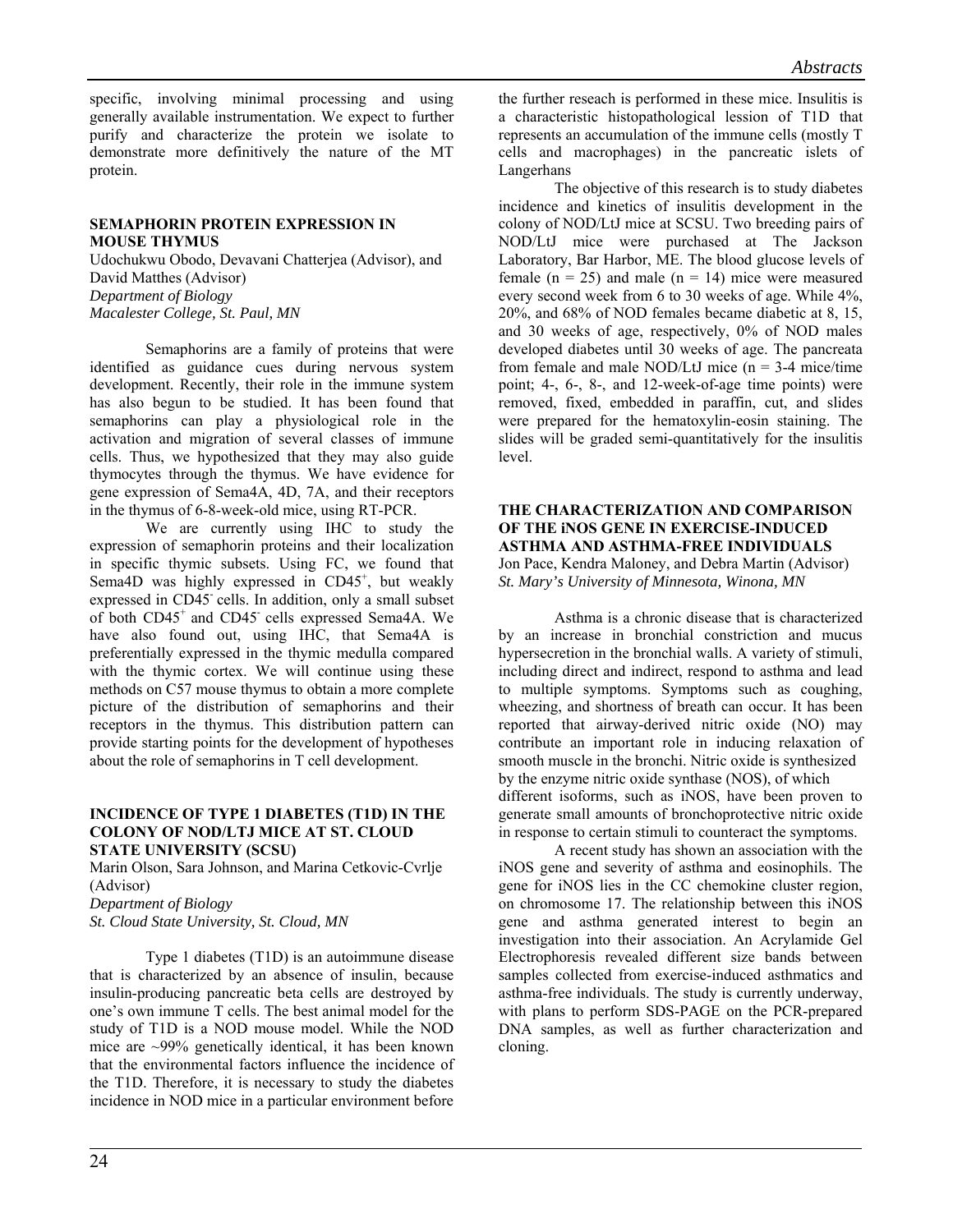specific, involving minimal processing and using generally available instrumentation. We expect to further purify and characterize the protein we isolate to demonstrate more definitively the nature of the MT protein.

### SEMAPHORIN PROTEIN EXPRESSION IN MOUSE THYMUS

Udochukwu Obodo, Devavani Chatterjea (Advisor), and David Matthes (Advisor)
*Department of Biology*
*Macalester College, St. Paul, MN*

Semaphorins are a family of proteins that were identified as guidance cues during nervous system development. Recently, their role in the immune system has also begun to be studied. It has been found that semaphorins can play a physiological role in the activation and migration of several classes of immune cells. Thus, we hypothesized that they may also guide thymocytes through the thymus. We have evidence for gene expression of Sema4A, 4D, 7A, and their receptors in the thymus of 6-8-week-old mice, using RT-PCR.

We are currently using IHC to study the expression of semaphorin proteins and their localization in specific thymic subsets. Using FC, we found that Sema4D was highly expressed in $CD45^+$, but weakly expressed in $CD45^-$ cells. In addition, only a small subset of both $CD45^+$ and $CD45^-$ cells expressed Sema4A. We have also found out, using IHC, that Sema4A is preferentially expressed in the thymic medulla compared with the thymic cortex. We will continue using these methods on C57 mouse thymus to obtain a more complete picture of the distribution of semaphorins and their receptors in the thymus. This distribution pattern can provide starting points for the development of hypotheses about the role of semaphorins in T cell development.

### INCIDENCE OF TYPE 1 DIABETES (T1D) IN THE COLONY OF NOD/LTJ MICE AT ST. CLOUD STATE UNIVERSITY (SCSU)

Marin Olson, Sara Johnson, and Marina Cetkovic-Cvrlje (Advisor)
*Department of Biology*
*St. Cloud State University, St. Cloud, MN*

Type 1 diabetes (T1D) is an autoimmune disease that is characterized by an absence of insulin, because insulin-producing pancreatic beta cells are destroyed by one's own immune T cells. The best animal model for the study of T1D is a NOD mouse model. While the NOD mice are ~99% genetically identical, it has been known that the environmental factors influence the incidence of the T1D. Therefore, it is necessary to study the diabetes incidence in NOD mice in a particular environment before the further reseach is performed in these mice. Insulitis is a characteristic histopathological lession of T1D that represents an accumulation of the immune cells (mostly T cells and macrophages) in the pancreatic islets of Langerhans

The objective of this research is to study diabetes incidence and kinetics of insulitis development in the colony of NOD/LtJ mice at SCSU. Two breeding pairs of NOD/LtJ mice were purchased at The Jackson Laboratory, Bar Harbor, ME. The blood glucose levels of female ($n = 25$) and male ($n = 14$) mice were measured every second week from 6 to 30 weeks of age. While 4%, 20%, and 68% of NOD females became diabetic at 8, 15, and 30 weeks of age, respectively, 0% of NOD males developed diabetes until 30 weeks of age. The pancreata from female and male NOD/LtJ mice ($n = 3$-$4$ mice/time point; 4-, 6-, 8-, and 12-week-of-age time points) were removed, fixed, embedded in paraffin, cut, and slides were prepared for the hematoxylin-eosin staining. The slides will be graded semi-quantitatively for the insulitis level.

### THE CHARACTERIZATION AND COMPARISON OF THE iNOS GENE IN EXERCISE-INDUCED ASTHMA AND ASTHMA-FREE INDIVIDUALS

Jon Pace, Kendra Maloney, and Debra Martin (Advisor)
*St. Mary's University of Minnesota, Winona, MN*

Asthma is a chronic disease that is characterized by an increase in bronchial constriction and mucus hypersecretion in the bronchial walls. A variety of stimuli, including direct and indirect, respond to asthma and lead to multiple symptoms. Symptoms such as coughing, wheezing, and shortness of breath can occur. It has been reported that airway-derived nitric oxide (NO) may contribute an important role in inducing relaxation of smooth muscle in the bronchi. Nitric oxide is synthesized by the enzyme nitric oxide synthase (NOS), of which different isoforms, such as iNOS, have been proven to generate small amounts of bronchoprotective nitric oxide in response to certain stimuli to counteract the symptoms.

A recent study has shown an association with the iNOS gene and severity of asthma and eosinophils. The gene for iNOS lies in the CC chemokine cluster region, on chromosome 17. The relationship between this iNOS gene and asthma generated interest to begin an investigation into their association. An Acrylamide Gel Electrophoresis revealed different size bands between samples collected from exercise-induced asthmatics and asthma-free individuals. The study is currently underway, with plans to perform SDS-PAGE on the PCR-prepared DNA samples, as well as further characterization and cloning.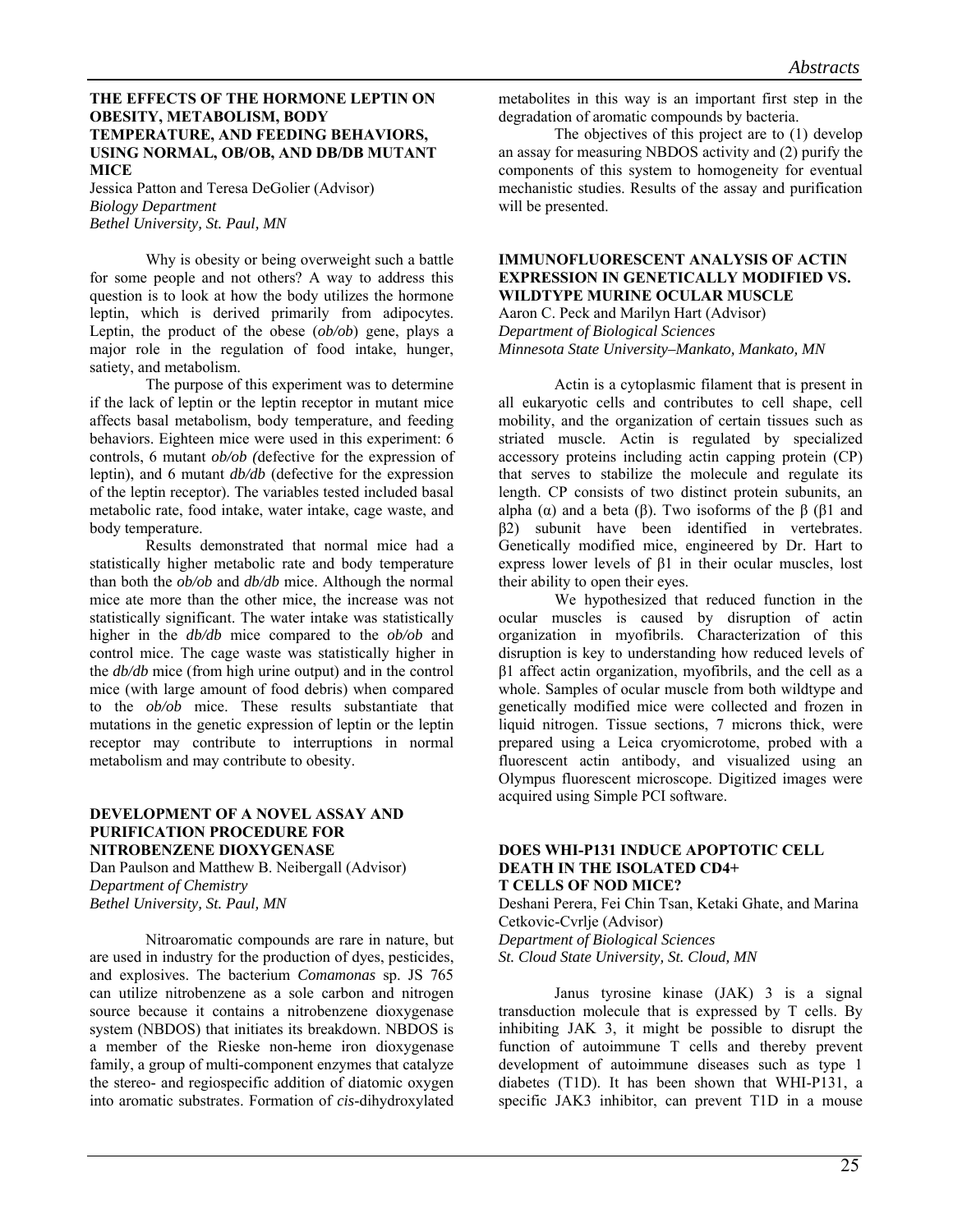### THE EFFECTS OF THE HORMONE LEPTIN ON OBESITY, METABOLISM, BODY TEMPERATURE, AND FEEDING BEHAVIORS, USING NORMAL, OB/OB, AND DB/DB MUTANT MICE

Jessica Patton and Teresa DeGolier (Advisor)
*Biology Department*
*Bethel University, St. Paul, MN*

Why is obesity or being overweight such a battle for some people and not others? A way to address this question is to look at how the body utilizes the hormone leptin, which is derived primarily from adipocytes. Leptin, the product of the obese (*ob/ob*) gene, plays a major role in the regulation of food intake, hunger, satiety, and metabolism.

The purpose of this experiment was to determine if the lack of leptin or the leptin receptor in mutant mice affects basal metabolism, body temperature, and feeding behaviors. Eighteen mice were used in this experiment: 6 controls, 6 mutant *ob/ob (*defective for the expression of leptin), and 6 mutant *db/db* (defective for the expression of the leptin receptor). The variables tested included basal metabolic rate, food intake, water intake, cage waste, and body temperature.

Results demonstrated that normal mice had a statistically higher metabolic rate and body temperature than both the *ob/ob* and *db/db* mice. Although the normal mice ate more than the other mice, the increase was not statistically significant. The water intake was statistically higher in the *db/db* mice compared to the *ob/ob* and control mice. The cage waste was statistically higher in the *db/db* mice (from high urine output) and in the control mice (with large amount of food debris) when compared to the *ob/ob* mice. These results substantiate that mutations in the genetic expression of leptin or the leptin receptor may contribute to interruptions in normal metabolism and may contribute to obesity.

### DEVELOPMENT OF A NOVEL ASSAY AND PURIFICATION PROCEDURE FOR NITROBENZENE DIOXYGENASE

Dan Paulson and Matthew B. Neibergall (Advisor)
*Department of Chemistry*
*Bethel University, St. Paul, MN*

Nitroaromatic compounds are rare in nature, but are used in industry for the production of dyes, pesticides, and explosives. The bacterium *Comamonas* sp. JS 765 can utilize nitrobenzene as a sole carbon and nitrogen source because it contains a nitrobenzene dioxygenase system (NBDOS) that initiates its breakdown. NBDOS is a member of the Rieske non-heme iron dioxygenase family, a group of multi-component enzymes that catalyze the stereo- and regiospecific addition of diatomic oxygen into aromatic substrates. Formation of *cis*-dihydroxylated metabolites in this way is an important first step in the degradation of aromatic compounds by bacteria.

The objectives of this project are to (1) develop an assay for measuring NBDOS activity and (2) purify the components of this system to homogeneity for eventual mechanistic studies. Results of the assay and purification will be presented.

### IMMUNOFLUORESCENT ANALYSIS OF ACTIN EXPRESSION IN GENETICALLY MODIFIED VS. WILDTYPE MURINE OCULAR MUSCLE

Aaron C. Peck and Marilyn Hart (Advisor)
*Department of Biological Sciences*
*Minnesota State University–Mankato, Mankato, MN*

Actin is a cytoplasmic filament that is present in all eukaryotic cells and contributes to cell shape, cell mobility, and the organization of certain tissues such as striated muscle. Actin is regulated by specialized accessory proteins including actin capping protein (CP) that serves to stabilize the molecule and regulate its length. CP consists of two distinct protein subunits, an alpha (α) and a beta (β). Two isoforms of the β (β1 and β2) subunit have been identified in vertebrates. Genetically modified mice, engineered by Dr. Hart to express lower levels of β1 in their ocular muscles, lost their ability to open their eyes.

We hypothesized that reduced function in the ocular muscles is caused by disruption of actin organization in myofibrils. Characterization of this disruption is key to understanding how reduced levels of β1 affect actin organization, myofibrils, and the cell as a whole. Samples of ocular muscle from both wildtype and genetically modified mice were collected and frozen in liquid nitrogen. Tissue sections, 7 microns thick, were prepared using a Leica cryomicrotome, probed with a fluorescent actin antibody, and visualized using an Olympus fluorescent microscope. Digitized images were acquired using Simple PCI software.

### DOES WHI-P131 INDUCE APOPTOTIC CELL DEATH IN THE ISOLATED CD4+ T CELLS OF NOD MICE?

Deshani Perera, Fei Chin Tsan, Ketaki Ghate, and Marina Cetkovic-Cvrlje (Advisor)
*Department of Biological Sciences*
*St. Cloud State University, St. Cloud, MN*

Janus tyrosine kinase (JAK) 3 is a signal transduction molecule that is expressed by T cells. By inhibiting JAK 3, it might be possible to disrupt the function of autoimmune T cells and thereby prevent development of autoimmune diseases such as type 1 diabetes (T1D). It has been shown that WHI-P131, a specific JAK3 inhibitor, can prevent T1D in a mouse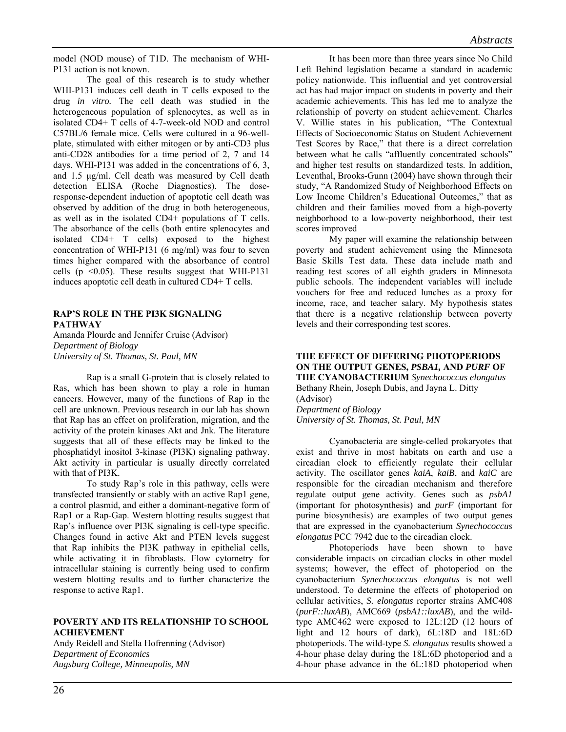model (NOD mouse) of T1D. The mechanism of WHI-P131 action is not known.

The goal of this research is to study whether WHI-P131 induces cell death in T cells exposed to the drug *in vitro.* The cell death was studied in the heterogeneous population of splenocytes, as well as in isolated CD4+ T cells of 4-7-week-old NOD and control C57BL/6 female mice. Cells were cultured in a 96-well-plate, stimulated with either mitogen or by anti-CD3 plus anti-CD28 antibodies for a time period of 2, 7 and 14 days. WHI-P131 was added in the concentrations of 6, 3, and 1.5 μg/ml. Cell death was measured by Cell death detection ELISA (Roche Diagnostics). The dose-response-dependent induction of apoptotic cell death was observed by addition of the drug in both heterogeneous, as well as in the isolated CD4+ populations of T cells. The absorbance of the cells (both entire splenocytes and isolated CD4+ T cells) exposed to the highest concentration of WHI-P131 (6 mg/ml) was four to seven times higher compared with the absorbance of control cells ($p < 0.05$). These results suggest that WHI-P131 induces apoptotic cell death in cultured CD4+ T cells.

### RAP'S ROLE IN THE PI3K SIGNALING PATHWAY

Amanda Plourde and Jennifer Cruise (Advisor)
*Department of Biology*
*University of St. Thomas, St. Paul, MN*

Rap is a small G-protein that is closely related to Ras, which has been shown to play a role in human cancers. However, many of the functions of Rap in the cell are unknown. Previous research in our lab has shown that Rap has an effect on proliferation, migration, and the activity of the protein kinases Akt and Jnk. The literature suggests that all of these effects may be linked to the phosphatidyl inositol 3-kinase (PI3K) signaling pathway. Akt activity in particular is usually directly correlated with that of PI3K.

To study Rap's role in this pathway, cells were transfected transiently or stably with an active Rap1 gene, a control plasmid, and either a dominant-negative form of Rap1 or a Rap-Gap. Western blotting results suggest that Rap's influence over PI3K signaling is cell-type specific. Changes found in active Akt and PTEN levels suggest that Rap inhibits the PI3K pathway in epithelial cells, while activating it in fibroblasts. Flow cytometry for intracellular staining is currently being used to confirm western blotting results and to further characterize the response to active Rap1.

### POVERTY AND ITS RELATIONSHIP TO SCHOOL ACHIEVEMENT

Andy Reidell and Stella Hofrenning (Advisor)
*Department of Economics*
*Augsburg College, Minneapolis, MN*

It has been more than three years since No Child Left Behind legislation became a standard in academic policy nationwide. This influential and yet controversial act has had major impact on students in poverty and their academic achievements. This has led me to analyze the relationship of poverty on student achievement. Charles V. Willie states in his publication, "The Contextual Effects of Socioeconomic Status on Student Achievement Test Scores by Race," that there is a direct correlation between what he calls "affluently concentrated schools" and higher test results on standardized tests. In addition, Leventhal, Brooks-Gunn (2004) have shown through their study, "A Randomized Study of Neighborhood Effects on Low Income Children's Educational Outcomes," that as children and their families moved from a high-poverty neighborhood to a low-poverty neighborhood, their test scores improved

My paper will examine the relationship between poverty and student achievement using the Minnesota Basic Skills Test data. These data include math and reading test scores of all eighth graders in Minnesota public schools. The independent variables will include vouchers for free and reduced lunches as a proxy for income, race, and teacher salary. My hypothesis states that there is a negative relationship between poverty levels and their corresponding test scores.

### THE EFFECT OF DIFFERING PHOTOPERIODS ON THE OUTPUT GENES, *PSBA1,* AND *PURF* OF THE CYANOBACTERIUM *Synechococcus elongatus*

Bethany Rhein, Joseph Dubis, and Jayna L. Ditty (Advisor)
*Department of Biology*
*University of St. Thomas, St. Paul, MN*

Cyanobacteria are single-celled prokaryotes that exist and thrive in most habitats on earth and use a circadian clock to efficiently regulate their cellular activity. The oscillator genes *kaiA*, *kaiB*, and *kaiC* are responsible for the circadian mechanism and therefore regulate output gene activity. Genes such as *psbA1* (important for photosynthesis) and *purF* (important for purine biosynthesis) are examples of two output genes that are expressed in the cyanobacterium *Synechococcus elongatus* PCC 7942 due to the circadian clock.

Photoperiods have been shown to have considerable impacts on circadian clocks in other model systems; however, the effect of photoperiod on the cyanobacterium *Synechococcus elongatus* is not well understood. To determine the effects of photoperiod on cellular activities, *S. elongatus* reporter strains AMC408 (*purF::luxAB*), AMC669 (*psbA1::luxAB*), and the wild-type AMC462 were exposed to 12L:12D (12 hours of light and 12 hours of dark), 6L:18D and 18L:6D photoperiods. The wild-type *S. elongatus* results showed a 4-hour phase delay during the 18L:6D photoperiod and a 4-hour phase advance in the 6L:18D photoperiod when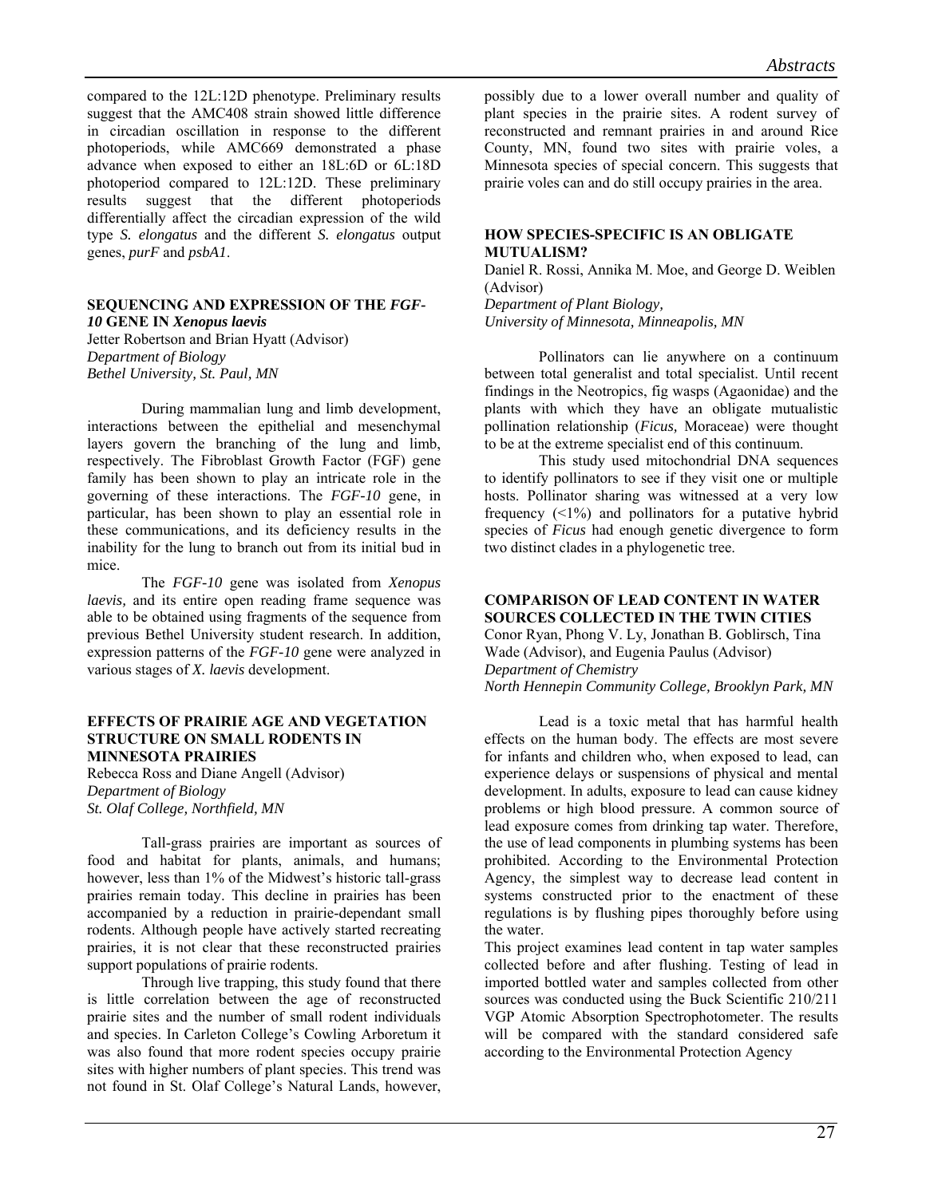compared to the 12L:12D phenotype. Preliminary results suggest that the AMC408 strain showed little difference in circadian oscillation in response to the different photoperiods, while AMC669 demonstrated a phase advance when exposed to either an 18L:6D or 6L:18D photoperiod compared to 12L:12D. These preliminary results suggest that the different photoperiods differentially affect the circadian expression of the wild type *S. elongatus* and the different *S. elongatus* output genes, *purF* and *psbA1*.

### SEQUENCING AND EXPRESSION OF THE *FGF-10* GENE IN *Xenopus laevis*

Jetter Robertson and Brian Hyatt (Advisor)
*Department of Biology*
*Bethel University, St. Paul, MN*

During mammalian lung and limb development, interactions between the epithelial and mesenchymal layers govern the branching of the lung and limb, respectively. The Fibroblast Growth Factor (FGF) gene family has been shown to play an intricate role in the governing of these interactions. The *FGF-10* gene, in particular, has been shown to play an essential role in these communications, and its deficiency results in the inability for the lung to branch out from its initial bud in mice.

The *FGF-10* gene was isolated from *Xenopus laevis,* and its entire open reading frame sequence was able to be obtained using fragments of the sequence from previous Bethel University student research. In addition, expression patterns of the *FGF-10* gene were analyzed in various stages of *X. laevis* development.

### EFFECTS OF PRAIRIE AGE AND VEGETATION STRUCTURE ON SMALL RODENTS IN MINNESOTA PRAIRIES

Rebecca Ross and Diane Angell (Advisor)
*Department of Biology*
*St. Olaf College, Northfield, MN*

Tall-grass prairies are important as sources of food and habitat for plants, animals, and humans; however, less than 1% of the Midwest's historic tall-grass prairies remain today. This decline in prairies has been accompanied by a reduction in prairie-dependant small rodents. Although people have actively started recreating prairies, it is not clear that these reconstructed prairies support populations of prairie rodents.

Through live trapping, this study found that there is little correlation between the age of reconstructed prairie sites and the number of small rodent individuals and species. In Carleton College's Cowling Arboretum it was also found that more rodent species occupy prairie sites with higher numbers of plant species. This trend was not found in St. Olaf College's Natural Lands, however, possibly due to a lower overall number and quality of plant species in the prairie sites. A rodent survey of reconstructed and remnant prairies in and around Rice County, MN, found two sites with prairie voles, a Minnesota species of special concern. This suggests that prairie voles can and do still occupy prairies in the area.

### HOW SPECIES-SPECIFIC IS AN OBLIGATE MUTUALISM?

Daniel R. Rossi, Annika M. Moe, and George D. Weiblen (Advisor)
*Department of Plant Biology,*
*University of Minnesota, Minneapolis, MN*

Pollinators can lie anywhere on a continuum between total generalist and total specialist. Until recent findings in the Neotropics, fig wasps (Agaonidae) and the plants with which they have an obligate mutualistic pollination relationship (*Ficus,* Moraceae) were thought to be at the extreme specialist end of this continuum.

This study used mitochondrial DNA sequences to identify pollinators to see if they visit one or multiple hosts. Pollinator sharing was witnessed at a very low frequency (<1%) and pollinators for a putative hybrid species of *Ficus* had enough genetic divergence to form two distinct clades in a phylogenetic tree.

### COMPARISON OF LEAD CONTENT IN WATER SOURCES COLLECTED IN THE TWIN CITIES

Conor Ryan, Phong V. Ly, Jonathan B. Goblirsch, Tina Wade (Advisor), and Eugenia Paulus (Advisor)
*Department of Chemistry*
*North Hennepin Community College, Brooklyn Park, MN*

Lead is a toxic metal that has harmful health effects on the human body. The effects are most severe for infants and children who, when exposed to lead, can experience delays or suspensions of physical and mental development. In adults, exposure to lead can cause kidney problems or high blood pressure. A common source of lead exposure comes from drinking tap water. Therefore, the use of lead components in plumbing systems has been prohibited. According to the Environmental Protection Agency, the simplest way to decrease lead content in systems constructed prior to the enactment of these regulations is by flushing pipes thoroughly before using the water.

This project examines lead content in tap water samples collected before and after flushing. Testing of lead in imported bottled water and samples collected from other sources was conducted using the Buck Scientific 210/211 VGP Atomic Absorption Spectrophotometer. The results will be compared with the standard considered safe according to the Environmental Protection Agency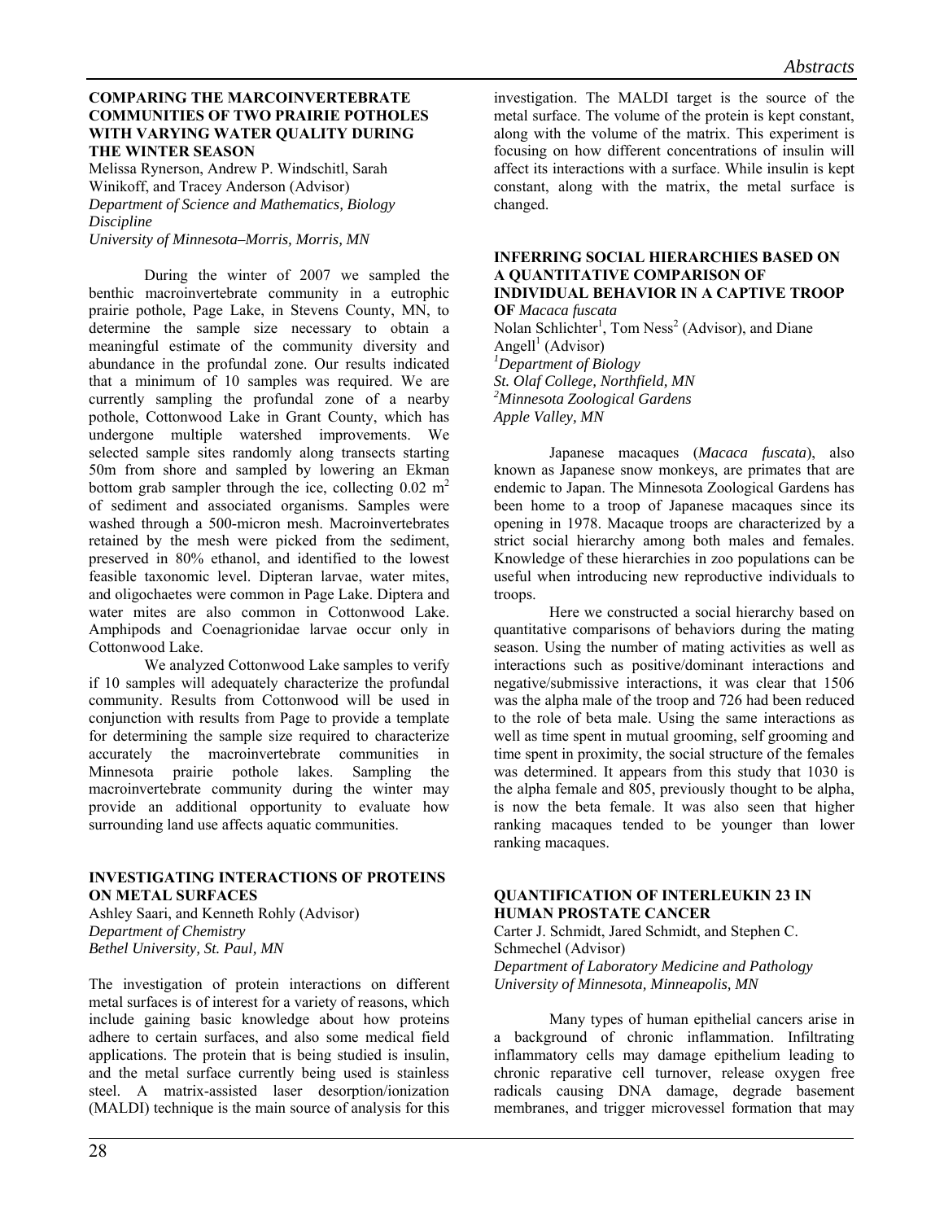### COMPARING THE MARCOINVERTEBRATE COMMUNITIES OF TWO PRAIRIE POTHOLES WITH VARYING WATER QUALITY DURING THE WINTER SEASON

Melissa Rynerson, Andrew P. Windschitl, Sarah Winikoff, and Tracey Anderson (Advisor)
*Department of Science and Mathematics, Biology Discipline*
*University of Minnesota–Morris, Morris, MN*

During the winter of 2007 we sampled the benthic macroinvertebrate community in a eutrophic prairie pothole, Page Lake, in Stevens County, MN, to determine the sample size necessary to obtain a meaningful estimate of the community diversity and abundance in the profundal zone. Our results indicated that a minimum of 10 samples was required. We are currently sampling the profundal zone of a nearby pothole, Cottonwood Lake in Grant County, which has undergone multiple watershed improvements. We selected sample sites randomly along transects starting 50m from shore and sampled by lowering an Ekman bottom grab sampler through the ice, collecting 0.02 $m^2$ of sediment and associated organisms. Samples were washed through a 500-micron mesh. Macroinvertebrates retained by the mesh were picked from the sediment, preserved in 80% ethanol, and identified to the lowest feasible taxonomic level. Dipteran larvae, water mites, and oligochaetes were common in Page Lake. Diptera and water mites are also common in Cottonwood Lake. Amphipods and Coenagrionidae larvae occur only in Cottonwood Lake.

We analyzed Cottonwood Lake samples to verify if 10 samples will adequately characterize the profundal community. Results from Cottonwood will be used in conjunction with results from Page to provide a template for determining the sample size required to characterize accurately the macroinvertebrate communities in Minnesota prairie pothole lakes. Sampling the macroinvertebrate community during the winter may provide an additional opportunity to evaluate how surrounding land use affects aquatic communities.

### INVESTIGATING INTERACTIONS OF PROTEINS ON METAL SURFACES

Ashley Saari, and Kenneth Rohly (Advisor)
*Department of Chemistry*
*Bethel University, St. Paul, MN*

The investigation of protein interactions on different metal surfaces is of interest for a variety of reasons, which include gaining basic knowledge about how proteins adhere to certain surfaces, and also some medical field applications. The protein that is being studied is insulin, and the metal surface currently being used is stainless steel. A matrix-assisted laser desorption/ionization (MALDI) technique is the main source of analysis for this investigation. The MALDI target is the source of the metal surface. The volume of the protein is kept constant, along with the volume of the matrix. This experiment is focusing on how different concentrations of insulin will affect its interactions with a surface. While insulin is kept constant, along with the matrix, the metal surface is changed.

### INFERRING SOCIAL HIERARCHIES BASED ON A QUANTITATIVE COMPARISON OF INDIVIDUAL BEHAVIOR IN A CAPTIVE TROOP OF *Macaca fuscata*

Nolan Schlichter[1], Tom Ness[2] (Advisor), and Diane Angell[1] (Advisor)
[1]*Department of Biology*
*St. Olaf College, Northfield, MN*
[2]*Minnesota Zoological Gardens*
*Apple Valley, MN*

Japanese macaques (*Macaca fuscata*), also known as Japanese snow monkeys, are primates that are endemic to Japan. The Minnesota Zoological Gardens has been home to a troop of Japanese macaques since its opening in 1978. Macaque troops are characterized by a strict social hierarchy among both males and females. Knowledge of these hierarchies in zoo populations can be useful when introducing new reproductive individuals to troops.

Here we constructed a social hierarchy based on quantitative comparisons of behaviors during the mating season. Using the number of mating activities as well as interactions such as positive/dominant interactions and negative/submissive interactions, it was clear that 1506 was the alpha male of the troop and 726 had been reduced to the role of beta male. Using the same interactions as well as time spent in mutual grooming, self grooming and time spent in proximity, the social structure of the females was determined. It appears from this study that 1030 is the alpha female and 805, previously thought to be alpha, is now the beta female. It was also seen that higher ranking macaques tended to be younger than lower ranking macaques.

### QUANTIFICATION OF INTERLEUKIN 23 IN HUMAN PROSTATE CANCER

Carter J. Schmidt, Jared Schmidt, and Stephen C. Schmechel (Advisor)
*Department of Laboratory Medicine and Pathology*
*University of Minnesota, Minneapolis, MN*

Many types of human epithelial cancers arise in a background of chronic inflammation. Infiltrating inflammatory cells may damage epithelium leading to chronic reparative cell turnover, release oxygen free radicals causing DNA damage, degrade basement membranes, and trigger microvessel formation that may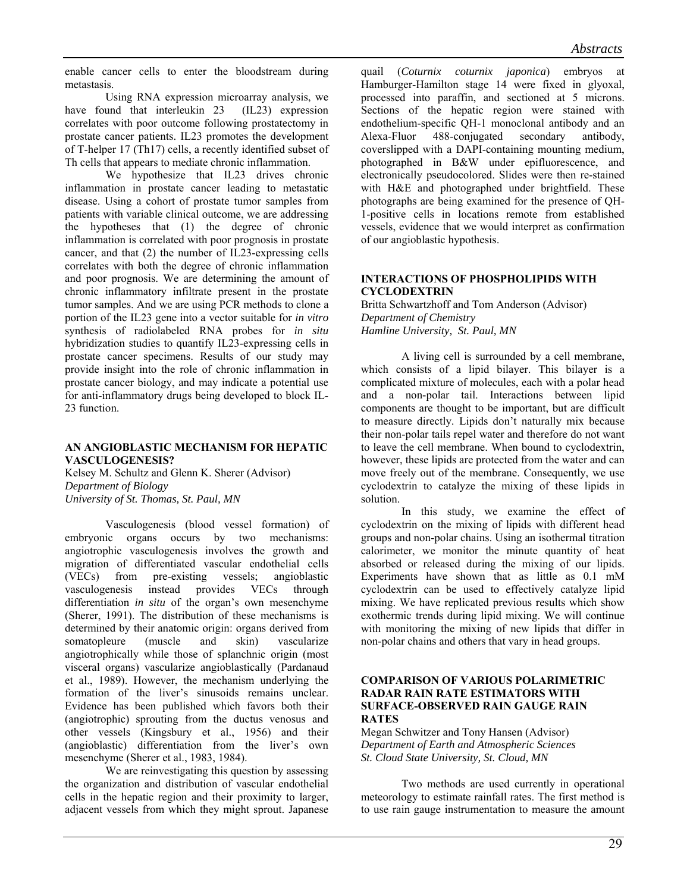enable cancer cells to enter the bloodstream during metastasis.

Using RNA expression microarray analysis, we have found that interleukin 23 (IL23) expression correlates with poor outcome following prostatectomy in prostate cancer patients. IL23 promotes the development of T-helper 17 (Th17) cells, a recently identified subset of Th cells that appears to mediate chronic inflammation.

We hypothesize that IL23 drives chronic inflammation in prostate cancer leading to metastatic disease. Using a cohort of prostate tumor samples from patients with variable clinical outcome, we are addressing the hypotheses that (1) the degree of chronic inflammation is correlated with poor prognosis in prostate cancer, and that (2) the number of IL23-expressing cells correlates with both the degree of chronic inflammation and poor prognosis. We are determining the amount of chronic inflammatory infiltrate present in the prostate tumor samples. And we are using PCR methods to clone a portion of the IL23 gene into a vector suitable for *in vitro* synthesis of radiolabeled RNA probes for *in situ* hybridization studies to quantify IL23-expressing cells in prostate cancer specimens. Results of our study may provide insight into the role of chronic inflammation in prostate cancer biology, and may indicate a potential use for anti-inflammatory drugs being developed to block IL-23 function.

### AN ANGIOBLASTIC MECHANISM FOR HEPATIC VASCULOGENESIS?

Kelsey M. Schultz and Glenn K. Sherer (Advisor)
*Department of Biology*
*University of St. Thomas, St. Paul, MN*

Vasculogenesis (blood vessel formation) of embryonic organs occurs by two mechanisms: angiotrophic vasculogenesis involves the growth and migration of differentiated vascular endothelial cells (VECs) from pre-existing vessels; angioblastic vasculogenesis instead provides VECs through differentiation *in situ* of the organ's own mesenchyme (Sherer, 1991). The distribution of these mechanisms is determined by their anatomic origin: organs derived from somatopleure (muscle and skin) vascularize angiotrophically while those of splanchnic origin (most visceral organs) vascularize angioblastically (Pardanaud et al., 1989). However, the mechanism underlying the formation of the liver's sinusoids remains unclear. Evidence has been published which favors both their (angiotrophic) sprouting from the ductus venosus and other vessels (Kingsbury et al., 1956) and their (angioblastic) differentiation from the liver's own mesenchyme (Sherer et al., 1983, 1984).

We are reinvestigating this question by assessing the organization and distribution of vascular endothelial cells in the hepatic region and their proximity to larger, adjacent vessels from which they might sprout. Japanese quail (*Coturnix coturnix japonica*) embryos at Hamburger-Hamilton stage 14 were fixed in glyoxal, processed into paraffin, and sectioned at 5 microns. Sections of the hepatic region were stained with endothelium-specific QH-1 monoclonal antibody and an Alexa-Fluor 488-conjugated secondary antibody, coverslipped with a DAPI-containing mounting medium, photographed in B&W under epifluorescence, and electronically pseudocolored. Slides were then re-stained with H&E and photographed under brightfield. These photographs are being examined for the presence of QH-1-positive cells in locations remote from established vessels, evidence that we would interpret as confirmation of our angioblastic hypothesis.

### INTERACTIONS OF PHOSPHOLIPIDS WITH CYCLODEXTRIN

Britta Schwartzhoff and Tom Anderson (Advisor)
*Department of Chemistry*
*Hamline University, St. Paul, MN*

A living cell is surrounded by a cell membrane, which consists of a lipid bilayer. This bilayer is a complicated mixture of molecules, each with a polar head and a non-polar tail. Interactions between lipid components are thought to be important, but are difficult to measure directly. Lipids don't naturally mix because their non-polar tails repel water and therefore do not want to leave the cell membrane. When bound to cyclodextrin, however, these lipids are protected from the water and can move freely out of the membrane. Consequently, we use cyclodextrin to catalyze the mixing of these lipids in solution.

In this study, we examine the effect of cyclodextrin on the mixing of lipids with different head groups and non-polar chains. Using an isothermal titration calorimeter, we monitor the minute quantity of heat absorbed or released during the mixing of our lipids. Experiments have shown that as little as 0.1 mM cyclodextrin can be used to effectively catalyze lipid mixing. We have replicated previous results which show exothermic trends during lipid mixing. We will continue with monitoring the mixing of new lipids that differ in non-polar chains and others that vary in head groups.

### COMPARISON OF VARIOUS POLARIMETRIC RADAR RAIN RATE ESTIMATORS WITH SURFACE-OBSERVED RAIN GAUGE RAIN RATES

Megan Schwitzer and Tony Hansen (Advisor)
*Department of Earth and Atmospheric Sciences*
*St. Cloud State University, St. Cloud, MN*

Two methods are used currently in operational meteorology to estimate rainfall rates. The first method is to use rain gauge instrumentation to measure the amount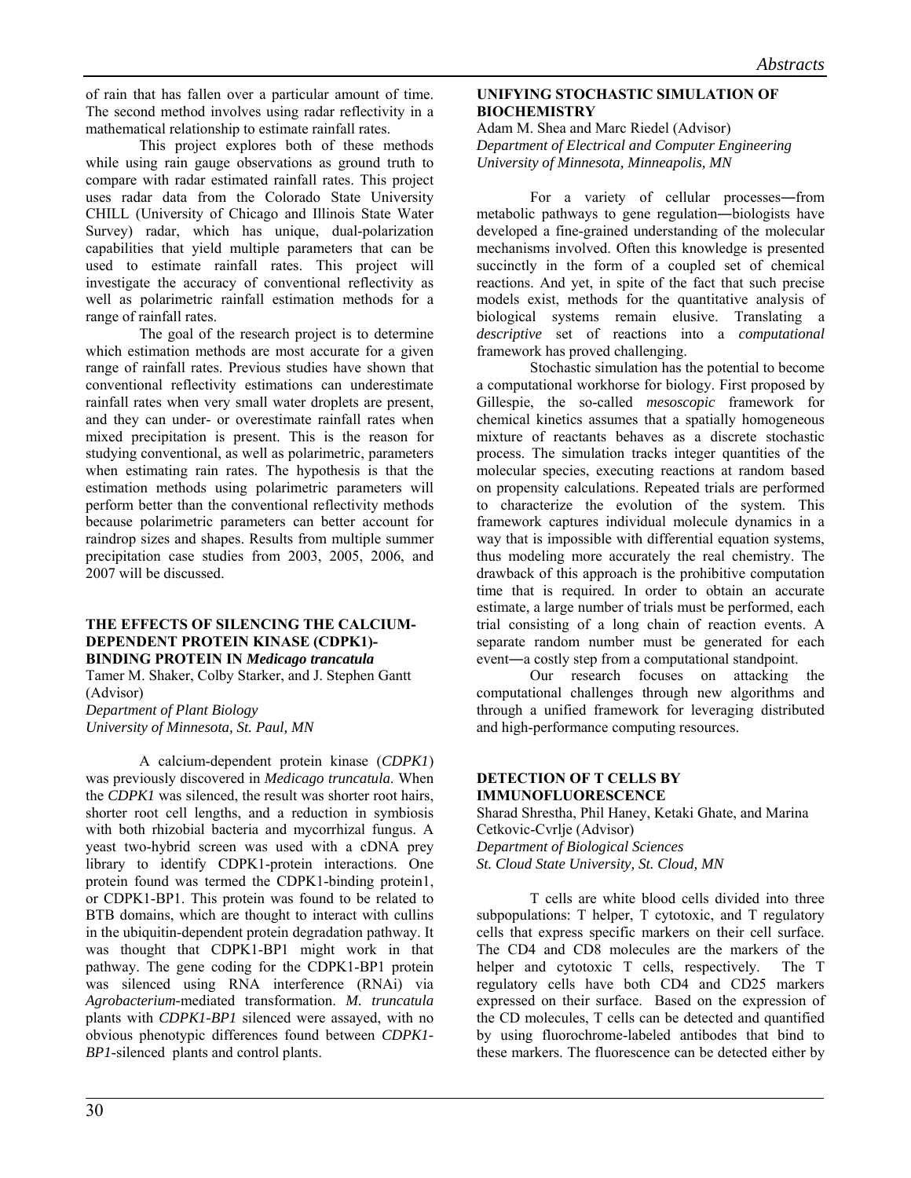of rain that has fallen over a particular amount of time. The second method involves using radar reflectivity in a mathematical relationship to estimate rainfall rates.

This project explores both of these methods while using rain gauge observations as ground truth to compare with radar estimated rainfall rates. This project uses radar data from the Colorado State University CHILL (University of Chicago and Illinois State Water Survey) radar, which has unique, dual-polarization capabilities that yield multiple parameters that can be used to estimate rainfall rates. This project will investigate the accuracy of conventional reflectivity as well as polarimetric rainfall estimation methods for a range of rainfall rates.

The goal of the research project is to determine which estimation methods are most accurate for a given range of rainfall rates. Previous studies have shown that conventional reflectivity estimations can underestimate rainfall rates when very small water droplets are present, and they can under- or overestimate rainfall rates when mixed precipitation is present. This is the reason for studying conventional, as well as polarimetric, parameters when estimating rain rates. The hypothesis is that the estimation methods using polarimetric parameters will perform better than the conventional reflectivity methods because polarimetric parameters can better account for raindrop sizes and shapes. Results from multiple summer precipitation case studies from 2003, 2005, 2006, and 2007 will be discussed.

### THE EFFECTS OF SILENCING THE CALCIUM-DEPENDENT PROTEIN KINASE (CDPK1)-BINDING PROTEIN IN *Medicago trancatula*

Tamer M. Shaker, Colby Starker, and J. Stephen Gantt (Advisor)
*Department of Plant Biology*
*University of Minnesota, St. Paul, MN*

A calcium-dependent protein kinase (*CDPK1*) was previously discovered in *Medicago truncatula*. When the *CDPK1* was silenced, the result was shorter root hairs, shorter root cell lengths, and a reduction in symbiosis with both rhizobial bacteria and mycorrhizal fungus. A yeast two-hybrid screen was used with a cDNA prey library to identify CDPK1-protein interactions. One protein found was termed the CDPK1-binding protein1, or CDPK1-BP1. This protein was found to be related to BTB domains, which are thought to interact with cullins in the ubiquitin-dependent protein degradation pathway. It was thought that CDPK1-BP1 might work in that pathway. The gene coding for the CDPK1-BP1 protein was silenced using RNA interference (RNAi) via *Agrobacterium*-mediated transformation. *M. truncatula* plants with *CDPK1-BP1* silenced were assayed, with no obvious phenotypic differences found between *CDPK1-BP1*-silenced plants and control plants.

### UNIFYING STOCHASTIC SIMULATION OF BIOCHEMISTRY

Adam M. Shea and Marc Riedel (Advisor)
*Department of Electrical and Computer Engineering*
*University of Minnesota, Minneapolis, MN*

For a variety of cellular processes―from metabolic pathways to gene regulation―biologists have developed a fine-grained understanding of the molecular mechanisms involved. Often this knowledge is presented succinctly in the form of a coupled set of chemical reactions. And yet, in spite of the fact that such precise models exist, methods for the quantitative analysis of biological systems remain elusive. Translating a *descriptive* set of reactions into a *computational* framework has proved challenging.

Stochastic simulation has the potential to become a computational workhorse for biology. First proposed by Gillespie, the so-called *mesoscopic* framework for chemical kinetics assumes that a spatially homogeneous mixture of reactants behaves as a discrete stochastic process. The simulation tracks integer quantities of the molecular species, executing reactions at random based on propensity calculations. Repeated trials are performed to characterize the evolution of the system. This framework captures individual molecule dynamics in a way that is impossible with differential equation systems, thus modeling more accurately the real chemistry. The drawback of this approach is the prohibitive computation time that is required. In order to obtain an accurate estimate, a large number of trials must be performed, each trial consisting of a long chain of reaction events. A separate random number must be generated for each event―a costly step from a computational standpoint.

Our research focuses on attacking the computational challenges through new algorithms and through a unified framework for leveraging distributed and high-performance computing resources.

### DETECTION OF T CELLS BY IMMUNOFLUORESCENCE

Sharad Shrestha, Phil Haney, Ketaki Ghate, and Marina Cetkovic-Cvrlje (Advisor)
*Department of Biological Sciences*
*St. Cloud State University, St. Cloud, MN*

T cells are white blood cells divided into three subpopulations: T helper, T cytotoxic, and T regulatory cells that express specific markers on their cell surface. The CD4 and CD8 molecules are the markers of the helper and cytotoxic T cells, respectively. The T regulatory cells have both CD4 and CD25 markers expressed on their surface. Based on the expression of the CD molecules, T cells can be detected and quantified by using fluorochrome-labeled antibodes that bind to these markers. The fluorescence can be detected either by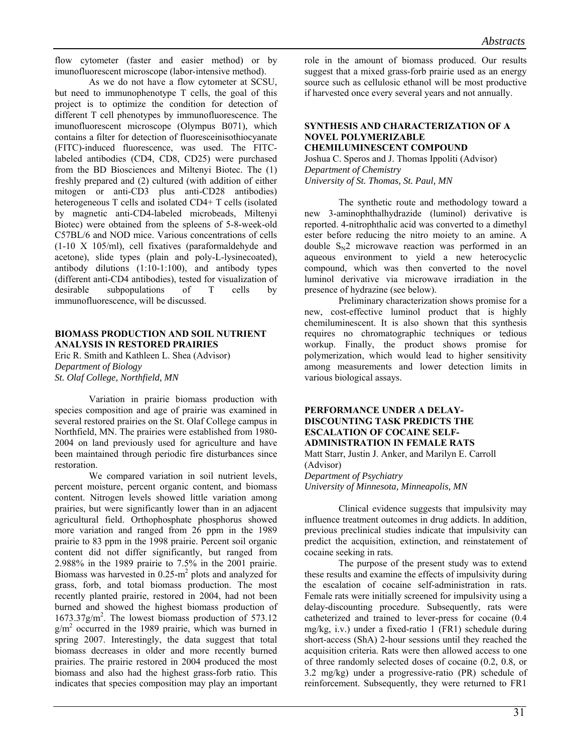flow cytometer (faster and easier method) or by imunofluorescent microscope (labor-intensive method).

As we do not have a flow cytometer at SCSU, but need to immunophenotype T cells, the goal of this project is to optimize the condition for detection of different T cell phenotypes by immunofluorescence. The imunofluorescent microscope (Olympus B071), which contains a filter for detection of fluoresceinisothiocyanate (FITC)-induced fluorescence, was used. The FITC-labeled antibodies (CD4, CD8, CD25) were purchased from the BD Biosciences and Miltenyi Biotec. The (1) freshly prepared and (2) cultured (with addition of either mitogen or anti-CD3 plus anti-CD28 antibodies) heterogeneous T cells and isolated CD4+ T cells (isolated by magnetic anti-CD4-labeled microbeads, Miltenyi Biotec) were obtained from the spleens of 5-8-week-old C57BL/6 and NOD mice. Various concentrations of cells (1-10 X 105/ml), cell fixatives (paraformaldehyde and acetone), slide types (plain and poly-L-lysinecoated), antibody dilutions (1:10-1:100), and antibody types (different anti-CD4 antibodies), tested for visualization of desirable subpopulations of T cells by immunofluorescence, will be discussed.

### BIOMASS PRODUCTION AND SOIL NUTRIENT ANALYSIS IN RESTORED PRAIRIES

Eric R. Smith and Kathleen L. Shea (Advisor)
*Department of Biology*
*St. Olaf College, Northfield, MN*

Variation in prairie biomass production with species composition and age of prairie was examined in several restored prairies on the St. Olaf College campus in Northfield, MN. The prairies were established from 1980-2004 on land previously used for agriculture and have been maintained through periodic fire disturbances since restoration.

We compared variation in soil nutrient levels, percent moisture, percent organic content, and biomass content. Nitrogen levels showed little variation among prairies, but were significantly lower than in an adjacent agricultural field. Orthophosphate phosphorus showed more variation and ranged from 26 ppm in the 1989 prairie to 83 ppm in the 1998 prairie. Percent soil organic content did not differ significantly, but ranged from 2.988% in the 1989 prairie to 7.5% in the 2001 prairie. Biomass was harvested in 0.25-$m^2$ plots and analyzed for grass, forb, and total biomass production. The most recently planted prairie, restored in 2004, had not been burned and showed the highest biomass production of 1673.37g/$m^2$. The lowest biomass production of 573.12 g/$m^2$ occurred in the 1989 prairie, which was burned in spring 2007. Interestingly, the data suggest that total biomass decreases in older and more recently burned prairies. The prairie restored in 2004 produced the most biomass and also had the highest grass-forb ratio. This indicates that species composition may play an important role in the amount of biomass produced. Our results suggest that a mixed grass-forb prairie used as an energy source such as cellulosic ethanol will be most productive if harvested once every several years and not annually.

### SYNTHESIS AND CHARACTERIZATION OF A NOVEL POLYMERIZABLE CHEMILUMINESCENT COMPOUND

Joshua C. Speros and J. Thomas Ippoliti (Advisor)
*Department of Chemistry*
*University of St. Thomas, St. Paul, MN*

The synthetic route and methodology toward a new 3-aminophthalhydrazide (luminol) derivative is reported. 4-nitrophthalic acid was converted to a dimethyl ester before reducing the nitro moiety to an amine. A double $S_N2$ microwave reaction was performed in an aqueous environment to yield a new heterocyclic compound, which was then converted to the novel luminol derivative via microwave irradiation in the presence of hydrazine (see below).

Preliminary characterization shows promise for a new, cost-effective luminol product that is highly chemiluminescent. It is also shown that this synthesis requires no chromatographic techniques or tedious workup. Finally, the product shows promise for polymerization, which would lead to higher sensitivity among measurements and lower detection limits in various biological assays.

### PERFORMANCE UNDER A DELAY-DISCOUNTING TASK PREDICTS THE ESCALATION OF COCAINE SELF-ADMINISTRATION IN FEMALE RATS

Matt Starr, Justin J. Anker, and Marilyn E. Carroll (Advisor)
*Department of Psychiatry*
*University of Minnesota, Minneapolis, MN*

Clinical evidence suggests that impulsivity may influence treatment outcomes in drug addicts. In addition, previous preclinical studies indicate that impulsivity can predict the acquisition, extinction, and reinstatement of cocaine seeking in rats.

The purpose of the present study was to extend these results and examine the effects of impulsivity during the escalation of cocaine self-administration in rats. Female rats were initially screened for impulsivity using a delay-discounting procedure. Subsequently, rats were catheterized and trained to lever-press for cocaine (0.4 mg/kg, i.v.) under a fixed-ratio 1 (FR1) schedule during short-access (ShA) 2-hour sessions until they reached the acquisition criteria. Rats were then allowed access to one of three randomly selected doses of cocaine (0.2, 0.8, or 3.2 mg/kg) under a progressive-ratio (PR) schedule of reinforcement. Subsequently, they were returned to FR1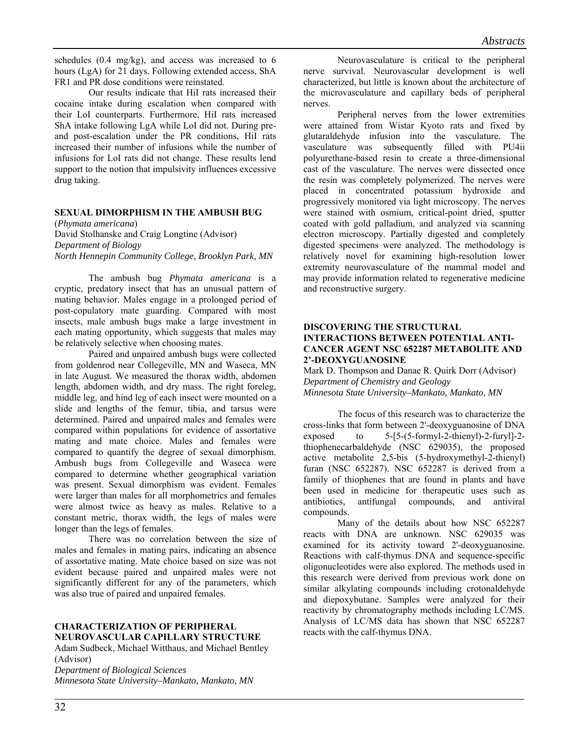schedules (0.4 mg/kg), and access was increased to 6 hours (LgA) for 21 days. Following extended access, ShA FR1 and PR dose conditions were reinstated.

Our results indicate that HiI rats increased their cocaine intake during escalation when compared with their LoI counterparts. Furthermore, HiI rats increased ShA intake following LgA while LoI did not. During pre- and post-escalation under the PR conditions, HiI rats increased their number of infusions while the number of infusions for LoI rats did not change. These results lend support to the notion that impulsivity influences excessive drug taking.

### SEXUAL DIMORPHISM IN THE AMBUSH BUG (*Phymata americana*)

David Stolhanske and Craig Longtine (Advisor)
*Department of Biology*
*North Hennepin Community College, Brooklyn Park, MN*

The ambush bug *Phymata americana* is a cryptic, predatory insect that has an unusual pattern of mating behavior. Males engage in a prolonged period of post-copulatory mate guarding. Compared with most insects, male ambush bugs make a large investment in each mating opportunity, which suggests that males may be relatively selective when choosing mates.

Paired and unpaired ambush bugs were collected from goldenrod near Collegeville, MN and Waseca, MN in late August. We measured the thorax width, abdomen length, abdomen width, and dry mass. The right foreleg, middle leg, and hind leg of each insect were mounted on a slide and lengths of the femur, tibia, and tarsus were determined. Paired and unpaired males and females were compared within populations for evidence of assortative mating and mate choice. Males and females were compared to quantify the degree of sexual dimorphism. Ambush bugs from Collegeville and Waseca were compared to determine whether geographical variation was present. Sexual dimorphism was evident. Females were larger than males for all morphometrics and females were almost twice as heavy as males. Relative to a constant metric, thorax width, the legs of males were longer than the legs of females.

There was no correlation between the size of males and females in mating pairs, indicating an absence of assortative mating. Mate choice based on size was not evident because paired and unpaired males were not significantly different for any of the parameters, which was also true of paired and unpaired females.

### CHARACTERIZATION OF PERIPHERAL NEUROVASCULAR CAPILLARY STRUCTURE

Adam Sudbeck, Michael Witthaus, and Michael Bentley (Advisor)
*Department of Biological Sciences*
*Minnesota State University–Mankato, Mankato, MN*

Neurovasculature is critical to the peripheral nerve survival. Neurovascular development is well characterized, but little is known about the architecture of the microvasculature and capillary beds of peripheral nerves.

Peripheral nerves from the lower extremities were attained from Wistar Kyoto rats and fixed by glutaraldehyde infusion into the vasculature. The vasculature was subsequently filled with PU4ii polyurethane-based resin to create a three-dimensional cast of the vasculature. The nerves were dissected once the resin was completely polymerized. The nerves were placed in concentrated potassium hydroxide and progressively monitored via light microscopy. The nerves were stained with osmium, critical-point dried, sputter coated with gold palladium, and analyzed via scanning electron microscopy. Partially digested and completely digested specimens were analyzed. The methodology is relatively novel for examining high-resolution lower extremity neurovasculature of the mammal model and may provide information related to regenerative medicine and reconstructive surgery.

### DISCOVERING THE STRUCTURAL INTERACTIONS BETWEEN POTENTIAL ANTI-CANCER AGENT NSC 652287 METABOLITE AND 2'-DEOXYGUANOSINE

Mark D. Thompson and Danae R. Quirk Dorr (Advisor)
*Department of Chemistry and Geology*
*Minnesota State University–Mankato, Mankato, MN*

The focus of this research was to characterize the cross-links that form between 2'-deoxyguanosine of DNA exposed to 5-[5-(5-formyl-2-thienyl)-2-furyl]-2-thiophenecarbaldehyde (NSC 629035), the proposed active metabolite 2,5-bis (5-hydroxymethyl-2-thienyl) furan (NSC 652287). NSC 652287 is derived from a family of thiophenes that are found in plants and have been used in medicine for therapeutic uses such as antibiotics, antifungal compounds, and antiviral compounds.

Many of the details about how NSC 652287 reacts with DNA are unknown. NSC 629035 was examined for its activity toward 2'-deoxyguanosine. Reactions with calf-thymus DNA and sequence-specific oligonucleotides were also explored. The methods used in this research were derived from previous work done on similar alkylating compounds including crotonaldehyde and diepoxybutane. Samples were analyzed for their reactivity by chromatography methods including LC/MS. Analysis of LC/MS data has shown that NSC 652287 reacts with the calf-thymus DNA.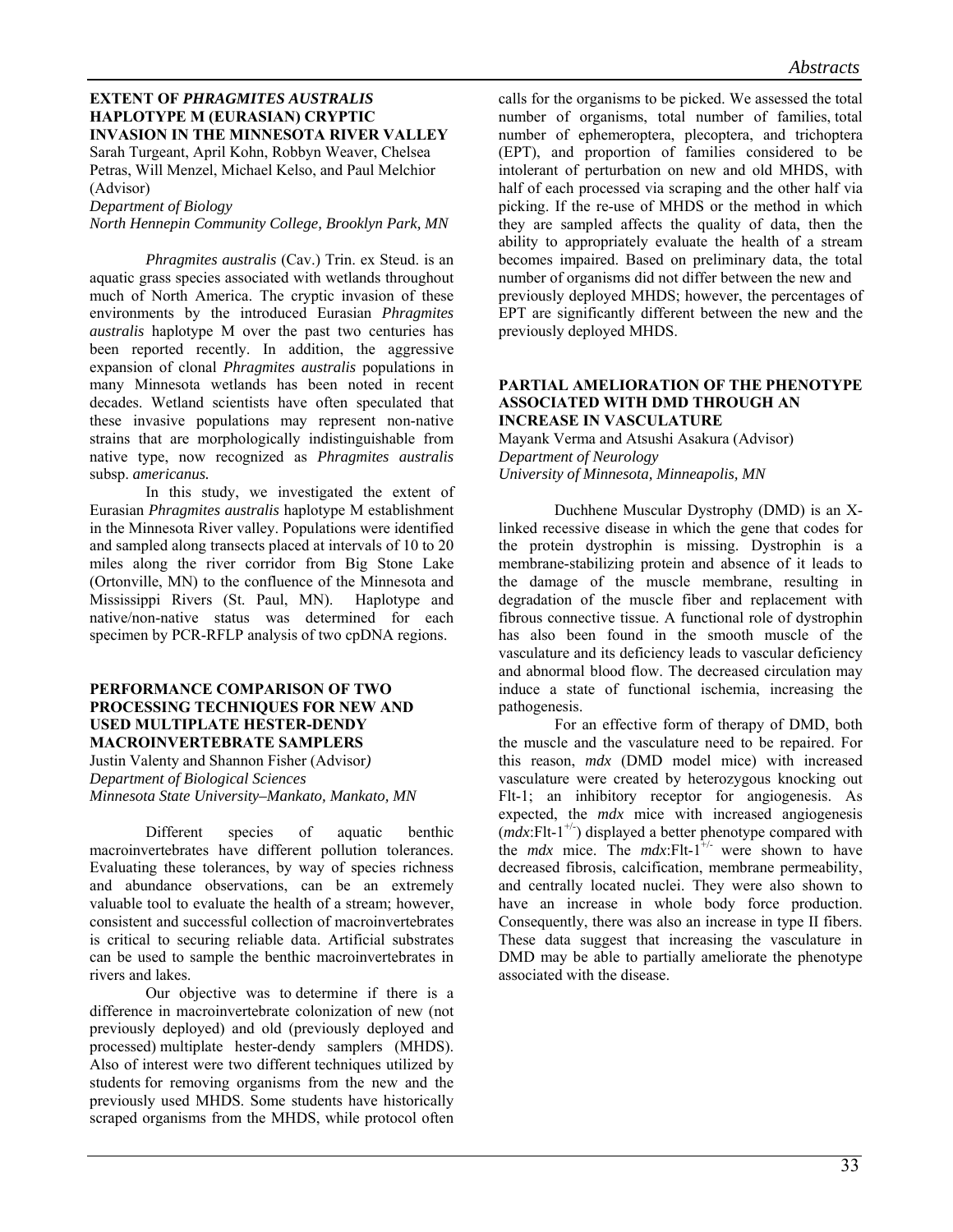### EXTENT OF *PHRAGMITES AUSTRALIS* HAPLOTYPE M (EURASIAN) CRYPTIC INVASION IN THE MINNESOTA RIVER VALLEY

Sarah Turgeant, April Kohn, Robbyn Weaver, Chelsea Petras, Will Menzel, Michael Kelso, and Paul Melchior (Advisor)
*Department of Biology*
*North Hennepin Community College, Brooklyn Park, MN*

*Phragmites australis* (Cav.) Trin. ex Steud. is an aquatic grass species associated with wetlands throughout much of North America. The cryptic invasion of these environments by the introduced Eurasian *Phragmites australis* haplotype M over the past two centuries has been reported recently. In addition, the aggressive expansion of clonal *Phragmites australis* populations in many Minnesota wetlands has been noted in recent decades. Wetland scientists have often speculated that these invasive populations may represent non-native strains that are morphologically indistinguishable from native type, now recognized as *Phragmites australis* subsp. *americanus.*

In this study, we investigated the extent of Eurasian *Phragmites australis* haplotype M establishment in the Minnesota River valley. Populations were identified and sampled along transects placed at intervals of 10 to 20 miles along the river corridor from Big Stone Lake (Ortonville, MN) to the confluence of the Minnesota and Mississippi Rivers (St. Paul, MN). Haplotype and native/non-native status was determined for each specimen by PCR-RFLP analysis of two cpDNA regions.

### PERFORMANCE COMPARISON OF TWO PROCESSING TECHNIQUES FOR NEW AND USED MULTIPLATE HESTER-DENDY MACROINVERTEBRATE SAMPLERS

Justin Valenty and Shannon Fisher (Advisor*)*
*Department of Biological Sciences*
*Minnesota State University–Mankato, Mankato, MN*

Different species of aquatic benthic macroinvertebrates have different pollution tolerances. Evaluating these tolerances, by way of species richness and abundance observations, can be an extremely valuable tool to evaluate the health of a stream; however, consistent and successful collection of macroinvertebrates is critical to securing reliable data. Artificial substrates can be used to sample the benthic macroinvertebrates in rivers and lakes.

Our objective was to determine if there is a difference in macroinvertebrate colonization of new (not previously deployed) and old (previously deployed and processed) multiplate hester-dendy samplers (MHDS). Also of interest were two different techniques utilized by students for removing organisms from the new and the previously used MHDS. Some students have historically scraped organisms from the MHDS, while protocol often calls for the organisms to be picked. We assessed the total number of organisms, total number of families, total number of ephemeroptera, plecoptera, and trichoptera (EPT), and proportion of families considered to be intolerant of perturbation on new and old MHDS, with half of each processed via scraping and the other half via picking. If the re-use of MHDS or the method in which they are sampled affects the quality of data, then the ability to appropriately evaluate the health of a stream becomes impaired. Based on preliminary data, the total number of organisms did not differ between the new and previously deployed MHDS; however, the percentages of EPT are significantly different between the new and the previously deployed MHDS.

### PARTIAL AMELIORATION OF THE PHENOTYPE ASSOCIATED WITH DMD THROUGH AN INCREASE IN VASCULATURE

Mayank Verma and Atsushi Asakura (Advisor)
*Department of Neurology*
*University of Minnesota, Minneapolis, MN*

Duchhene Muscular Dystrophy (DMD) is an X-linked recessive disease in which the gene that codes for the protein dystrophin is missing. Dystrophin is a membrane-stabilizing protein and absence of it leads to the damage of the muscle membrane, resulting in degradation of the muscle fiber and replacement with fibrous connective tissue. A functional role of dystrophin has also been found in the smooth muscle of the vasculature and its deficiency leads to vascular deficiency and abnormal blood flow. The decreased circulation may induce a state of functional ischemia, increasing the pathogenesis.

For an effective form of therapy of DMD, both the muscle and the vasculature need to be repaired. For this reason, *mdx* (DMD model mice) with increased vasculature were created by heterozygous knocking out Flt-1; an inhibitory receptor for angiogenesis. As expected, the *mdx* mice with increased angiogenesis (*mdx*:Flt-$1^{+/-}$) displayed a better phenotype compared with the *mdx* mice. The *mdx*:Flt-$1^{+/-}$ were shown to have decreased fibrosis, calcification, membrane permeability, and centrally located nuclei. They were also shown to have an increase in whole body force production. Consequently, there was also an increase in type II fibers. These data suggest that increasing the vasculature in DMD may be able to partially ameliorate the phenotype associated with the disease.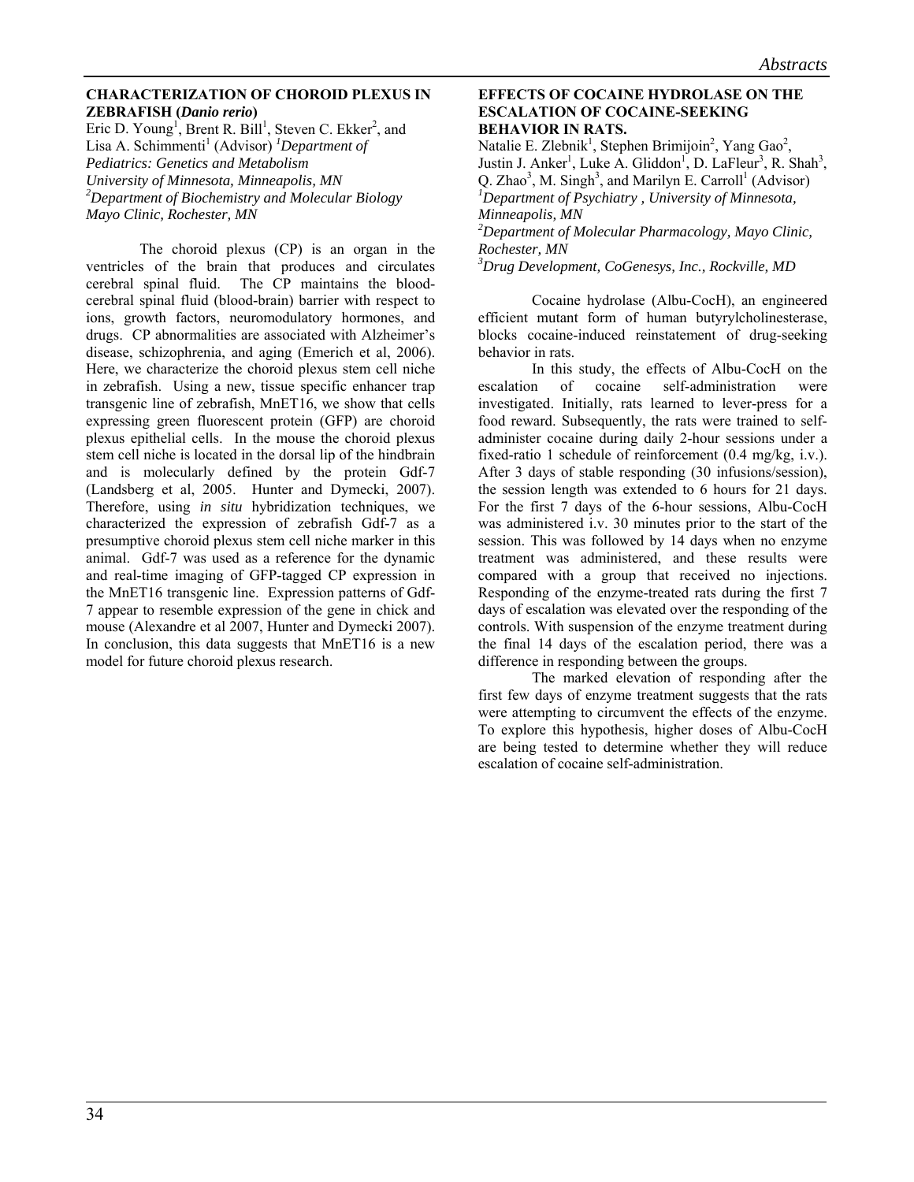## CHARACTERIZATION OF CHOROID PLEXUS IN ZEBRAFISH (*Danio rerio*)

Eric D. Young[1], Brent R. Bill[1], Steven C. Ekker[2], and Lisa A. Schimmenti[1] (Advisor)

[1]*Department of Pediatrics: Genetics and Metabolism University of Minnesota, Minneapolis, MN*

[2]*Department of Biochemistry and Molecular Biology Mayo Clinic, Rochester, MN*

The choroid plexus (CP) is an organ in the ventricles of the brain that produces and circulates cerebral spinal fluid. The CP maintains the blood-cerebral spinal fluid (blood-brain) barrier with respect to ions, growth factors, neuromodulatory hormones, and drugs. CP abnormalities are associated with Alzheimer's disease, schizophrenia, and aging (Emerich et al, 2006). Here, we characterize the choroid plexus stem cell niche in zebrafish. Using a new, tissue specific enhancer trap transgenic line of zebrafish, MnET16, we show that cells expressing green fluorescent protein (GFP) are choroid plexus epithelial cells. In the mouse the choroid plexus stem cell niche is located in the dorsal lip of the hindbrain and is molecularly defined by the protein Gdf-7 (Landsberg et al, 2005. Hunter and Dymecki, 2007). Therefore, using *in situ* hybridization techniques, we characterized the expression of zebrafish Gdf-7 as a presumptive choroid plexus stem cell niche marker in this animal. Gdf-7 was used as a reference for the dynamic and real-time imaging of GFP-tagged CP expression in the MnET16 transgenic line. Expression patterns of Gdf-7 appear to resemble expression of the gene in chick and mouse (Alexandre et al 2007, Hunter and Dymecki 2007). In conclusion, this data suggests that MnET16 is a new model for future choroid plexus research.

## EFFECTS OF COCAINE HYDROLASE ON THE ESCALATION OF COCAINE-SEEKING BEHAVIOR IN RATS.

Natalie E. Zlebnik[1], Stephen Brimijoin[2], Yang Gao[2], Justin J. Anker[1], Luke A. Gliddon[1], D. LaFleur[3], R. Shah[3], Q. Zhao[3], M. Singh[3], and Marilyn E. Carroll[1] (Advisor)

[1]*Department of Psychiatry , University of Minnesota, Minneapolis, MN*

[2]*Department of Molecular Pharmacology, Mayo Clinic, Rochester, MN*

[3]*Drug Development, CoGenesys, Inc., Rockville, MD*

Cocaine hydrolase (Albu-CocH), an engineered efficient mutant form of human butyrylcholinesterase, blocks cocaine-induced reinstatement of drug-seeking behavior in rats.

In this study, the effects of Albu-CocH on the escalation of cocaine self-administration were investigated. Initially, rats learned to lever-press for a food reward. Subsequently, the rats were trained to self-administer cocaine during daily 2-hour sessions under a fixed-ratio 1 schedule of reinforcement (0.4 mg/kg, i.v.). After 3 days of stable responding (30 infusions/session), the session length was extended to 6 hours for 21 days. For the first 7 days of the 6-hour sessions, Albu-CocH was administered i.v. 30 minutes prior to the start of the session. This was followed by 14 days when no enzyme treatment was administered, and these results were compared with a group that received no injections. Responding of the enzyme-treated rats during the first 7 days of escalation was elevated over the responding of the controls. With suspension of the enzyme treatment during the final 14 days of the escalation period, there was a difference in responding between the groups.

The marked elevation of responding after the first few days of enzyme treatment suggests that the rats were attempting to circumvent the effects of the enzyme. To explore this hypothesis, higher doses of Albu-CocH are being tested to determine whether they will reduce escalation of cocaine self-administration.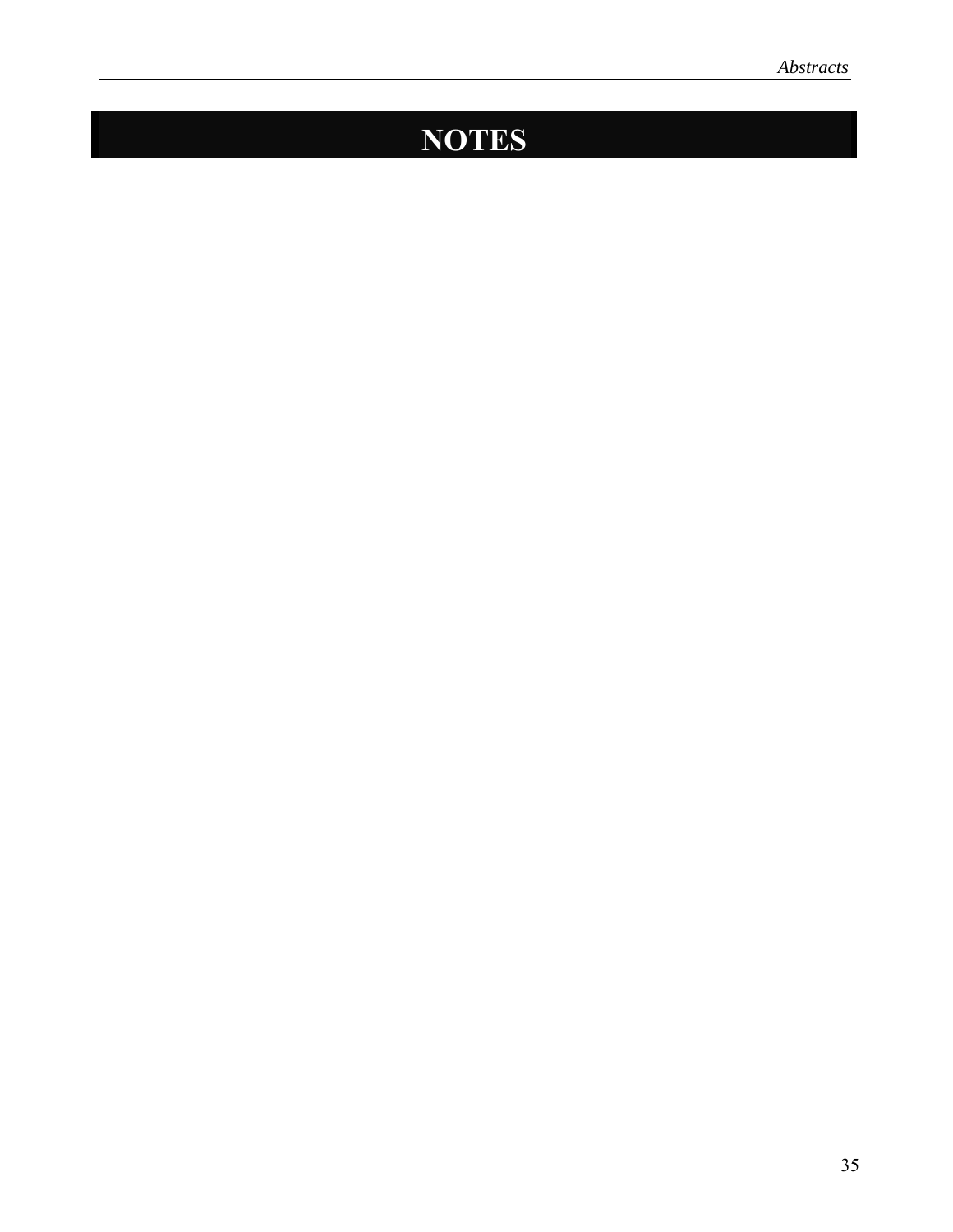# NOTES